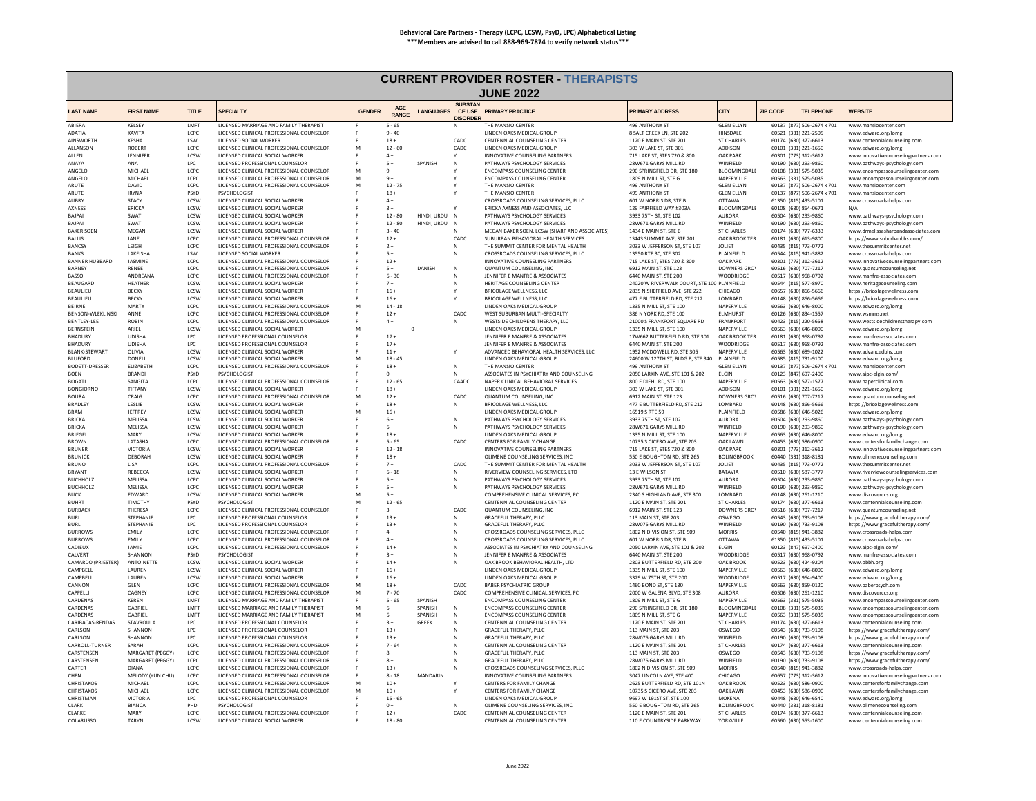**Behavioral Care Partners - Therapy (LCPC, LCSW, PsyD, LPC) Alphabetical Listing**

**\*\*\*Members are advised to call 888-969-7874 to verify network status\*\*\***

# CURRENT PROVIDER ROSTER - THERAPISTS

## JUNE 2022

| LAST NAME | FIRST NAME | TITLE | SPECIALTY | GENDER | AGE RANGE | LANGUAGES | SUBSTANCE USE DISORDER | PRIMARY PRACTICE | PRIMARY ADDRESS | CITY | ZIP CODE | TELEPHONE | WEBSITE |
|---|---|---|---|---|---|---|---|---|---|---|---|---|---|
| ABIERA | KELSEY | LMFT | LICENSED MARRIAGE AND FAMILY THERAPIST | F | 5 - 65 | | N | THE MANSIO CENTER | 499 ANTHONY ST | GLEN ELLYN | 60137 | (877) 506-2674 x 701 | www.mansiocenter.com |
| ADATIA | KAVITA | LCPC | LICENSED CLINICAL PROFESSIONAL COUNSELOR | F | 9 - 40 | | | LINDEN OAKS MEDICAL GROUP | 8 SALT CREEK LN, STE 202 | HINSDALE | 60521 | (331) 221-2505 | www.edward.org/lomg |
| AINSWORTH | KESHA | LSW | LICENSED SOCIAL WORKER | F | 18 + | | CADC | CENTENNIAL COUNSELING CENTER | 1120 E MAIN ST, STE 201 | ST CHARLES | 60174 | (630) 377-6613 | www.centennialcounseling.com |
| ALLANSON | ROBERT | LCPC | LICENSED CLINICAL PROFESSIONAL COUNSELOR | M | 12 - 60 | | CADC | LINDEN OAKS MEDICAL GROUP | 303 W LAKE ST, STE 301 | ADDISON | 60101 | (331) 221-1650 | www.edward.org/lomg |
| ALLEN | JENNIFER | LCSW | LICENSED CLINICAL SOCIAL WORKER | F | 4 + | | Y | INNOVATIVE COUNSELING PARTNERS | 715 LAKE ST, STES 720 & 800 | OAK PARK | 60301 | (773) 312-3612 | www.innovativecounselingpartners.com |
| ANAYA | ANA | LPC | LICENSED PROFESSIONAL COUNSELOR | F | 5 + | SPANISH | N | PATHWAYS PSYCHOLOGY SERVICES | 28W671 GARYS MILL RD | WINFIELD | 60190 | (630) 293-9860 | www.pathways-psychology.com |
| ANGELO | MICHAEL | LCPC | LICENSED CLINICAL PROFESSIONAL COUNSELOR | M | 9 + | | Y | ENCOMPASS COUNSELING CENTER | 290 SPRINGFIELD DR, STE 180 | BLOOMINGDALE | 60108 | (331) 575-5035 | www.encompasscounselingcenter.com |
| ANGELO | MICHAEL | LCPC | LICENSED CLINICAL PROFESSIONAL COUNSELOR | M | 9 + | | Y | ENCOMPASS COUNSELING CENTER | 1809 N MILL ST, STE G | NAPERVILLE | 60563 | (331) 575-5035 | www.encompasscounselingcenter.com |
| ARUTE | DAVID | LCPC | LICENSED CLINICAL PROFESSIONAL COUNSELOR | M | 12 - 75 | | Y | THE MANSIO CENTER | 499 ANTHONY ST | GLEN ELLYN | 60137 | (877) 506-2674 x 701 | www.mansiocenter.com |
| ARUTE | IRYNA | PSYD | PSYCHOLOGIST | F | 18 + | | Y | THE MANSIO CENTER | 499 ANTHONY ST | GLEN ELLYN | 60137 | (877) 506-2674 x 701 | www.mansiocenter.com |
| AUBRY | STACY | LCSW | LICENSED CLINICAL SOCIAL WORKER | F | 4 + | | | CROSSROADS COUNSELING SERVICES, PLLC | 601 W NORRIS DR, STE B | OTTAWA | 61350 | (815) 433-5101 | www.crossroads-helps.com |
| AXNESS | ERICKA | LCSW | LICENSED CLINICAL SOCIAL WORKER | F | 3 + | | Y | ERICKA AXNESS AND ASSOCIATES, LLC | 129 FAIRFIELD WAY #303A | BLOOMINGDALE | 60108 | (630) 864-0671 | N/A |
| BAJPAI | SWATI | LCSW | LICENSED CLINICAL SOCIAL WORKER | F | 12 - 80 | HINDI, URDU | N | PATHWAYS PSYCHOLOGY SERVICES | 3933 75TH ST, STE 102 | AURORA | 60504 | (630) 293-9860 | www.pathways-psychology.com |
| BAJPAI | SWATI | LCSW | LICENSED CLINICAL SOCIAL WORKER | F | 12 - 80 | HINDI, URDU | N | PATHWAYS PSYCHOLOGY SERVICES | 28W671 GARYS MILL RD | WINFIELD | 60190 | (630) 293-9860 | www.pathways-psychology.com |
| BAKER SOEN | MEGAN | LCSW | LICENSED CLINICAL SOCIAL WORKER | F | 3 - 40 | | N | MEGAN BAKER SOEN, LCSW (SHARP AND ASSOCIATES) | 1434 E MAIN ST, STE B | ST CHARLES | 60174 | (630) 777-6333 | www.drmelissasharpandassociates.com |
| BALLIS | JANE | LCPC | LICENSED CLINICAL PROFESSIONAL COUNSELOR | F | 12 + | | CADC | SUBURBAN BEHAVIORAL HEALTH SERVICES | 15443 SUMMIT AVE, STE 201 | OAK BROOK TER | 60181 | (630) 613-9800 | https://www.suburbanbhs.com/ |
| BANCSY | LEIGH | LCPC | LICENSED CLINICAL PROFESSIONAL COUNSELOR | F | 2 + | | N | THE SUMMIT CENTER FOR MENTAL HEALTH | 3033 W JEFFERSON ST, STE 107 | JOLIET | 60435 | (815) 773-0772 | www.thesummitcenter.net |
| BANKS | LAKEISHA | LSW | LICENSED SOCIAL WORKER | F | 5 + | | N | CROSSROADS COUNSELING SERVICES, PLLC | 13550 RTE 30, STE 302 | PLAINFIELD | 60544 | (815) 941-3882 | www.crossroads-helps.com |
| BANNER HUBBARD | JASMINE | LCPC | LICENSED CLINICAL PROFESSIONAL COUNSELOR | F | 12 + | | | INNOVATIVE COUNSELING PARTNERS | 715 LAKE ST, STES 720 & 800 | OAK PARK | 60301 | (773) 312-3612 | www.innovativecounselingpartners.com |
| BARNEY | RENEE | LCPC | LICENSED CLINICAL PROFESSIONAL COUNSELOR | F | 5 + | DANISH | N | QUANTUM COUNSELING, INC | 6912 MAIN ST, STE 123 | DOWNERS GROV | 60516 | (630) 707-7217 | www.quantumcounseling.net |
| BASSO | ANDREANA | LCPC | LICENSED CLINICAL PROFESSIONAL COUNSELOR | F | 6 - 30 | | N | JENNIFER E MANFRE & ASSOCIATES | 6440 MAIN ST, STE 200 | WOODRIDGE | 60517 | (630) 968-0792 | www.manfre-associates.com |
| BEAUGARD | HEATHER | LCSW | LICENSED CLINICAL SOCIAL WORKER | F | 7 + | | N | HERITAGE COUNSELING CENTER | 24020 W RIVERWALK COURT, STE 100 | PLAINFIELD | 60544 | (815) 577-8970 | www.heritagecounseling.com |
| BEAULIEU | BECKY | LCSW | LICENSED CLINICAL SOCIAL WORKER | F | 16 + | | Y | BRICOLAGE WELLNESS, LLC | 2835 N SHEFFIELD AVE, STE 222 | CHICAGO | 60657 | (630) 866-5666 | https://bricolagewellness.com |
| BEAULIEU | BECKY | LCSW | LICENSED CLINICAL SOCIAL WORKER | F | 16 + | | Y | BRICOLAGE WELLNESS, LLC | 477 E BUTTERFIELD RD, STE 212 | LOMBARD | 60148 | (630) 866-5666 | https://bricolagewellness.com |
| BEIRNE | MARTY | LCPC | LICENSED CLINICAL PROFESSIONAL COUNSELOR | M | 14 - 18 | | | LINDEN OAKS MEDICAL GROUP | 1335 N MILL ST, STE 100 | NAPERVILLE | 60563 | (630) 646-8000 | www.edward.org/lomg |
| BENSON-WLEKLINSKI | ANNE | LCPC | LICENSED CLINICAL PROFESSIONAL COUNSELOR | F | 12 + | | CADC | WEST SUBURBAN MULTI-SPECIALTY | 386 N YORK RD, STE 100 | ELMHURST | 60126 | (630) 834-1557 | www.wsmms.net |
| BENTLEY-LEE | ROBIN | LCPC | LICENSED CLINICAL PROFESSIONAL COUNSELOR | F | 4 + | | N | WESTSIDE CHILDRENS THERAPY, LLC | 21000 S FRANKFORT SQUARE RD | FRANKFORT | 60423 | (815) 220-5658 | www.westsidechildrenstherapy.com |
| BERNSTEIN | ARIEL | LCSW | LICENSED CLINICAL SOCIAL WORKER | M | 0 | | | LINDEN OAKS MEDICAL GROUP | 1335 N MILL ST, STE 100 | NAPERVILLE | 60563 | (630) 646-8000 | www.edward.org/lomg |
| BHADURY | UDISHA | LPC | LICENSED PROFESSIONAL COUNSELOR | F | 17 + | | | JENNIFER E MANFRE & ASSOCIATES | 17W662 BUTTERFIELD RD, STE 301 | OAK BROOK TER | 60181 | (630) 968-0792 | www.manfre-associates.com |
| BHADURY | UDISHA | LPC | LICENSED PROFESSIONAL COUNSELOR | F | 17 + | | | JENNIFER E MANFRE & ASSOCIATES | 6440 MAIN ST, STE 200 | WOODRIDGE | 60517 | (630) 968-0792 | www.manfre-associates.com |
| BLANK-STEWART | OLIVIA | LCSW | LICENSED CLINICAL SOCIAL WORKER | F | 11 + | | Y | ADVANCED BEHAVIORAL HEALTH SERVICES, LLC | 1952 MCDOWELL RD, STE 305 | NAPERVILLE | 60563 | (630) 689-1022 | www.advancedbhs.com |
| BLUFORD | DONELL | LCSW | LICENSED CLINICAL SOCIAL WORKER | M | 18 - 45 | | | LINDEN OAKS MEDICAL GROUP | 24600 W 127TH ST, BLDG B, STE 340 | PLAINFIELD | 60585 | (815) 731-9100 | www.edward.org/lomg |
| BODETT-DRESSER | ELIZABETH | LCPC | LICENSED CLINICAL PROFESSIONAL COUNSELOR | F | 18 + | | N | THE MANSIO CENTER | 499 ANTHONY ST | GLEN ELLYN | 60137 | (877) 506-2674 x 701 | www.mansiocenter.com |
| BOEN | BRANDI | PSYD | PSYCHOLOGIST | F | 0 + | | N | ASSOCIATES IN PSYCHIATRY AND COUNSELING | 2050 LARKIN AVE, STE 101 & 202 | ELGIN | 60123 | (847) 697-2400 | www.aipc-elgin.com/ |
| BOGATI | SANGITA | LCPC | LICENSED CLINICAL PROFESSIONAL COUNSELOR | F | 12 - 65 | | CAADC | NAPER CLINICAL BEHAVIORAL SERVICES | 800 E DIEHL RD, STE 100 | NAPERVILLE | 60563 | (630) 577-1577 | www.naperclinical.com |
| BONGIORNO | TIFFANY | LCSW | LICENSED CLINICAL SOCIAL WORKER | F | 18 + | | | LINDEN OAKS MEDICAL GROUP | 303 W LAKE ST, STE 301 | ADDISON | 60101 | (331) 221-1650 | www.edward.org/lomg |
| BOURA | CRAIG | LCPC | LICENSED CLINICAL PROFESSIONAL COUNSELOR | M | 12 + | | CADC | QUANTUM COUNSELING, INC | 6912 MAIN ST, STE 123 | DOWNERS GROV | 60516 | (630) 707-7217 | www.quantumcounseling.net |
| BRADLEY | LESLIE | LCSW | LICENSED CLINICAL SOCIAL WORKER | F | 18 + | | N | BRICOLAGE WELLNESS, LLC | 477 E BUTTERFIELD RD, STE 212 | LOMBARD | 60148 | (630) 866-5666 | https://bricolagewellness.com |
| BRAM | JEFFREY | LCSW | LICENSED CLINICAL SOCIAL WORKER | M | 16 + | | | LINDEN OAKS MEDICAL GROUP | 16519 S RTE 59 | PLAINFIELD | 60586 | (630) 646-5026 | www.edward.org/lomg |
| BRICKA | MELISSA | LCSW | LICENSED CLINICAL SOCIAL WORKER | F | 6 + | | N | PATHWAYS PSYCHOLOGY SERVICES | 3933 75TH ST, STE 102 | AURORA | 60504 | (630) 293-9860 | www.pathways-psychology.com |
| BRICKA | MELISSA | LCSW | LICENSED CLINICAL SOCIAL WORKER | F | 6 + | | N | PATHWAYS PSYCHOLOGY SERVICES | 28W671 GARYS MILL RD | WINFIELD | 60190 | (630) 293-9860 | www.pathways-psychology.com |
| BRIEGEL | MARY | LCSW | LICENSED CLINICAL SOCIAL WORKER | F | 18 + | | | LINDEN OAKS MEDICAL GROUP | 1335 N MILL ST, STE 100 | NAPERVILLE | 60563 | (630) 646-8000 | www.edward.org/lomg |
| BROWN | LATASHA | LCPC | LICENSED CLINICAL PROFESSIONAL COUNSELOR | F | 5 - 65 | | CADC | CENTERS FOR FAMILY CHANGE | 10735 S CICERO AVE, STE 203 | OAK LAWN | 60453 | (630) 586-0900 | www.centersforfamilychange.com |
| BRUNER | VICTORIA | LCSW | LICENSED CLINICAL SOCIAL WORKER | F | 12 - 18 | | | INNOVATIVE COUNSELING PARTNERS | 715 LAKE ST, STES 720 & 800 | OAK PARK | 60301 | (773) 312-3612 | www.innovativecounselingpartners.com |
| BRUNICK | DEBORAH | LCSW | LICENSED CLINICAL SOCIAL WORKER | F | 18 + | | | OLIMENE COUNSELING SERVICES, INC | 550 E BOUGHTON RD, STE 265 | BOLINGBROOK | 60440 | (331) 318-8181 | www.olimenecounseling.com |
| BRUNO | LISA | LCPC | LICENSED CLINICAL PROFESSIONAL COUNSELOR | F | 7 + | | CADC | THE SUMMIT CENTER FOR MENTAL HEALTH | 3033 W JEFFERSON ST, STE 107 | JOLIET | 60435 | (815) 773-0772 | www.thesummitcenter.net |
| BRYANT | REBECCA | LCSW | LICENSED CLINICAL SOCIAL WORKER | F | 6 - 18 | | N | RIVERVIEW COUNSELING SERVICES, LTD | 13 E WILSON ST | BATAVIA | 60510 | (630) 587-3777 | www.riverviewcounselingservices.com |
| BUCHHOLZ | MELISSA | LCPC | LICENSED CLINICAL PROFESSIONAL COUNSELOR | F | 5 + | | N | PATHWAYS PSYCHOLOGY SERVICES | 3933 75TH ST, STE 102 | AURORA | 60504 | (630) 293-9860 | www.pathways-psychology.com |
| BUCHHOLZ | MELISSA | LCPC | LICENSED CLINICAL PROFESSIONAL COUNSELOR | F | 5 + | | N | PATHWAYS PSYCHOLOGY SERVICES | 28W671 GARYS MILL RD | WINFIELD | 60190 | (630) 293-9860 | www.pathways-psychology.com |
| BUCK | EDWARD | LCSW | LICENSED CLINICAL SOCIAL WORKER | M | 5 + | | | COMPREHENSIVE CLINICAL SERVICES, PC | 2340 S HIGHLAND AVE, STE 300 | LOMBARD | 60148 | (630) 261-1210 | www.discoverccs.org |
| BUHRT | TIMOTHY | PSYD | PSYCHOLOGIST | M | 12 - 65 | | | CENTENNIAL COUNSELING CENTER | 1120 E MAIN ST, STE 201 | ST CHARLES | 60174 | (630) 377-6613 | www.centennialcounseling.com |
| BURBACK | THERESA | LCPC | LICENSED CLINICAL PROFESSIONAL COUNSELOR | F | 3 + | | CADC | QUANTUM COUNSELING, INC | 6912 MAIN ST, STE 123 | DOWNERS GROV | 60516 | (630) 707-7217 | www.quantumcounseling.net |
| BURL | STEPHANIE | LPC | LICENSED PROFESSIONAL COUNSELOR | F | 13 + | | N | GRACEFUL THERAPY, PLLC | 113 MAIN ST, STE 203 | OSWEGO | 60543 | (630) 733-9108 | https://www.gracefultherapy.com/ |
| BURL | STEPHANIE | LPC | LICENSED PROFESSIONAL COUNSELOR | F | 13 + | | N | GRACEFUL THERAPY, PLLC | 28W075 GARYS MILL RD | WINFIELD | 60190 | (630) 733-9108 | https://www.gracefultherapy.com/ |
| BURROWS | EMILY | LCPC | LICENSED CLINICAL PROFESSIONAL COUNSELOR | F | 4 + | | N | CROSSROADS COUNSELING SERVICES, PLLC | 1802 N DIVISION ST, STE 509 | MORRIS | 60540 | (815) 941-3882 | www.crossroads-helps.com |
| BURROWS | EMILY | LCPC | LICENSED CLINICAL PROFESSIONAL COUNSELOR | F | 4 + | | N | CROSSROADS COUNSELING SERVICES, PLLC | 601 W NORRIS DR, STE B | OTTAWA | 61350 | (815) 433-5101 | www.crossroads-helps.com |
| CADIEUX | JAMIE | LCPC | LICENSED CLINICAL PROFESSIONAL COUNSELOR | F | 14 + | | N | ASSOCIATES IN PSYCHIATRY AND COUNSELING | 2050 LARKIN AVE, STE 101 & 202 | ELGIN | 60123 | (847) 697-2400 | www.aipc-elgin.com/ |
| CALVERT | SHANNON | PSYD | PSYCHOLOGIST | F | 3 + | | N | JENNIFER E MANFRE & ASSOCIATES | 6440 MAIN ST, STE 200 | WOODRIDGE | 60517 | (630) 968-0792 | www.manfre-associates.com |
| CAMARDO (PRIESTER) | ANTOINETTE | LCSW | LICENSED CLINICAL SOCIAL WORKER | F | 14 + | | N | OAK BROOK BEHAVIORAL HEALTH, LTD | 2803 BUTTERFIELD RD, STE 200 | OAK BROOK | 60523 | (630) 424-9204 | www.obbh.org |
| CAMPBELL | LAUREN | LCSW | LICENSED CLINICAL SOCIAL WORKER | F | 16 + | | | LINDEN OAKS MEDICAL GROUP | 1335 N MILL ST, STE 100 | NAPERVILLE | 60563 | (630) 646-8000 | www.edward.org/lomg |
| CAMPBELL | LAUREN | LCSW | LICENSED CLINICAL SOCIAL WORKER | F | 16 + | | | LINDEN OAKS MEDICAL GROUP | 3329 W 75TH ST, STE 200 | WOODRIDGE | 60517 | (630) 964-9400 | www.edward.org/lomg |
| CANNON | GLEN | LCPC | LICENSED CLINICAL PROFESSIONAL COUNSELOR | M | 18 + | | CADC | BABER PSYCHIATRIC GROUP | 1460 BOND ST, STE 130 | NAPERVILLE | 60563 | (630) 859-0120 | www.baberpsych.com |
| CAPPELLI | CAGNEY | LCPC | LICENSED CLINICAL PROFESSIONAL COUNSELOR | M | 7 - 70 | | CADC | COMPREHENSIVE CLINICAL SERVICES, PC | 2000 W GALENA BLVD, STE 308 | AURORA | 60506 | (630) 261-1210 | www.discoverccs.org |
| CARDENAS | KEREN | LMFT | LICENSED MARRIAGE AND FAMILY THERAPIST | F | 5 - 65 | SPANISH | | ENCOMPASS COUNSELING CENTER | 1809 N MILL ST, STE G | NAPERVILLE | 60563 | (331) 575-5035 | www.encompasscounselingcenter.com |
| CARDENAS | GABRIEL | LMFT | LICENSED MARRIAGE AND FAMILY THERAPIST | M | 6 + | SPANISH | N | ENCOMPASS COUNSELING CENTER | 290 SPRINGFIELD DR, STE 180 | BLOOMINGDALE | 60108 | (331) 575-5035 | www.encompasscounselingcenter.com |
| CARDENAS | GABRIEL | LMFT | LICENSED MARRIAGE AND FAMILY THERAPIST | M | 6 + | SPANISH | N | ENCOMPASS COUNSELING CENTER | 1809 N MILL ST, STE G | NAPERVILLE | 60563 | (331) 575-5035 | www.encompasscounselingcenter.com |
| CARIBACAS-RENDAS | STAVROULA | LPC | LICENSED PROFESSIONAL COUNSELOR | F | 3 + | GREEK | N | CENTENNIAL COUNSELING CENTER | 1120 E MAIN ST, STE 201 | ST CHARLES | 60174 | (630) 377-6613 | www.centennialcounseling.com |
| CARLSON | SHANNON | LPC | LICENSED PROFESSIONAL COUNSELOR | F | 13 + | | N | GRACEFUL THERAPY, PLLC | 113 MAIN ST, STE 203 | OSWEGO | 60543 | (630) 733-9108 | https://www.gracefultherapy.com/ |
| CARLSON | SHANNON | LPC | LICENSED PROFESSIONAL COUNSELOR | F | 13 + | | N | GRACEFUL THERAPY, PLLC | 28W075 GARYS MILL RD | WINFIELD | 60190 | (630) 733-9108 | https://www.gracefultherapy.com/ |
| CARROLL-TURNER | SARAH | LCPC | LICENSED CLINICAL PROFESSIONAL COUNSELOR | F | 7 - 64 | | N | CENTENNIAL COUNSELING CENTER | 1120 E MAIN ST, STE 201 | ST CHARLES | 60174 | (630) 377-6613 | www.centennialcounseling.com |
| CARSTENSEN | MARGARET (PEGGY) | LCPC | LICENSED CLINICAL PROFESSIONAL COUNSELOR | F | 8 + | | N | GRACEFUL THERAPY, PLLC | 113 MAIN ST, STE 203 | OSWEGO | 60543 | (630) 733-9108 | https://www.gracefultherapy.com/ |
| CARSTENSEN | MARGARET (PEGGY) | LCPC | LICENSED CLINICAL PROFESSIONAL COUNSELOR | F | 8 + | | N | GRACEFUL THERAPY, PLLC | 28W075 GARYS MILL RD | WINFIELD | 60190 | (630) 733-9108 | https://www.gracefultherapy.com/ |
| CARTER | DIANA | LCPC | LICENSED CLINICAL PROFESSIONAL COUNSELOR | F | 13 + | | N | CROSSROADS COUNSELING SERVICES, PLLC | 1802 N DIVISION ST, STE 509 | MORRIS | 60540 | (815) 941-3882 | www.crossroads-helps.com |
| CHEN | MELODY (YUN CHU) | LCPC | LICENSED CLINICAL PROFESSIONAL COUNSELOR | F | 8 - 18 | MANDARIN | | INNOVATIVE COUNSELING PARTNERS | 3047 LINCOLN AVE, STE 400 | CHICAGO | 60657 | (773) 312-3612 | www.innovativecounselingpartners.com |
| CHRISTAKOS | MICHAEL | LCPC | LICENSED CLINICAL PROFESSIONAL COUNSELOR | M | 10 + | | Y | CENTERS FOR FAMILY CHANGE | 2625 BUTTERFIELD RD, STE 101N | OAK BROOK | 60523 | (630) 586-0900 | www.centersforfamilychange.com |
| CHRISTAKOS | MICHAEL | LCPC | LICENSED CLINICAL PROFESSIONAL COUNSELOR | M | 10 + | | Y | CENTERS FOR FAMILY CHANGE | 10735 S CICERO AVE, STE 203 | OAK LAWN | 60453 | (630) 586-0900 | www.centersforfamilychange.com |
| CHRISTMAN | VICTORIA | LPC | LICENSED PROFESSIONAL COUNSELOR | F | 15 - 65 | | | LINDEN OAKS MEDICAL GROUP | 9697 W 191ST ST, STE 100 | MOKENA | 60448 | (630) 646-6540 | www.edward.org/lomg |
| CLARK | BIANCA | PHD | PSYCHOLOGIST | F | 0 + | | N | OLIMENE COUNSELING SERVICES, INC | 550 E BOUGHTON RD, STE 265 | BOLINGBROOK | 60440 | (331) 318-8181 | www.olimenecounseling.com |
| CLARKE | MARY | LCPC | LICENSED CLINICAL PROFESSIONAL COUNSELOR | F | 12 + | | CADC | CENTENNIAL COUNSELING CENTER | 1120 E MAIN ST, STE 201 | ST CHARLES | 60174 | (630) 377-6613 | www.centennialcounseling.com |
| COLARUSSO | TARYN | LCSW | LICENSED CLINICAL SOCIAL WORKER | F | 18 - 80 | | | CENTENNIAL COUNSELING CENTER | 110 E COUNTRYSIDE PARKWAY | YORKVILLE | 60560 | (630) 553-1600 | www.centennialcounseling.com |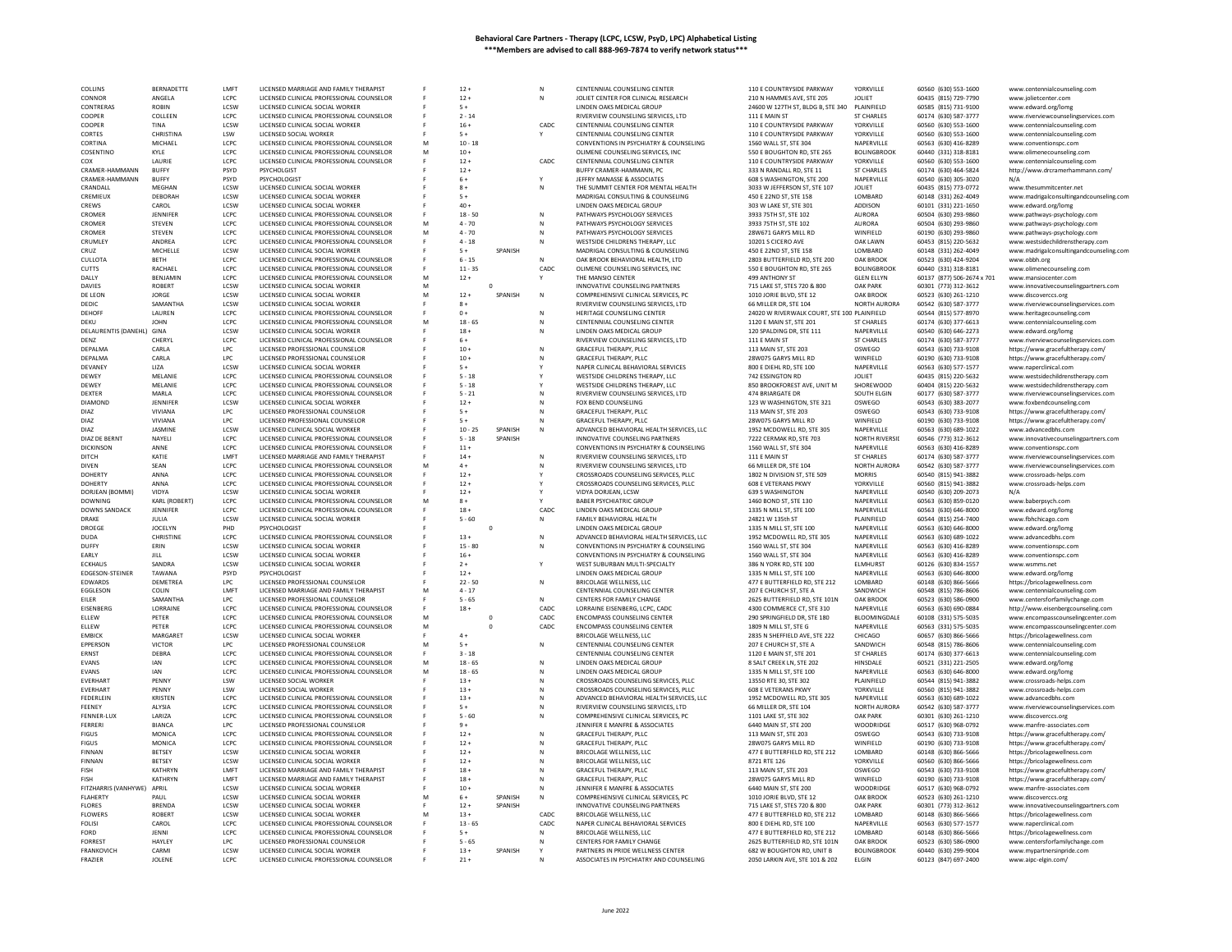# Behavioral Care Partners - Therapy (LCPC, LCSW, PsyD, LPC) Alphabetical Listing

**\*\*\*Members are advised to call 888-969-7874 to verify network status\*\*\***

| Last Name | First Name | License | License Description | Gender | Ages | Language | Specialty | Practice Name | Address | City | Zip | Phone | Website |
|---|---|---|---|---|---|---|---|---|---|---|---|---|---|
| COLLINS | BERNADETTE | LMFT | LICENSED MARRIAGE AND FAMILY THERAPIST | F | 12 + | | N | CENTENNIAL COUNSELING CENTER | 110 E COUNTRYSIDE PARKWAY | YORKVILLE | 60560 | (630) 553-1600 | www.centennialcounseling.com |
| CONNOR | ANGELA | LCPC | LICENSED CLINICAL PROFESSIONAL COUNSELOR | F | 12 + | | N | JOLIET CENTER FOR CLINICAL RESEARCH | 210 N HAMMES AVE, STE 205 | JOLIET | 60435 | (815) 729-7790 | www.jolietcenter.com |
| CONTRERAS | ROBIN | LCSW | LICENSED CLINICAL SOCIAL WORKER | F | 5 + | | | LINDEN OAKS MEDICAL GROUP | 24600 W 127TH ST, BLDG B, STE 340 | PLAINFIELD | 60585 | (815) 731-9100 | www.edward.org/lomg |
| COOPER | COLLEEN | LCPC | LICENSED CLINICAL PROFESSIONAL COUNSELOR | F | 2 - 14 | | | RIVERVIEW COUNSELING SERVICES, LTD | 111 E MAIN ST | ST CHARLES | 60174 | (630) 587-3777 | www.riverviewcounselingservices.com |
| COOPER | TINA | LCSW | LICENSED CLINICAL SOCIAL WORKER | F | 16 + | | CADC | CENTENNIAL COUNSELING CENTER | 110 E COUNTRYSIDE PARKWAY | YORKVILLE | 60560 | (630) 553-1600 | www.centennialcounseling.com |
| CORTES | CHRISTINA | LSW | LICENSED SOCIAL WORKER | F | 5 + | | Y | CENTENNIAL COUNSELING CENTER | 110 E COUNTRYSIDE PARKWAY | YORKVILLE | 60560 | (630) 553-1600 | www.centennialcounseling.com |
| CORTINA | MICHAEL | LCPC | LICENSED CLINICAL PROFESSIONAL COUNSELOR | M | 10 - 18 | | | CONVENTIONS IN PSYCHIATRY & COUNSELING | 1560 WALL ST, STE 304 | NAPERVILLE | 60563 | (630) 416-8289 | www.conventionspc.com |
| COSENTINO | KYLE | LCPC | LICENSED CLINICAL PROFESSIONAL COUNSELOR | M | 10 + | | | OLIMENE COUNSELING SERVICES, INC | 550 E BOUGHTON RD, STE 265 | BOLINGBROOK | 60440 | (331) 318-8181 | www.olimenecounseling.com |
| COX | LAURIE | LCPC | LICENSED CLINICAL PROFESSIONAL COUNSELOR | F | 12 + | | CADC | CENTENNIAL COUNSELING CENTER | 110 E COUNTRYSIDE PARKWAY | YORKVILLE | 60560 | (630) 553-1600 | www.centennialcounseling.com |
| CRAMER-HAMMANN | BUFFY | PSYD | PSYCHOLOGIST | F | 12 + | | | BUFFY CRAMER-HAMMANN, PC | 333 N RANDALL RD, STE 11 | ST CHARLES | 60174 | (630) 464-5824 | http://www.drcramerhammann.com/ |
| CRAMER-HAMMANN | BUFFY | PSYD | PSYCHOLOGIST | F | 6 + | | Y | JEFFRY MANASSE & ASSOCIATES | 608 S WASHINGTON, STE 200 | NAPERVILLE | 60540 | (630) 305-3020 | N/A |
| CRANDALL | MEGHAN | LCSW | LICENSED CLINICAL SOCIAL WORKER | F | 8 + | | N | THE SUMMIT CENTER FOR MENTAL HEALTH | 3033 W JEFFERSON ST, STE 107 | JOLIET | 60435 | (815) 773-0772 | www.thesummitcenter.net |
| CREMIEUX | DEBORAH | LCSW | LICENSED CLINICAL SOCIAL WORKER | F | 5 + | | | MADRIGAL CONSULTING & COUNSELING | 450 E 22ND ST, STE 158 | LOMBARD | 60148 | (331) 262-4049 | www.madrigalconsultingandcounseling.com |
| CREWS | CAROL | LCSW | LICENSED CLINICAL SOCIAL WORKER | F | 40 + | | | LINDEN OAKS MEDICAL GROUP | 303 W LAKE ST, STE 301 | ADDISON | 60101 | (331) 221-1650 | www.edward.org/lomg |
| CROMER | JENNIFER | LCPC | LICENSED CLINICAL PROFESSIONAL COUNSELOR | F | 18 - 50 | | N | PATHWAYS PSYCHOLOGY SERVICES | 3933 75TH ST, STE 102 | AURORA | 60504 | (630) 293-9860 | www.pathways-psychology.com |
| CROMER | STEVEN | LCPC | LICENSED CLINICAL PROFESSIONAL COUNSELOR | M | 4 - 70 | | N | PATHWAYS PSYCHOLOGY SERVICES | 3933 75TH ST, STE 102 | AURORA | 60504 | (630) 293-9860 | www.pathways-psychology.com |
| CROMER | STEVEN | LCPC | LICENSED CLINICAL PROFESSIONAL COUNSELOR | M | 4 - 70 | | N | PATHWAYS PSYCHOLOGY SERVICES | 28W671 GARYS MILL RD | WINFIELD | 60190 | (630) 293-9860 | www.pathways-psychology.com |
| CRUMLEY | ANDREA | LCPC | LICENSED CLINICAL PROFESSIONAL COUNSELOR | F | 4 - 18 | | N | WESTSIDE CHILDRENS THERAPY, LLC | 10201 S CICERO AVE | OAK LAWN | 60453 | (815) 220-5632 | www.westsidechildrenstherapy.com |
| CRUZ | MICHELLE | LCSW | LICENSED CLINICAL SOCIAL WORKER | F | 5 + | SPANISH | | MADRIGAL CONSULTING & COUNSELING | 450 E 22ND ST, STE 158 | LOMBARD | 60148 | (331) 262-4049 | www.madrigalconsultingandcounseling.com |
| CULLOTA | BETH | LCPC | LICENSED CLINICAL PROFESSIONAL COUNSELOR | F | 6 - 15 | | N | OAK BROOK BEHAVIORAL HEALTH, LTD | 2803 BUTTERFIELD RD, STE 200 | OAK BROOK | 60523 | (630) 424-9204 | www.obbh.org |
| CUTTS | RACHAEL | LCPC | LICENSED CLINICAL PROFESSIONAL COUNSELOR | F | 11 - 35 | | CADC | OLIMENE COUNSELING SERVICES, INC | 550 E BOUGHTON RD, STE 265 | BOLINGBROOK | 60440 | (331) 318-8181 | www.olimenecounseling.com |
| DALLY | BENJAMIN | LCPC | LICENSED CLINICAL PROFESSIONAL COUNSELOR | M | 12 + | | Y | THE MANSIO CENTER | 499 ANTHONY ST | GLEN ELLYN | 60137 | (877) 506-2674 x 701 | www.mansiocenter.com |
| DAVIES | ROBERT | LCSW | LICENSED CLINICAL SOCIAL WORKER | M | 0 | | | INNOVATIVE COUNSELING PARTNERS | 715 LAKE ST, STES 720 & 800 | OAK PARK | 60301 | (773) 312-3612 | www.innovativecounselingpartners.com |
| DE LEON | JORGE | LCSW | LICENSED CLINICAL SOCIAL WORKER | M | 12 + | SPANISH | N | COMPREHENSIVE CLINICAL SERVICES, PC | 1010 JORIE BLVD, STE 12 | OAK BROOK | 60523 | (630) 261-1210 | www.discoverccs.org |
| DEDIC | SAMANTHA | LCSW | LICENSED CLINICAL SOCIAL WORKER | F | 8 + | | | RIVERVIEW COUNSELING SERVICES, LTD | 66 MILLER DR, STE 104 | NORTH AURORA | 60542 | (630) 587-3777 | www.riverviewcounselingservices.com |
| DEHOFF | LAUREN | LCPC | LICENSED CLINICAL PROFESSIONAL COUNSELOR | F | 0 + | | N | HERITAGE COUNSELING CENTER | 24020 W RIVERWALK COURT, STE 100 | PLAINFIELD | 60544 | (815) 577-8970 | www.heritagecounseling.com |
| DEKU | JOHN | LCPC | LICENSED CLINICAL PROFESSIONAL COUNSELOR | M | 18 - 65 | | N | CENTENNIAL COUNSELING CENTER | 1120 E MAIN ST, STE 201 | ST CHARLES | 60174 | (630) 377-6613 | www.centennialcounseling.com |
| DELAURENTIS (DANEHL) | GINA | LCSW | LICENSED CLINICAL SOCIAL WORKER | F | 18 + | | N | LINDEN OAKS MEDICAL GROUP | 120 SPALDING DR, STE 111 | NAPERVILLE | 60540 | (630) 646-2273 | www.edward.org/lomg |
| DENZ | CHERYL | LCPC | LICENSED CLINICAL PROFESSIONAL COUNSELOR | F | 6 + | | | RIVERVIEW COUNSELING SERVICES, LTD | 111 E MAIN ST | ST CHARLES | 60174 | (630) 587-3777 | www.riverviewcounselingservices.com |
| DEPALMA | CARLA | LPC | LICENSED PROFESSIONAL COUNSELOR | F | 10 + | | N | GRACEFUL THERAPY, PLLC | 113 MAIN ST, STE 203 | OSWEGO | 60543 | (630) 733-9108 | https://www.gracefultherapy.com/ |
| DEPALMA | CARLA | LPC | LICENSED PROFESSIONAL COUNSELOR | F | 10 + | | N | GRACEFUL THERAPY, PLLC | 28W075 GARYS MILL RD | WINFIELD | 60190 | (630) 733-9108 | https://www.gracefultherapy.com/ |
| DEVANEY | LIZA | LCSW | LICENSED CLINICAL SOCIAL WORKER | F | 5 + | | Y | NAPER CLINICAL BEHAVIORAL SERVICES | 800 E DIEHL RD, STE 100 | NAPERVILLE | 60563 | (630) 577-1577 | www.naperclinical.com |
| DEWEY | MELANIE | LCPC | LICENSED CLINICAL PROFESSIONAL COUNSELOR | F | 5 - 18 | | Y | WESTSIDE CHILDRENS THERAPY, LLC | 742 ESSINGTON RD | JOLIET | 60435 | (815) 220-5632 | www.westsidechildrenstherapy.com |
| DEWEY | MELANIE | LCPC | LICENSED CLINICAL PROFESSIONAL COUNSELOR | F | 5 - 18 | | Y | WESTSIDE CHILDRENS THERAPY, LLC | 850 BROOKFOREST AVE, UNIT M | SHOREWOOD | 60404 | (815) 220-5632 | www.westsidechildrenstherapy.com |
| DEXTER | MARLA | LCPC | LICENSED CLINICAL PROFESSIONAL COUNSELOR | F | 5 - 21 | | N | RIVERVIEW COUNSELING SERVICES, LTD | 474 BRIARGATE DR | SOUTH ELGIN | 60177 | (630) 587-3777 | www.riverviewcounselingservices.com |
| DIAMOND | JENNIFER | LCSW | LICENSED CLINICAL SOCIAL WORKER | F | 12 + | | N | FOX BEND COUNSELING | 123 W WASHINGTON, STE 321 | OSWEGO | 60543 | (630) 383-2077 | www.foxbendcounseling.com |
| DIAZ | VIVIANA | LPC | LICENSED PROFESSIONAL COUNSELOR | F | 5 + | | N | GRACEFUL THERAPY, PLLC | 113 MAIN ST, STE 203 | OSWEGO | 60543 | (630) 733-9108 | https://www.gracefultherapy.com/ |
| DIAZ | VIVIANA | LPC | LICENSED PROFESSIONAL COUNSELOR | F | 5 + | | N | GRACEFUL THERAPY, PLLC | 28W075 GARYS MILL RD | WINFIELD | 60190 | (630) 733-9108 | https://www.gracefultherapy.com/ |
| DIAZ | JASMINE | LCSW | LICENSED CLINICAL SOCIAL WORKER | F | 10 - 25 | SPANISH | N | ADVANCED BEHAVIORAL HEALTH SERVICES, LLC | 1952 MCDOWELL RD, STE 305 | NAPERVILLE | 60563 | (630) 689-1022 | www.advancedbhs.com |
| DIAZ DE BERNT | NAYELI | LCPC | LICENSED CLINICAL PROFESSIONAL COUNSELOR | F | 5 - 18 | SPANISH | | INNOVATIVE COUNSELING PARTNERS | 7222 CERMAK RD, STE 703 | NORTH RIVERSIDE | 60546 | (773) 312-3612 | www.innovativecounselingpartners.com |
| DICKINSON | ANNE | LCPC | LICENSED CLINICAL PROFESSIONAL COUNSELOR | F | 11 + | | | CONVENTIONS IN PSYCHIATRY & COUNSELING | 1560 WALL ST, STE 304 | NAPERVILLE | 60563 | (630) 416-8289 | www.conventionspc.com |
| DITCH | KATIE | LMFT | LICENSED MARRIAGE AND FAMILY THERAPIST | F | 14 + | | N | RIVERVIEW COUNSELING SERVICES, LTD | 111 E MAIN ST | ST CHARLES | 60174 | (630) 587-3777 | www.riverviewcounselingservices.com |
| DIVEN | SEAN | LCPC | LICENSED CLINICAL PROFESSIONAL COUNSELOR | M | 4 + | | N | RIVERVIEW COUNSELING SERVICES, LTD | 66 MILLER DR, STE 104 | NORTH AURORA | 60542 | (630) 587-3777 | www.riverviewcounselingservices.com |
| DOHERTY | ANNA | LCPC | LICENSED CLINICAL PROFESSIONAL COUNSELOR | F | 12 + | | Y | CROSSROADS COUNSELING SERVICES, PLLC | 1802 N DIVISION ST, STE 509 | MORRIS | 60540 | (815) 941-3882 | www.crossroads-helps.com |
| DOHERTY | ANNA | LCPC | LICENSED CLINICAL PROFESSIONAL COUNSELOR | F | 12 + | | Y | CROSSROADS COUNSELING SERVICES, PLLC | 608 E VETERANS PKWY | YORKVILLE | 60560 | (815) 941-3882 | www.crossroads-helps.com |
| DORJEAN (BOMMI) | VIDYA | LCSW | LICENSED CLINICAL SOCIAL WORKER | F | 12 + | | Y | VIDYA DORJEAN, LCSW | 639 S WASHINGTON | NAPERVILLE | 60540 | (630) 209-2073 | N/A |
| DOWNING | KARL (ROBERT) | LCPC | LICENSED CLINICAL PROFESSIONAL COUNSELOR | M | 8 + | | Y | BABER PSYCHIATRIC GROUP | 1460 BOND ST, STE 130 | NAPERVILLE | 60563 | (630) 859-0120 | www.baberpsych.com |
| DOWNS SANDACK | JENNIFER | LCPC | LICENSED CLINICAL PROFESSIONAL COUNSELOR | F | 18 + | | CADC | LINDEN OAKS MEDICAL GROUP | 1335 N MILL ST, STE 100 | NAPERVILLE | 60563 | (630) 646-8000 | www.edward.org/lomg |
| DRAKE | JULIA | LCSW | LICENSED CLINICAL SOCIAL WORKER | F | 5 - 60 | | N | FAMILY BEHAVIORAL HEALTH | 24821 W 135th ST | PLAINFIELD | 60544 | (815) 254-7400 | www.fbhchicago.com |
| DROEGE | JOCELYN | PHD | PSYCHOLOGIST | F | 0 | | | LINDEN OAKS MEDICAL GROUP | 1335 N MILL ST, STE 100 | NAPERVILLE | 60563 | (630) 646-8000 | www.edward.org/lomg |
| DUDA | CHRISTINE | LCPC | LICENSED CLINICAL PROFESSIONAL COUNSELOR | F | 13 + | | N | ADVANCED BEHAVIORAL HEALTH SERVICES, LLC | 1952 MCDOWELL RD, STE 305 | NAPERVILLE | 60563 | (630) 689-1022 | www.advancedbhs.com |
| DUFFY | ERIN | LCSW | LICENSED CLINICAL SOCIAL WORKER | F | 15 - 80 | | N | CONVENTIONS IN PSYCHIATRY & COUNSELING | 1560 WALL ST, STE 304 | NAPERVILLE | 60563 | (630) 416-8289 | www.conventionspc.com |
| EARLY | JILL | LCSW | LICENSED CLINICAL SOCIAL WORKER | F | 16 + | | | CONVENTIONS IN PSYCHIATRY & COUNSELING | 1560 WALL ST, STE 304 | NAPERVILLE | 60563 | (630) 416-8289 | www.conventionspc.com |
| ECKHAUS | SANDRA | LCSW | LICENSED CLINICAL SOCIAL WORKER | F | 2 + | | Y | WEST SUBURBAN MULTI-SPECIALTY | 386 N YORK RD, STE 100 | ELMHURST | 60126 | (630) 834-1557 | www.wsmms.net |
| EDGESON-STEINER | TAWANA | PSYD | PSYCHOLOGIST | F | 12 + | | | LINDEN OAKS MEDICAL GROUP | 1335 N MILL ST, STE 100 | NAPERVILLE | 60563 | (630) 646-8000 | www.edward.org/lomg |
| EDWARDS | DEMETREA | LPC | LICENSED PROFESSIONAL COUNSELOR | F | 22 - 50 | | N | BRICOLAGE WELLNESS, LLC | 477 E BUTTERFIELD RD, STE 212 | LOMBARD | 60148 | (630) 866-5666 | https://bricolagewellness.com |
| EGGLESON | COLIN | LMFT | LICENSED MARRIAGE AND FAMILY THERAPIST | M | 4 - 17 | | | CENTENNIAL COUNSELING CENTER | 207 E CHURCH ST, STE A | SANDWICH | 60548 | (815) 786-8606 | www.centennialcounseling.com |
| EILER | SAMANTHA | LPC | LICENSED PROFESSIONAL COUNSELOR | F | 5 - 65 | | N | CENTERS FOR FAMILY CHANGE | 2625 BUTTERFIELD RD, STE 101N | OAK BROOK | 60523 | (630) 586-0900 | www.centersforfamilychange.com |
| EISENBERG | LORRAINE | LCPC | LICENSED CLINICAL PROFESSIONAL COUNSELOR | F | 18 + | | CADC | LORRAINE EISENBERG, LCPC, CADC | 4300 COMMERCE CT, STE 310 | NAPERVILLE | 60563 | (630) 690-0884 | http://www.eisenbergcounseling.com |
| ELLEW | PETER | LCPC | LICENSED CLINICAL PROFESSIONAL COUNSELOR | M | 0 | | CADC | ENCOMPASS COUNSELING CENTER | 290 SPRINGFIELD DR, STE 180 | BLOOMINGDALE | 60108 | (331) 575-5035 | www.encompasscounselingcenter.com |
| ELLEW | PETER | LCPC | LICENSED CLINICAL PROFESSIONAL COUNSELOR | M | 0 | | CADC | ENCOMPASS COUNSELING CENTER | 1809 N MILL ST, STE G | NAPERVILLE | 60563 | (331) 575-5035 | www.encompasscounselingcenter.com |
| EMBICK | MARGARET | LCSW | LICENSED CLINICAL SOCIAL WORKER | F | 4 + | | | BRICOLAGE WELLNESS, LLC | 2835 N SHEFFIELD AVE, STE 222 | CHICAGO | 60657 | (630) 866-5666 | https://bricolagewellness.com |
| EPPERSON | VICTOR | LPC | LICENSED PROFESSIONAL COUNSELOR | M | 5 + | | N | CENTENNIAL COUNSELING CENTER | 207 E CHURCH ST, STE A | SANDWICH | 60548 | (815) 786-8606 | www.centennialcounseling.com |
| ERNST | DEBRA | LCPC | LICENSED CLINICAL PROFESSIONAL COUNSELOR | F | 3 - 18 | | | CENTENNIAL COUNSELING CENTER | 1120 E MAIN ST, STE 201 | ST CHARLES | 60174 | (630) 377-6613 | www.centennialcounseling.com |
| EVANS | IAN | LCPC | LICENSED CLINICAL PROFESSIONAL COUNSELOR | M | 18 - 65 | | N | LINDEN OAKS MEDICAL GROUP | 8 SALT CREEK LN, STE 202 | HINSDALE | 60521 | (331) 221-2505 | www.edward.org/lomg |
| EVANS | IAN | LCPC | LICENSED CLINICAL PROFESSIONAL COUNSELOR | M | 18 - 65 | | N | LINDEN OAKS MEDICAL GROUP | 1335 N MILL ST, STE 100 | NAPERVILLE | 60563 | (630) 646-8000 | www.edward.org/lomg |
| EVERHART | PENNY | LSW | LICENSED SOCIAL WORKER | F | 13 + | | N | CROSSROADS COUNSELING SERVICES, PLLC | 13550 RTE 30, STE 302 | PLAINFIELD | 60544 | (815) 941-3882 | www.crossroads-helps.com |
| EVERHART | PENNY | LSW | LICENSED SOCIAL WORKER | F | 13 + | | N | CROSSROADS COUNSELING SERVICES, PLLC | 608 E VETERANS PKWY | YORKVILLE | 60560 | (815) 941-3882 | www.crossroads-helps.com |
| FEDERLEIN | KRISTEN | LCPC | LICENSED CLINICAL PROFESSIONAL COUNSELOR | F | 13 + | | N | ADVANCED BEHAVIORAL HEALTH SERVICES, LLC | 1952 MCDOWELL RD, STE 305 | NAPERVILLE | 60563 | (630) 689-1022 | www.advancedbhs.com |
| FEENEY | ALYSIA | LCPC | LICENSED CLINICAL PROFESSIONAL COUNSELOR | F | 5 + | | N | RIVERVIEW COUNSELING SERVICES, LTD | 66 MILLER DR, STE 104 | NORTH AURORA | 60542 | (630) 587-3777 | www.riverviewcounselingservices.com |
| FENNER-LUX | LARIZA | LCPC | LICENSED CLINICAL PROFESSIONAL COUNSELOR | F | 5 - 60 | | N | COMPREHENSIVE CLINICAL SERVICES, PC | 1101 LAKE ST, STE 302 | OAK PARK | 60301 | (630) 261-1210 | www.discoverccs.org |
| FERRERI | BIANCA | LPC | LICENSED PROFESSIONAL COUNSELOR | F | 9 + | | | JENNIFER E MANFRE & ASSOCIATES | 6440 MAIN ST, STE 200 | WOODRIDGE | 60517 | (630) 968-0792 | www.manfre-associates.com |
| FIGUS | MONICA | LCPC | LICENSED CLINICAL PROFESSIONAL COUNSELOR | F | 12 + | | N | GRACEFUL THERAPY, PLLC | 113 MAIN ST, STE 203 | OSWEGO | 60543 | (630) 733-9108 | https://www.gracefultherapy.com/ |
| FIGUS | MONICA | LCPC | LICENSED CLINICAL PROFESSIONAL COUNSELOR | F | 12 + | | N | GRACEFUL THERAPY, PLLC | 28W075 GARYS MILL RD | WINFIELD | 60190 | (630) 733-9108 | https://www.gracefultherapy.com/ |
| FINNAN | BETSEY | LCSW | LICENSED CLINICAL SOCIAL WORKER | F | 12 + | | N | BRICOLAGE WELLNESS, LLC | 477 E BUTTERFIELD RD, STE 212 | LOMBARD | 60148 | (630) 866-5666 | https://bricolagewellness.com |
| FINNAN | BETSEY | LCSW | LICENSED CLINICAL SOCIAL WORKER | F | 12 + | | N | BRICOLAGE WELLNESS, LLC | 8721 RTE 126 | YORKVILLE | 60560 | (630) 866-5666 | https://bricolagewellness.com |
| FISH | KATHRYN | LMFT | LICENSED MARRIAGE AND FAMILY THERAPIST | F | 18 + | | N | GRACEFUL THERAPY, PLLC | 113 MAIN ST, STE 203 | OSWEGO | 60543 | (630) 733-9108 | https://www.gracefultherapy.com/ |
| FISH | KATHRYN | LMFT | LICENSED MARRIAGE AND FAMILY THERAPIST | F | 18 + | | N | GRACEFUL THERAPY, PLLC | 28W075 GARYS MILL RD | WINFIELD | 60190 | (630) 733-9108 | https://www.gracefultherapy.com/ |
| FITZHARRIS (VANHYWE) | APRIL | LCSW | LICENSED CLINICAL SOCIAL WORKER | F | 10 + | | N | JENNIFER E MANFRE & ASSOCIATES | 6440 MAIN ST, STE 200 | WOODRIDGE | 60517 | (630) 968-0792 | www.manfre-associates.com |
| FLAHERTY | PAUL | LCSW | LICENSED CLINICAL SOCIAL WORKER | M | 6 + | SPANISH | N | COMPREHENSIVE CLINICAL SERVICES, PC | 1010 JORIE BLVD, STE 12 | OAK BROOK | 60523 | (630) 261-1210 | www.discoverccs.org |
| FLORES | BRENDA | LCSW | LICENSED CLINICAL SOCIAL WORKER | F | 12 + | SPANISH | | INNOVATIVE COUNSELING PARTNERS | 715 LAKE ST, STES 720 & 800 | OAK PARK | 60301 | (773) 312-3612 | www.innovativecounselingpartners.com |
| FLOWERS | ROBERT | LCSW | LICENSED CLINICAL SOCIAL WORKER | M | 13 + | | CADC | BRICOLAGE WELLNESS, LLC | 477 E BUTTERFIELD RD, STE 212 | LOMBARD | 60148 | (630) 866-5666 | https://bricolagewellness.com |
| FOLISI | CAROL | LCPC | LICENSED CLINICAL PROFESSIONAL COUNSELOR | F | 13 - 65 | | CADC | NAPER CLINICAL BEHAVIORAL SERVICES | 800 E DIEHL RD, STE 100 | NAPERVILLE | 60563 | (630) 577-1577 | www.naperclinical.com |
| FORD | JENNI | LCPC | LICENSED CLINICAL PROFESSIONAL COUNSELOR | F | 5 + | | N | BRICOLAGE WELLNESS, LLC | 477 E BUTTERFIELD RD, STE 212 | LOMBARD | 60148 | (630) 866-5666 | https://bricolagewellness.com |
| FORREST | HAYLEY | LPC | LICENSED PROFESSIONAL COUNSELOR | F | 5 - 65 | | N | CENTERS FOR FAMILY CHANGE | 2625 BUTTERFIELD RD, STE 101N | OAK BROOK | 60523 | (630) 586-0900 | www.centersforfamilychange.com |
| FRANKOVICH | CARMI | LCSW | LICENSED CLINICAL SOCIAL WORKER | F | 13 + | SPANISH | N | PARTNERS IN PRIDE WELLNESS CENTER | 682 W BOUGHTON RD, UNIT B | BOLINGBROOK | 60440 | (630) 299-9004 | www.mypartnersinpride.com |
| FRAZIER | JOLENE | LCPC | LICENSED CLINICAL PROFESSIONAL COUNSELOR | F | 21 + | | N | ASSOCIATES IN PSYCHIATRY AND COUNSELING | 2050 LARKIN AVE, STE 101 & 202 | ELGIN | 60123 | (847) 697-2400 | www.aipc-elgin.com/ |

June 2022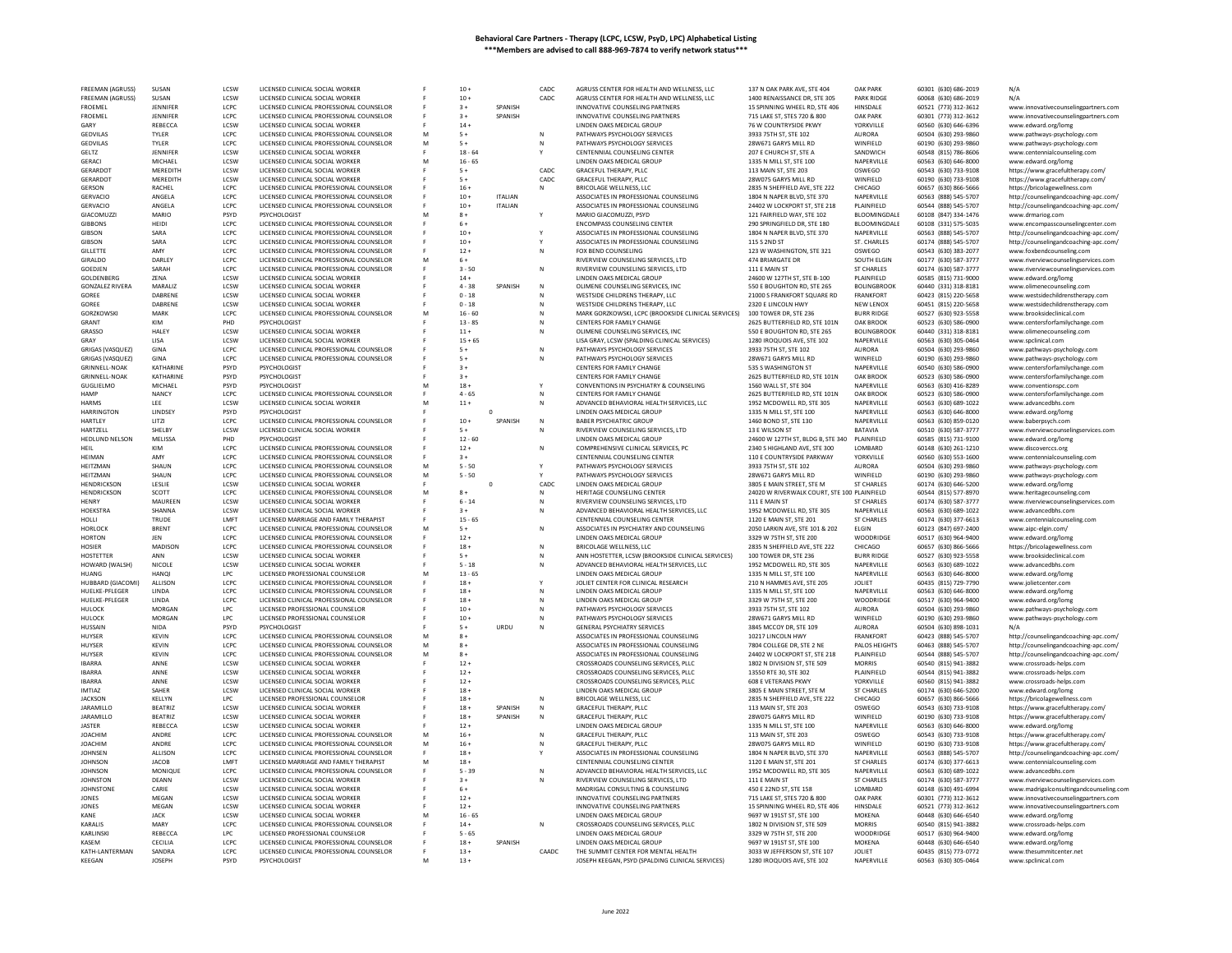# Behavioral Care Partners - Therapy (LCPC, LCSW, PsyD, LPC) Alphabetical Listing

**\*\*\*Members are advised to call 888-969-7874 to verify network status\*\*\***

| | | | | | | | | | | | | | |
|---|---|---|---|---|---|---|---|---|---|---|---|---|---|
| FREEMAN (AGRUSS) | SUSAN | LCSW | LICENSED CLINICAL SOCIAL WORKER | F | 10 + | | CADC | AGRUSS CENTER FOR HEALTH AND WELLNESS, LLC | 137 N OAK PARK AVE, STE 404 | OAK PARK | 60301 | (630) 686-2019 | N/A |
| FREEMAN (AGRUSS) | SUSAN | LCSW | LICENSED CLINICAL SOCIAL WORKER | F | 10 + | | CADC | AGRUSS CENTER FOR HEALTH AND WELLNESS, LLC | 1400 RENAISSANCE DR, STE 305 | PARK RIDGE | 60068 | (630) 686-2019 | N/A |
| FROEMEL | JENNIFER | LCPC | LICENSED CLINICAL PROFESSIONAL COUNSELOR | F | 3 + | SPANISH | | INNOVATIVE COUNSELING PARTNERS | 15 SPINNING WHEEL RD, STE 406 | HINSDALE | 60521 | (773) 312-3612 | www.innovativecounselingpartners.com |
| FROEMEL | JENNIFER | LCPC | LICENSED CLINICAL PROFESSIONAL COUNSELOR | F | 3 + | SPANISH | | INNOVATIVE COUNSELING PARTNERS | 715 LAKE ST, STES 720 & 800 | OAK PARK | 60301 | (773) 312-3612 | www.innovativecounselingpartners.com |
| GARY | REBECCA | LCSW | LICENSED CLINICAL SOCIAL WORKER | F | 14 + | | | LINDEN OAKS MEDICAL GROUP | 76 W COUNTRYSIDE PKWY | YORKVILLE | 60560 | (630) 646-6396 | www.edward.org/lomg |
| GEDVILAS | TYLER | LCPC | LICENSED CLINICAL PROFESSIONAL COUNSELOR | M | 5 + | | N | PATHWAYS PSYCHOLOGY SERVICES | 3933 75TH ST, STE 102 | AURORA | 60504 | (630) 293-9860 | www.pathways-psychology.com |
| GEDVILAS | TYLER | LCPC | LICENSED CLINICAL PROFESSIONAL COUNSELOR | M | 5 + | | N | PATHWAYS PSYCHOLOGY SERVICES | 28W671 GARYS MILL RD | WINFIELD | 60190 | (630) 293-9860 | www.pathways-psychology.com |
| GELTZ | JENNIFER | LCSW | LICENSED CLINICAL SOCIAL WORKER | F | 18 - 64 | | Y | CENTENNIAL COUNSELING CENTER | 207 E CHURCH ST, STE A | SANDWICH | 60548 | (815) 786-8606 | www.centennialcounseling.com |
| GERACI | MICHAEL | LCSW | LICENSED CLINICAL SOCIAL WORKER | M | 16 - 65 | | | LINDEN OAKS MEDICAL GROUP | 1335 N MILL ST, STE 100 | NAPERVILLE | 60563 | (630) 646-8000 | www.edward.org/lomg |
| GERARDOT | MEREDITH | LCSW | LICENSED CLINICAL SOCIAL WORKER | F | 5 + | | CADC | GRACEFUL THERAPY, PLLC | 113 MAIN ST, STE 203 | OSWEGO | 60543 | (630) 733-9108 | https://www.gracefultherapy.com/ |
| GERARDOT | MEREDITH | LCSW | LICENSED CLINICAL SOCIAL WORKER | F | 5 + | | CADC | GRACEFUL THERAPY, PLLC | 28W075 GARYS MILL RD | WINFIELD | 60190 | (630) 733-9108 | https://www.gracefultherapy.com/ |
| GERSON | RACHEL | LCPC | LICENSED CLINICAL PROFESSIONAL COUNSELOR | F | 16 + | | N | BRICOLAGE WELLNESS, LLC | 2835 N SHEFFIELD AVE, STE 222 | CHICAGO | 60657 | (630) 866-5666 | https://bricolagewellness.com |
| GERVACIO | ANGELA | LCPC | LICENSED CLINICAL PROFESSIONAL COUNSELOR | F | 10 + | ITALIAN | | ASSOCIATES IN PROFESSIONAL COUNSELING | 1804 N NAPER BLVD, STE 370 | NAPERVILLE | 60563 | (888) 545-5707 | http://counselingandcoaching-apc.com/ |
| GERVACIO | ANGELA | LCPC | LICENSED CLINICAL PROFESSIONAL COUNSELOR | F | 10 + | ITALIAN | | ASSOCIATES IN PROFESSIONAL COUNSELING | 24402 W LOCKPORT ST, STE 218 | PLAINFIELD | 60544 | (888) 545-5707 | http://counselingandcoaching-apc.com/ |
| GIACOMUZZI | MARIO | PSYD | PSYCHOLOGIST | M | 8 + | | Y | MARIO GIACOMUZZI, PSYD | 121 FAIRFIELD WAY, STE 102 | BLOOMINGDALE | 60108 | (847) 334-1476 | www.drmariog.com |
| GIBBONS | HEIDI | LCPC | LICENSED CLINICAL PROFESSIONAL COUNSELOR | F | 6 + | | | ENCOMPASS COUNSELING CENTER | 290 SPRINGFIELD DR, STE 180 | BLOOMINGDALE | 60108 | (331) 575-5035 | www.encompasscounselingcenter.com |
| GIBSON | SARA | LCPC | LICENSED CLINICAL PROFESSIONAL COUNSELOR | F | 10 + | | Y | ASSOCIATES IN PROFESSIONAL COUNSELING | 1804 N NAPER BLVD, STE 370 | NAPERVILLE | 60563 | (888) 545-5707 | http://counselingandcoaching-apc.com/ |
| GIBSON | SARA | LCPC | LICENSED CLINICAL PROFESSIONAL COUNSELOR | F | 10 + | | Y | ASSOCIATES IN PROFESSIONAL COUNSELING | 115 S 2ND ST | ST. CHARLES | 60174 | (888) 545-5707 | http://counselingandcoaching-apc.com/ |
| GILLETTE | AMY | LCPC | LICENSED CLINICAL PROFESSIONAL COUNSELOR | F | 12 + | | N | FOX BEND COUNSELING | 123 W WASHINGTON, STE 321 | OSWEGO | 60543 | (630) 383-2077 | www.foxbendcounseling.com |
| GIRALDO | DARLEY | LCPC | LICENSED CLINICAL PROFESSIONAL COUNSELOR | M | 6 + | | | RIVERVIEW COUNSELING SERVICES, LTD | 474 BRIARGATE DR | SOUTH ELGIN | 60177 | (630) 587-3777 | www.riverviewcounselingservices.com |
| GOEDJEN | SARAH | LCPC | LICENSED CLINICAL PROFESSIONAL COUNSELOR | F | 3 - 50 | | N | RIVERVIEW COUNSELING SERVICES, LTD | 111 E MAIN ST | ST CHARLES | 60174 | (630) 587-3777 | www.riverviewcounselingservices.com |
| GOLDENBERG | ZENA | LCSW | LICENSED CLINICAL SOCIAL WORKER | F | 14 + | | | LINDEN OAKS MEDICAL GROUP | 24600 W 127TH ST, STE B-100 | PLAINFIELD | 60585 | (815) 731-9000 | www.edward.org/lomg |
| GONZALEZ RIVERA | MARALIZ | LCSW | LICENSED CLINICAL SOCIAL WORKER | F | 4 - 38 | SPANISH | N | OLIMENE COUNSELING SERVICES, INC | 550 E BOUGHTON RD, STE 265 | BOLINGBROOK | 60440 | (331) 318-8181 | www.olimenecounseling.com |
| GOREE | DABRENE | LCSW | LICENSED CLINICAL SOCIAL WORKER | F | 0 - 18 | | N | WESTSIDE CHILDRENS THERAPY, LLC | 21000 S FRANKFORT SQUARE RD | FRANKFORT | 60423 | (815) 220-5658 | www.westsidechildrenstherapy.com |
| GOREE | DABRENE | LCSW | LICENSED CLINICAL SOCIAL WORKER | F | 0 - 18 | | N | WESTSIDE CHILDRENS THERAPY, LLC | 2320 E LINCOLN HWY | NEW LENOX | 60451 | (815) 220-5658 | www.westsidechildrenstherapy.com |
| GORZKOWSKI | MARK | LCPC | LICENSED CLINICAL PROFESSIONAL COUNSELOR | M | 16 - 60 | | N | MARK GORZKOWSKI, LCPC (BROOKSIDE CLINICAL SERVICES) | 100 TOWER DR, STE 236 | BURR RIDGE | 60527 | (630) 923-5558 | www.brooksideclinical.com |
| GRANT | KIM | PHD | PSYCHOLOGIST | F | 13 - 85 | | N | CENTERS FOR FAMILY CHANGE | 2625 BUTTERFIELD RD, STE 101N | OAK BROOK | 60523 | (630) 586-0900 | www.centersforfamilychange.com |
| GRASSO | HALEY | LCSW | LICENSED CLINICAL SOCIAL WORKER | F | 11 + | | N | OLIMENE COUNSELING SERVICES, INC | 550 E BOUGHTON RD, STE 265 | BOLINGBROOK | 60440 | (331) 318-8181 | www.olimenecounseling.com |
| GRAY | LISA | LCSW | LICENSED CLINICAL SOCIAL WORKER | F | 15 + 65 | | | LISA GRAY, LCSW (SPALDING CLINICAL SERVICES) | 1280 IROQUOIS AVE, STE 102 | NAPERVILLE | 60563 | (630) 305-0464 | www.spclinical.com |
| GRIGAS (VASQUEZ) | GINA | LCPC | LICENSED CLINICAL PROFESSIONAL COUNSELOR | F | 5 + | | N | PATHWAYS PSYCHOLOGY SERVICES | 3933 75TH ST, STE 102 | AURORA | 60504 | (630) 293-9860 | www.pathways-psychology.com |
| GRIGAS (VASQUEZ) | GINA | LCPC | LICENSED CLINICAL PROFESSIONAL COUNSELOR | F | 5 + | | N | PATHWAYS PSYCHOLOGY SERVICES | 28W671 GARYS MILL RD | WINFIELD | 60190 | (630) 293-9860 | www.pathways-psychology.com |
| GRINNELL-NOAK | KATHARINE | PSYD | PSYCHOLOGIST | F | 3 + | | | CENTERS FOR FAMILY CHANGE | 535 S WASHINGTON ST | NAPERVILLE | 60540 | (630) 586-0900 | www.centersforfamilychange.com |
| GRINNELL-NOAK | KATHARINE | PSYD | PSYCHOLOGIST | F | 3 + | | | CENTERS FOR FAMILY CHANGE | 2625 BUTTERFIELD RD, STE 101N | OAK BROOK | 60523 | (630) 586-0900 | www.centersforfamilychange.com |
| GUGLIELMO | MICHAEL | PSYD | PSYCHOLOGIST | M | 18 + | | Y | CONVENTIONS IN PSYCHIATRY & COUNSELING | 1560 WALL ST, STE 304 | NAPERVILLE | 60563 | (630) 416-8289 | www.conventionspc.com |
| HAMP | NANCY | LCPC | LICENSED CLINICAL PROFESSIONAL COUNSELOR | F | 4 - 65 | | N | CENTERS FOR FAMILY CHANGE | 2625 BUTTERFIELD RD, STE 101N | OAK BROOK | 60523 | (630) 586-0900 | www.centersforfamilychange.com |
| HARMS | LEE | LCSW | LICENSED CLINICAL SOCIAL WORKER | M | 11 + | | N | ADVANCED BEHAVIORAL HEALTH SERVICES, LLC | 1952 MCDOWELL RD, STE 305 | NAPERVILLE | 60563 | (630) 689-1022 | www.advancedbhs.com |
| HARRINGTON | LINDSEY | PSYD | PSYCHOLOGIST | F | | 0 | | LINDEN OAKS MEDICAL GROUP | 1335 N MILL ST, STE 100 | NAPERVILLE | 60563 | (630) 646-8000 | www.edward.org/lomg |
| HARTLEY | LITZI | LCPC | LICENSED CLINICAL PROFESSIONAL COUNSELOR | F | 10 + | SPANISH | N | BABER PSYCHIATRIC GROUP | 1460 BOND ST, STE 130 | NAPERVILLE | 60563 | (630) 859-0120 | www.baberpsych.com |
| HARTZELL | SHELBY | LCSW | LICENSED CLINICAL SOCIAL WORKER | F | 5 + | | N | RIVERVIEW COUNSELING SERVICES, LTD | 13 E WILSON ST | BATAVIA | 60510 | (630) 587-3777 | www.riverviewcounselingservices.com |
| HEDLUND NELSON | MELISSA | PHD | PSYCHOLOGIST | F | 12 - 60 | | | LINDEN OAKS MEDICAL GROUP | 24600 W 127TH ST, BLDG B, STE 340 | PLAINFIELD | 60585 | (815) 731-9100 | www.edward.org/lomg |
| HEIL | KIM | LCPC | LICENSED CLINICAL PROFESSIONAL COUNSELOR | F | 12 + | | N | COMPREHENSIVE CLINICAL SERVICES, PC | 2340 S HIGHLAND AVE, STE 300 | LOMBARD | 60148 | (630) 261-1210 | www.discoverccs.org |
| HEIMAN | AMY | LCPC | LICENSED CLINICAL PROFESSIONAL COUNSELOR | F | 3 + | | | CENTENNIAL COUNSELING CENTER | 110 E COUNTRYSIDE PARKWAY | YORKVILLE | 60560 | (630) 553-1600 | www.centennialcounseling.com |
| HEITZMAN | SHAUN | LCPC | LICENSED CLINICAL PROFESSIONAL COUNSELOR | M | 5 - 50 | | Y | PATHWAYS PSYCHOLOGY SERVICES | 3933 75TH ST, STE 102 | AURORA | 60504 | (630) 293-9860 | www.pathways-psychology.com |
| HEITZMAN | SHAUN | LCPC | LICENSED CLINICAL PROFESSIONAL COUNSELOR | M | 5 - 50 | | Y | PATHWAYS PSYCHOLOGY SERVICES | 28W671 GARYS MILL RD | WINFIELD | 60190 | (630) 293-9860 | www.pathways-psychology.com |
| HENDRICKSON | LESLIE | LCSW | LICENSED CLINICAL SOCIAL WORKER | F | | 0 | CADC | LINDEN OAKS MEDICAL GROUP | 3805 E MAIN STREET, STE M | ST CHARLES | 60174 | (630) 646-5200 | www.edward.org/lomg |
| HENDRICKSON | SCOTT | LCPC | LICENSED CLINICAL PROFESSIONAL COUNSELOR | M | 8 + | | N | HERITAGE COUNSELING CENTER | 24020 W RIVERWALK COURT, STE 100 | PLAINFIELD | 60544 | (815) 577-8970 | www.heritagecounseling.com |
| HENRY | MAUREEN | LCSW | LICENSED CLINICAL SOCIAL WORKER | F | 6 - 14 | | N | RIVERVIEW COUNSELING SERVICES, LTD | 111 E MAIN ST | ST CHARLES | 60174 | (630) 587-3777 | www.riverviewcounselingservices.com |
| HOEKSTRA | SHANNA | LCSW | LICENSED CLINICAL SOCIAL WORKER | F | 3 + | | N | ADVANCED BEHAVIORAL HEALTH SERVICES, LLC | 1952 MCDOWELL RD, STE 305 | NAPERVILLE | 60563 | (630) 689-1022 | www.advancedbhs.com |
| HOLLI | TRUDE | LMFT | LICENSED MARRIAGE AND FAMILY THERAPIST | F | 15 - 65 | | | CENTENNIAL COUNSELING CENTER | 1120 E MAIN ST, STE 201 | ST CHARLES | 60174 | (630) 377-6613 | www.centennialcounseling.com |
| HORLOCK | BRENT | LCPC | LICENSED CLINICAL PROFESSIONAL COUNSELOR | M | 5 + | | N | ASSOCIATES IN PSYCHIATRY AND COUNSELING | 2050 LARKIN AVE, STE 101 & 202 | ELGIN | 60123 | (847) 697-2400 | www.aipc-elgin.com/ |
| HORTON | JEN | LCPC | LICENSED CLINICAL PROFESSIONAL COUNSELOR | F | 12 + | | | LINDEN OAKS MEDICAL GROUP | 3329 W 75TH ST, STE 200 | WOODRIDGE | 60517 | (630) 964-9400 | www.edward.org/lomg |
| HOSIER | MADISON | LCPC | LICENSED CLINICAL PROFESSIONAL COUNSELOR | F | 18 + | | N | BRICOLAGE WELLNESS, LLC | 2835 N SHEFFIELD AVE, STE 222 | CHICAGO | 60657 | (630) 866-5666 | https://bricolagewellness.com |
| HOSTETTER | ANN | LCSW | LICENSED CLINICAL SOCIAL WORKER | F | 5 + | | N | ANN HOSTETTER, LCSW (BROOKSIDE CLINICAL SERVICES) | 100 TOWER DR, STE 236 | BURR RIDGE | 60527 | (630) 923-5558 | www.brooksideclinical.com |
| HOWARD (WALSH) | NICOLE | LCSW | LICENSED CLINICAL SOCIAL WORKER | F | 5 - 18 | | N | ADVANCED BEHAVIORAL HEALTH SERVICES, LLC | 1952 MCDOWELL RD, STE 305 | NAPERVILLE | 60563 | (630) 689-1022 | www.advancedbhs.com |
| HUANG | HANQI | LPC | LICENSED PROFESSIONAL COUNSELOR | M | 13 - 65 | | | LINDEN OAKS MEDICAL GROUP | 1335 N MILL ST, STE 100 | NAPERVILLE | 60563 | (630) 646-8000 | www.edward.org/lomg |
| HUBBARD (GIACOMI) | ALLISON | LCPC | LICENSED CLINICAL PROFESSIONAL COUNSELOR | F | 18 + | | Y | JOLIET CENTER FOR CLINICAL RESEARCH | 210 N HAMMES AVE, STE 205 | JOLIET | 60435 | (815) 729-7790 | www.jolietcenter.com |
| HUELKE-PFLEGER | LINDA | LCPC | LICENSED CLINICAL PROFESSIONAL COUNSELOR | F | 18 + | | N | LINDEN OAKS MEDICAL GROUP | 1335 N MILL ST, STE 100 | NAPERVILLE | 60563 | (630) 646-8000 | www.edward.org/lomg |
| HUELKE-PFLEGER | LINDA | LCPC | LICENSED CLINICAL PROFESSIONAL COUNSELOR | F | 18 + | | N | LINDEN OAKS MEDICAL GROUP | 3329 W 75TH ST, STE 200 | WOODRIDGE | 60517 | (630) 964-9400 | www.edward.org/lomg |
| HULOCK | MORGAN | LPC | LICENSED PROFESSIONAL COUNSELOR | F | 10 + | | N | PATHWAYS PSYCHOLOGY SERVICES | 3933 75TH ST, STE 102 | AURORA | 60504 | (630) 293-9860 | www.pathways-psychology.com |
| HULOCK | MORGAN | LPC | LICENSED PROFESSIONAL COUNSELOR | F | 10 + | | N | PATHWAYS PSYCHOLOGY SERVICES | 28W671 GARYS MILL RD | WINFIELD | 60190 | (630) 293-9860 | www.pathways-psychology.com |
| HUSSAIN | NIDA | PSYD | PSYCHOLOGIST | F | 5 + | URDU | N | GENERAL PSYCHIATRY SERVICES | 3845 MCCOY DR, STE 109 | AURORA | 60504 | (630) 898-1031 | N/A |
| HUYSER | KEVIN | LCPC | LICENSED CLINICAL PROFESSIONAL COUNSELOR | M | 8 + | | | ASSOCIATES IN PROFESSIONAL COUNSELING | 10217 LINCOLN HWY | FRANKFORT | 60423 | (888) 545-5707 | http://counselingandcoaching-apc.com/ |
| HUYSER | KEVIN | LCPC | LICENSED CLINICAL PROFESSIONAL COUNSELOR | M | 8 + | | | ASSOCIATES IN PROFESSIONAL COUNSELING | 7804 COLLEGE DR, STE 2 NE | PALOS HEIGHTS | 60463 | (888) 545-5707 | http://counselingandcoaching-apc.com/ |
| HUYSER | KEVIN | LCPC | LICENSED CLINICAL PROFESSIONAL COUNSELOR | M | 8 + | | | ASSOCIATES IN PROFESSIONAL COUNSELING | 24402 W LOCKPORT ST, STE 218 | PLAINFIELD | 60544 | (888) 545-5707 | http://counselingandcoaching-apc.com/ |
| IBARRA | ANNE | LCSW | LICENSED CLINICAL SOCIAL WORKER | F | 12 + | | | CROSSROADS COUNSELING SERVICES, PLLC | 1802 N DIVISION ST, STE 509 | MORRIS | 60540 | (815) 941-3882 | www.crossroads-helps.com |
| IBARRA | ANNE | LCSW | LICENSED CLINICAL SOCIAL WORKER | F | 12 + | | | CROSSROADS COUNSELING SERVICES, PLLC | 13550 RTE 30, STE 302 | PLAINFIELD | 60544 | (815) 941-3882 | www.crossroads-helps.com |
| IBARRA | ANNE | LCSW | LICENSED CLINICAL SOCIAL WORKER | F | 12 + | | | CROSSROADS COUNSELING SERVICES, PLLC | 608 E VETERANS PKWY | YORKVILLE | 60560 | (815) 941-3882 | www.crossroads-helps.com |
| IMTIAZ | SAHER | LCSW | LICENSED CLINICAL SOCIAL WORKER | F | 18 + | | | LINDEN OAKS MEDICAL GROUP | 3805 E MAIN STREET, STE M | ST CHARLES | 60174 | (630) 646-5200 | www.edward.org/lomg |
| JACKSON | KELLYN | LPC | LICENSED PROFESSIONAL COUNSELOR | F | 18 + | | N | BRICOLAGE WELLNESS, LLC | 2835 N SHEFFIELD AVE, STE 222 | CHICAGO | 60657 | (630) 866-5666 | https://bricolagewellness.com |
| JARAMILLO | BEATRIZ | LCSW | LICENSED CLINICAL SOCIAL WORKER | F | 18 + | SPANISH | N | GRACEFUL THERAPY, PLLC | 113 MAIN ST, STE 203 | OSWEGO | 60543 | (630) 733-9108 | https://www.gracefultherapy.com/ |
| JARAMILLO | BEATRIZ | LCSW | LICENSED CLINICAL SOCIAL WORKER | F | 18 + | SPANISH | N | GRACEFUL THERAPY, PLLC | 28W075 GARYS MILL RD | WINFIELD | 60190 | (630) 733-9108 | https://www.gracefultherapy.com/ |
| JASTER | REBECCA | LCSW | LICENSED CLINICAL SOCIAL WORKER | F | 12 + | | | LINDEN OAKS MEDICAL GROUP | 1335 N MILL ST, STE 100 | NAPERVILLE | 60563 | (630) 646-8000 | www.edward.org/lomg |
| JOACHIM | ANDRE | LCPC | LICENSED CLINICAL PROFESSIONAL COUNSELOR | M | 16 + | | N | GRACEFUL THERAPY, PLLC | 113 MAIN ST, STE 203 | OSWEGO | 60543 | (630) 733-9108 | https://www.gracefultherapy.com/ |
| JOACHIM | ANDRE | LCPC | LICENSED CLINICAL PROFESSIONAL COUNSELOR | M | 16 + | | N | GRACEFUL THERAPY, PLLC | 28W075 GARYS MILL RD | WINFIELD | 60190 | (630) 733-9108 | https://www.gracefultherapy.com/ |
| JOHNSEN | ALLISON | LCPC | LICENSED CLINICAL PROFESSIONAL COUNSELOR | F | 18 + | | Y | ASSOCIATES IN PROFESSIONAL COUNSELING | 1804 N NAPER BLVD, STE 370 | NAPERVILLE | 60563 | (888) 545-5707 | http://counselingandcoaching-apc.com/ |
| JOHNSON | JACOB | LMFT | LICENSED MARRIAGE AND FAMILY THERAPIST | M | 18 + | | | CENTENNIAL COUNSELING CENTER | 1120 E MAIN ST, STE 201 | ST CHARLES | 60174 | (630) 377-6613 | www.centennialcounseling.com |
| JOHNSON | MONIQUE | LCPC | LICENSED CLINICAL PROFESSIONAL COUNSELOR | F | 5 - 39 | | N | ADVANCED BEHAVIORAL HEALTH SERVICES, LLC | 1952 MCDOWELL RD, STE 305 | NAPERVILLE | 60563 | (630) 689-1022 | www.advancedbhs.com |
| JOHNSTON | DEANN | LCSW | LICENSED CLINICAL SOCIAL WORKER | F | 3 + | | N | RIVERVIEW COUNSELING SERVICES, LTD | 111 E MAIN ST | ST CHARLES | 60174 | (630) 587-3777 | www.riverviewcounselingservices.com |
| JOHNSTONE | CARIE | LCSW | LICENSED CLINICAL SOCIAL WORKER | F | 6 + | | | MADRIGAL CONSULTING & COUNSELING | 450 E 22ND ST, STE 158 | LOMBARD | 60148 | (630) 491-6994 | www.madrigalconsultingandcounseling.com |
| JONES | MEGAN | LCSW | LICENSED CLINICAL SOCIAL WORKER | F | 12 + | | | INNOVATIVE COUNSELING PARTNERS | 715 LAKE ST, STES 720 & 800 | OAK PARK | 60301 | (773) 312-3612 | www.innovativecounselingpartners.com |
| JONES | MEGAN | LCSW | LICENSED CLINICAL SOCIAL WORKER | F | 12 + | | | INNOVATIVE COUNSELING PARTNERS | 15 SPINNING WHEEL RD, STE 406 | HINSDALE | 60521 | (773) 312-3612 | www.innovativecounselingpartners.com |
| KANE | JACK | LCSW | LICENSED CLINICAL SOCIAL WORKER | M | 16 - 65 | | | LINDEN OAKS MEDICAL GROUP | 9697 W 191ST ST, STE 100 | MOKENA | 60448 | (630) 646-6540 | www.edward.org/lomg |
| KARALIS | MARY | LCPC | LICENSED CLINICAL PROFESSIONAL COUNSELOR | F | 14 + | | N | CROSSROADS COUNSELING SERVICES, PLLC | 1802 N DIVISION ST, STE 509 | MORRIS | 60540 | (815) 941-3882 | www.crossroads-helps.com |
| KARLINSKI | REBECCA | LPC | LICENSED PROFESSIONAL COUNSELOR | F | 5 - 65 | | | LINDEN OAKS MEDICAL GROUP | 3329 W 75TH ST, STE 200 | WOODRIDGE | 60517 | (630) 964-9400 | www.edward.org/lomg |
| KASEM | CECILIA | LCPC | LICENSED CLINICAL PROFESSIONAL COUNSELOR | F | 18 + | SPANISH | | LINDEN OAKS MEDICAL GROUP | 9697 W 191ST ST, STE 100 | MOKENA | 60448 | (630) 646-6540 | www.edward.org/lomg |
| KATH-LANTERMAN | SANDRA | LCPC | LICENSED CLINICAL PROFESSIONAL COUNSELOR | F | 13 + | | CAADC | THE SUMMIT CENTER FOR MENTAL HEALTH | 3033 W JEFFERSON ST, STE 107 | JOLIET | 60435 | (815) 773-0772 | www.thesummitcenter.net |
| KEEGAN | JOSEPH | PSYD | PSYCHOLOGIST | M | 13 + | | | JOSEPH KEEGAN, PSYD (SPALDING CLINICAL SERVICES) | 1280 IROQUOIS AVE, STE 102 | NAPERVILLE | 60563 | (630) 305-0464 | www.spclinical.com |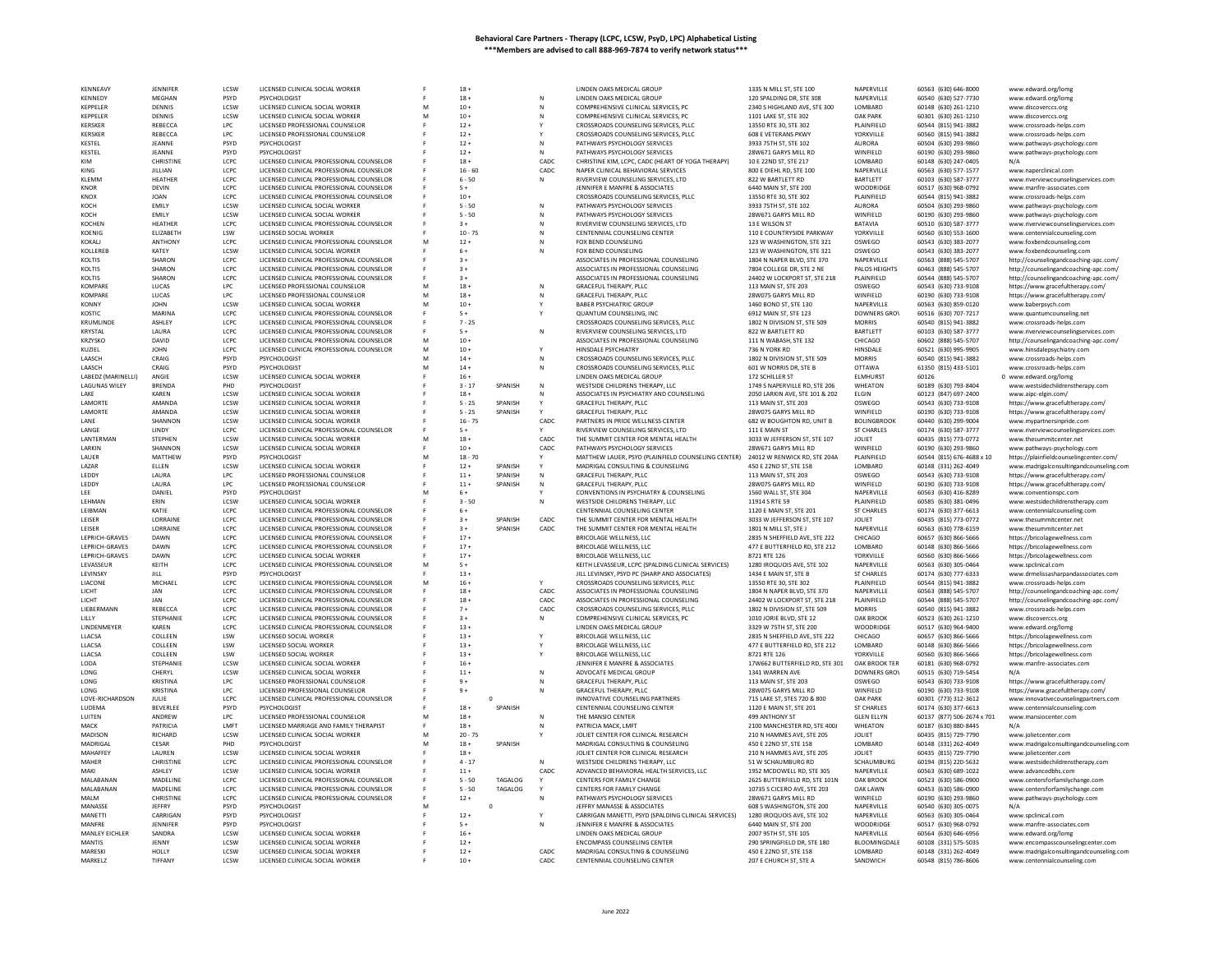**Behavioral Care Partners - Therapy (LCPC, LCSW, PsyD, LPC) Alphabetical Listing**
**\*\*\*Members are advised to call 888-969-7874 to verify network status\*\*\***

| | | | | | | | | | | | | | |
|---|---|---|---|---|---|---|---|---|---|---|---|---|---|
| KENNEAVY | JENNIFER | LCSW | LICENSED CLINICAL SOCIAL WORKER | F | 18 + | | | LINDEN OAKS MEDICAL GROUP | 1335 N MILL ST, STE 100 | NAPERVILLE | 60563 | (630) 646-8000 | www.edward.org/lomg |
| KENNEDY | MEGHAN | PSYD | PSYCHOLOGIST | F | 18 + | | N | LINDEN OAKS MEDICAL GROUP | 120 SPALDING DR, STE 308 | NAPERVILLE | 60540 | (630) 527-7730 | www.edward.org/lomg |
| KEPPELER | DENNIS | LCSW | LICENSED CLINICAL SOCIAL WORKER | M | 10 + | | N | COMPREHENSIVE CLINICAL SERVICES, PC | 2340 S HIGHLAND AVE, STE 300 | LOMBARD | 60148 | (630) 261-1210 | www.discoverccs.org |
| KEPPELER | DENNIS | LCSW | LICENSED CLINICAL SOCIAL WORKER | M | 10 + | | N | COMPREHENSIVE CLINICAL SERVICES, PC | 1101 LAKE ST, STE 302 | OAK PARK | 60301 | (630) 261-1210 | www.discoverccs.org |
| KERSKER | REBECCA | LPC | LICENSED PROFESSIONAL COUNSELOR | F | 12 + | | Y | CROSSROADS COUNSELING SERVICES, PLLC | 13550 RTE 30, STE 302 | PLAINFIELD | 60544 | (815) 941-3882 | www.crossroads-helps.com |
| KERSKER | REBECCA | LPC | LICENSED PROFESSIONAL COUNSELOR | F | 12 + | | Y | CROSSROADS COUNSELING SERVICES, PLLC | 608 E VETERANS PKWY | YORKVILLE | 60560 | (815) 941-3882 | www.crossroads-helps.com |
| KESTEL | JEANNE | PSYD | PSYCHOLOGIST | F | 12 + | | N | PATHWAYS PSYCHOLOGY SERVICES | 3933 75TH ST, STE 102 | AURORA | 60504 | (630) 293-9860 | www.pathways-psychology.com |
| KESTEL | JEANNE | PSYD | PSYCHOLOGIST | F | 12 + | | N | PATHWAYS PSYCHOLOGY SERVICES | 28W671 GARYS MILL RD | WINFIELD | 60190 | (630) 293-9860 | www.pathways-psychology.com |
| KIM | CHRISTINE | LCPC | LICENSED CLINICAL PROFESSIONAL COUNSELOR | F | 18 + | | CADC | CHRISTINE KIM, LCPC, CADC (HEART OF YOGA THERAPY) | 10 E 22ND ST, STE 217 | LOMBARD | 60148 | (630) 247-0405 | N/A |
| KING | JILLIAN | LCPC | LICENSED CLINICAL PROFESSIONAL COUNSELOR | F | 16 - 60 | | CADC | NAPER CLINICAL BEHAVIORAL SERVICES | 800 E DIEHL RD, STE 100 | NAPERVILLE | 60563 | (630) 577-1577 | www.naperclinical.com |
| KLEMM | HEATHER | LCPC | LICENSED CLINICAL PROFESSIONAL COUNSELOR | F | 6 - 50 | | N | RIVERVIEW COUNSELING SERVICES, LTD | 822 W BARTLETT RD | BARTLETT | 60103 | (630) 587-3777 | www.riverviewcounselingservices.com |
| KNOR | DEVIN | LCPC | LICENSED CLINICAL PROFESSIONAL COUNSELOR | F | 5 + | | | JENNIFER E MANFRE & ASSOCIATES | 6440 MAIN ST, STE 200 | WOODRIDGE | 60517 | (630) 968-0792 | www.manfre-associates.com |
| KNOX | JOAN | LCPC | LICENSED CLINICAL PROFESSIONAL COUNSELOR | F | 10 + | | | CROSSROADS COUNSELING SERVICES, PLLC | 13550 RTE 30, STE 302 | PLAINFIELD | 60544 | (815) 941-3882 | www.crossroads-helps.com |
| KOCH | EMILY | LCSW | LICENSED CLINICAL SOCIAL WORKER | F | 5 - 50 | | N | PATHWAYS PSYCHOLOGY SERVICES | 3933 75TH ST, STE 102 | AURORA | 60504 | (630) 293-9860 | www.pathways-psychology.com |
| KOCH | EMILY | LCSW | LICENSED CLINICAL SOCIAL WORKER | F | 5 - 50 | | N | PATHWAYS PSYCHOLOGY SERVICES | 28W671 GARYS MILL RD | WINFIELD | 60190 | (630) 293-9860 | www.pathways-psychology.com |
| KOCHEN | HEATHER | LCPC | LICENSED CLINICAL PROFESSIONAL COUNSELOR | F | 3 + | | N | RIVERVIEW COUNSELING SERVICES, LTD | 13 E WILSON ST | BATAVIA | 60510 | (630) 587-3777 | www.riverviewcounselingservices.com |
| KOENIG | ELIZABETH | LSW | LICENSED SOCIAL WORKER | F | 10 - 75 | | N | CENTENNIAL COUNSELING CENTER | 110 E COUNTRYSIDE PARKWAY | YORKVILLE | 60560 | (630) 553-1600 | www.centennialcounseling.com |
| KOKALJ | ANTHONY | LCPC | LICENSED CLINICAL PROFESSIONAL COUNSELOR | M | 12 + | | N | FOX BEND COUNSELING | 123 W WASHINGTON, STE 321 | OSWEGO | 60543 | (630) 383-2077 | www.foxbendcounseling.com |
| KOLLEREB | KATEY | LCSW | LICENSED CLINICAL SOCIAL WORKER | F | 6 + | | N | FOX BEND COUNSELING | 123 W WASHINGTON, STE 321 | OSWEGO | 60543 | (630) 383-2077 | www.foxbendcounseling.com |
| KOLTIS | SHARON | LCPC | LICENSED CLINICAL PROFESSIONAL COUNSELOR | F | 3 + | | | ASSOCIATES IN PROFESSIONAL COUNSELING | 1804 N NAPER BLVD, STE 370 | NAPERVILLE | 60563 | (888) 545-5707 | http://counselingandcoaching-apc.com/ |
| KOLTIS | SHARON | LCPC | LICENSED CLINICAL PROFESSIONAL COUNSELOR | F | 3 + | | | ASSOCIATES IN PROFESSIONAL COUNSELING | 7804 COLLEGE DR, STE 2 NE | PALOS HEIGHTS | 60463 | (888) 545-5707 | http://counselingandcoaching-apc.com/ |
| KOLTIS | SHARON | LCPC | LICENSED CLINICAL PROFESSIONAL COUNSELOR | F | 3 + | | | ASSOCIATES IN PROFESSIONAL COUNSELING | 24402 W LOCKPORT ST, STE 218 | PLAINFIELD | 60544 | (888) 545-5707 | http://counselingandcoaching-apc.com/ |
| KOMPARE | LUCAS | LPC | LICENSED PROFESSIONAL COUNSELOR | M | 18 + | | N | GRACEFUL THERAPY, PLLC | 113 MAIN ST, STE 203 | OSWEGO | 60543 | (630) 733-9108 | https://www.gracefultherapy.com/ |
| KOMPARE | LUCAS | LPC | LICENSED PROFESSIONAL COUNSELOR | M | 18 + | | N | GRACEFUL THERAPY, PLLC | 28W075 GARYS MILL RD | WINFIELD | 60190 | (630) 733-9108 | https://www.gracefultherapy.com/ |
| KONNY | JOHN | LCSW | LICENSED CLINICAL SOCIAL WORKER | M | 10 + | | Y | BABER PSYCHIATRIC GROUP | 1460 BOND ST, STE 130 | NAPERVILLE | 60563 | (630) 859-0120 | www.baberpsych.com |
| KOSTIC | MARINA | LCPC | LICENSED CLINICAL PROFESSIONAL COUNSELOR | F | 5 + | | Y | QUANTUM COUNSELING, INC | 6912 MAIN ST, STE 123 | DOWNERS GROVE | 60516 | (630) 707-7217 | www.quantumcounseling.net |
| KRUMLINDE | ASHLEY | LCPC | LICENSED CLINICAL PROFESSIONAL COUNSELOR | F | 7 - 25 | | | CROSSROADS COUNSELING SERVICES, PLLC | 1802 N DIVISION ST, STE 509 | MORRIS | 60540 | (815) 941-3882 | www.crossroads-helps.com |
| KRYSTAL | LAURA | LCPC | LICENSED CLINICAL PROFESSIONAL COUNSELOR | F | 5 + | | N | RIVERVIEW COUNSELING SERVICES, LTD | 822 W BARTLETT RD | BARTLETT | 60103 | (630) 587-3777 | www.riverviewcounselingservices.com |
| KRZYSKO | DAVID | LCPC | LICENSED CLINICAL PROFESSIONAL COUNSELOR | M | 10 + | | | ASSOCIATES IN PROFESSIONAL COUNSELING | 111 N WABASH, STE 132 | CHICAGO | 60602 | (888) 545-5707 | http://counselingandcoaching-apc.com/ |
| KUZIEL | JOHN | LCPC | LICENSED CLINICAL PROFESSIONAL COUNSELOR | M | 10 + | | Y | HINSDALE PSYCHIATRY | 736 N YORK RD | HINSDALE | 60521 | (630) 995-9905 | www.hinsdalepsychiatry.com |
| LAASCH | CRAIG | PSYD | PSYCHOLOGIST | M | 14 + | | N | CROSSROADS COUNSELING SERVICES, PLLC | 1802 N DIVISION ST, STE 509 | MORRIS | 60540 | (815) 941-3882 | www.crossroads-helps.com |
| LAASCH | CRAIG | PSYD | PSYCHOLOGIST | M | 14 + | | N | CROSSROADS COUNSELING SERVICES, PLLC | 601 W NORRIS DR, STE B | OTTAWA | 61350 | (815) 433-5101 | www.crossroads-helps.com |
| LABEDZ (MARINELLI) | ANGIE | LCSW | LICENSED CLINICAL SOCIAL WORKER | F | 16 + | | | LINDEN OAKS MEDICAL GROUP | 172 SCHILLER ST | ELMHURST | 60126 | 0 | www.edward.org/lomg |
| LAGUNAS WILEY | BRENDA | PHD | PSYCHOLOGIST | F | 3 - 17 | SPANISH | N | WESTSIDE CHILDRENS THERAPY, LLC | 1749 S NAPERVILLE RD, STE 206 | WHEATON | 60189 | (630) 793-8404 | www.westsidechildrenstherapy.com |
| LAKE | KAREN | LCSW | LICENSED CLINICAL SOCIAL WORKER | F | 18 + | | N | ASSOCIATES IN PSYCHIATRY AND COUNSELING | 2050 LARKIN AVE, STE 101 & 202 | ELGIN | 60123 | (847) 697-2400 | www.aipc-elgin.com/ |
| LAMORTE | AMANDA | LCSW | LICENSED CLINICAL SOCIAL WORKER | F | 5 - 25 | SPANISH | Y | GRACEFUL THERAPY, PLLC | 113 MAIN ST, STE 203 | OSWEGO | 60543 | (630) 733-9108 | https://www.gracefultherapy.com/ |
| LAMORTE | AMANDA | LCSW | LICENSED CLINICAL SOCIAL WORKER | F | 5 - 25 | SPANISH | Y | GRACEFUL THERAPY, PLLC | 28W075 GARYS MILL RD | WINFIELD | 60190 | (630) 733-9108 | https://www.gracefultherapy.com/ |
| LANE | SHANNON | LCSW | LICENSED CLINICAL SOCIAL WORKER | F | 16 - 75 | | CADC | PARTNERS IN PRIDE WELLNESS CENTER | 682 W BOUGHTON RD, UNIT B | BOLINGBROOK | 60440 | (630) 299-9004 | www.mypartnersinpride.com |
| LANGE | LINDY | LCPC | LICENSED CLINICAL PROFESSIONAL COUNSELOR | F | 5 + | | Y | RIVERVIEW COUNSELING SERVICES, LTD | 111 E MAIN ST | ST CHARLES | 60174 | (630) 587-3777 | www.riverviewcounselingservices.com |
| LANTERMAN | STEPHEN | LCSW | LICENSED CLINICAL SOCIAL WORKER | M | 18 + | | CADC | THE SUMMIT CENTER FOR MENTAL HEALTH | 3033 W JEFFERSON ST, STE 107 | JOLIET | 60435 | (815) 773-0772 | www.thesummitcenter.net |
| LARKIN | SHANNON | LCSW | LICENSED CLINICAL SOCIAL WORKER | F | 10 + | | CADC | PATHWAYS PSYCHOLOGY SERVICES | 28W671 GARYS MILL RD | WINFIELD | 60190 | (630) 293-9860 | www.pathways-psychology.com |
| LAUER | MATTHEW | PSYD | PSYCHOLOGIST | M | 18 - 70 | | Y | MATTHEW LAUER, PSYD (PLAINFIELD COUNSELING CENTER) | 24012 W RENWICK RD, STE 204A | PLAINFIELD | 60544 | (815) 676-4688 x 10 | https://plainfieldcounselingcenter.com/ |
| LAZAR | ELLEN | LCSW | LICENSED CLINICAL SOCIAL WORKER | F | 12 + | SPANISH | Y | MADRIGAL CONSULTING & COUNSELING | 450 E 22ND ST, STE 158 | LOMBARD | 60148 | (331) 262-4049 | www.madrigalconsultingandcounseling.com |
| LEDDY | LAURA | LPC | LICENSED PROFESSIONAL COUNSELOR | F | 11 + | SPANISH | N | GRACEFUL THERAPY, PLLC | 113 MAIN ST, STE 203 | OSWEGO | 60543 | (630) 733-9108 | https://www.gracefultherapy.com/ |
| LEDDY | LAURA | LPC | LICENSED PROFESSIONAL COUNSELOR | F | 11 + | SPANISH | N | GRACEFUL THERAPY, PLLC | 28W075 GARYS MILL RD | WINFIELD | 60190 | (630) 733-9108 | https://www.gracefultherapy.com/ |
| LEE | DANIEL | PSYD | PSYCHOLOGIST | M | 6 + | | Y | CONVENTIONS IN PSYCHIATRY & COUNSELING | 1560 WALL ST, STE 304 | NAPERVILLE | 60563 | (630) 416-8289 | www.conventionspc.com |
| LEHMAN | ERIN | LCSW | LICENSED CLINICAL SOCIAL WORKER | F | 3 - 50 | | N | WESTSIDE CHILDRENS THERAPY, LLC | 11914 S RTE 59 | PLAINFIELD | 60585 | (630) 381-0496 | www.westsidechildrenstherapy.com |
| LEIBMAN | KATIE | LCPC | LICENSED CLINICAL PROFESSIONAL COUNSELOR | F | 6 + | | | CENTENNIAL COUNSELING CENTER | 1120 E MAIN ST, STE 201 | ST CHARLES | 60174 | (630) 377-6613 | www.centennialcounseling.com |
| LEISER | LORRAINE | LCPC | LICENSED CLINICAL PROFESSIONAL COUNSELOR | F | 3 + | SPANISH | CADC | THE SUMMIT CENTER FOR MENTAL HEALTH | 3033 W JEFFERSON ST, STE 107 | JOLIET | 60435 | (815) 773-0772 | www.thesummitcenter.net |
| LEISER | LORRAINE | LCPC | LICENSED CLINICAL PROFESSIONAL COUNSELOR | F | 3 + | SPANISH | CADC | THE SUMMIT CENTER FOR MENTAL HEALTH | 1801 N MILL ST, STE J | NAPERVILLE | 60563 | (630) 778-6159 | www.thesummitcenter.net |
| LEPRICH-GRAVES | DAWN | LCPC | LICENSED CLINICAL PROFESSIONAL COUNSELOR | F | 17 + | | | BRICOLAGE WELLNESS, LLC | 2835 N SHEFFIELD AVE, STE 222 | CHICAGO | 60657 | (630) 866-5666 | https://bricolagewellness.com |
| LEPRICH-GRAVES | DAWN | LCPC | LICENSED CLINICAL PROFESSIONAL COUNSELOR | F | 17 + | | | BRICOLAGE WELLNESS, LLC | 477 E BUTTERFIELD RD, STE 212 | LOMBARD | 60148 | (630) 866-5666 | https://bricolagewellness.com |
| LEPRICH-GRAVES | DAWN | LCPC | LICENSED CLINICAL PROFESSIONAL COUNSELOR | F | 17 + | | | BRICOLAGE WELLNESS, LLC | 8721 RTE 126 | YORKVILLE | 60560 | (630) 866-5666 | https://bricolagewellness.com |
| LEVASSEUR | KEITH | LCPC | LICENSED CLINICAL PROFESSIONAL COUNSELOR | M | 5 + | | | KEITH LEVASSEUR, LCPC (SPALDING CLINICAL SERVICES) | 1280 IROQUOIS AVE, STE 102 | NAPERVILLE | 60563 | (630) 305-0464 | www.spclinical.com |
| LEVINSKY | JILL | PSYD | PSYCHOLOGIST | F | 13 + | | | JILL LEVINSKY, PSYD PC (SHARP AND ASSOCIATES) | 1434 E MAIN ST, STE B | ST CHARLES | 60174 | (630) 777-6333 | www.drmelissasharpandassociates.com |
| LIACONE | MICHAEL | LCPC | LICENSED CLINICAL PROFESSIONAL COUNSELOR | M | 16 + | | Y | CROSSROADS COUNSELING SERVICES, PLLC | 13550 RTE 30, STE 302 | PLAINFIELD | 60544 | (815) 941-3882 | www.crossroads-helps.com |
| LICHT | JAN | LCPC | LICENSED CLINICAL PROFESSIONAL COUNSELOR | F | 18 + | | CADC | ASSOCIATES IN PROFESSIONAL COUNSELING | 1804 N NAPER BLVD, STE 370 | NAPERVILLE | 60563 | (888) 545-5707 | http://counselingandcoaching-apc.com/ |
| LICHT | JAN | LCPC | LICENSED CLINICAL PROFESSIONAL COUNSELOR | F | 18 + | | CADC | ASSOCIATES IN PROFESSIONAL COUNSELING | 24402 W LOCKPORT ST, STE 218 | PLAINFIELD | 60544 | (888) 545-5707 | http://counselingandcoaching-apc.com/ |
| LIEBERMANN | REBECCA | LCPC | LICENSED CLINICAL PROFESSIONAL COUNSELOR | F | 7 + | | CADC | CROSSROADS COUNSELING SERVICES, PLLC | 1802 N DIVISION ST, STE 509 | MORRIS | 60540 | (815) 941-3882 | www.crossroads-helps.com |
| LILLY | STEPHANIE | LCPC | LICENSED CLINICAL PROFESSIONAL COUNSELOR | F | 3 + | | N | COMPREHENSIVE CLINICAL SERVICES, PC | 1010 JORIE BLVD, STE 12 | OAK BROOK | 60523 | (630) 261-1210 | www.discoverccs.org |
| LINDENMEYER | KAREN | LCPC | LICENSED CLINICAL PROFESSIONAL COUNSELOR | F | 13 + | | | LINDEN OAKS MEDICAL GROUP | 3329 W 75TH ST, STE 200 | WOODRIDGE | 60517 | (630) 964-9400 | www.edward.org/lomg |
| LLACSA | COLLEEN | LSW | LICENSED SOCIAL WORKER | F | 13 + | | Y | BRICOLAGE WELLNESS, LLC | 2835 N SHEFFIELD AVE, STE 222 | CHICAGO | 60657 | (630) 866-5666 | https://bricolagewellness.com |
| LLACSA | COLLEEN | LSW | LICENSED SOCIAL WORKER | F | 13 + | | Y | BRICOLAGE WELLNESS, LLC | 477 E BUTTERFIELD RD, STE 212 | LOMBARD | 60148 | (630) 866-5666 | https://bricolagewellness.com |
| LLACSA | COLLEEN | LSW | LICENSED SOCIAL WORKER | F | 13 + | | Y | BRICOLAGE WELLNESS, LLC | 8721 RTE 126 | YORKVILLE | 60560 | (630) 866-5666 | https://bricolagewellness.com |
| LODA | STEPHANIE | LCSW | LICENSED CLINICAL SOCIAL WORKER | F | 16 + | | | JENNIFER E MANFRE & ASSOCIATES | 17W662 BUTTERFIELD RD, STE 301 | OAK BROOK TER | 60181 | (630) 968-0792 | www.manfre-associates.com |
| LONG | CHERYL | LCSW | LICENSED CLINICAL SOCIAL WORKER | F | 11 + | | N | ADVOCATE MEDICAL GROUP | 1341 WARREN AVE | DOWNERS GROVE | 60515 | (630) 719-5454 | N/A |
| LONG | KRISTINA | LPC | LICENSED PROFESSIONAL COUNSELOR | F | 9 + | | N | GRACEFUL THERAPY, PLLC | 113 MAIN ST, STE 203 | OSWEGO | 60543 | (630) 733-9108 | https://www.gracefultherapy.com/ |
| LONG | KRISTINA | LPC | LICENSED PROFESSIONAL COUNSELOR | F | 9 + | | N | GRACEFUL THERAPY, PLLC | 28W075 GARYS MILL RD | WINFIELD | 60190 | (630) 733-9108 | https://www.gracefultherapy.com/ |
| LOVE-RICHARDSON | JULIE | LCPC | LICENSED CLINICAL PROFESSIONAL COUNSELOR | F | | 0 | | INNOVATIVE COUNSELING PARTNERS | 715 LAKE ST, STES 720 & 800 | OAK PARK | 60301 | (773) 312-3612 | www.innovativecounselingpartners.com |
| LUDEMA | BEVERLEE | PSYD | PSYCHOLOGIST | F | 18 + | SPANISH | | CENTENNIAL COUNSELING CENTER | 1120 E MAIN ST, STE 201 | ST CHARLES | 60174 | (630) 377-6613 | www.centennialcounseling.com |
| LUITEN | ANDREW | LPC | LICENSED PROFESSIONAL COUNSELOR | M | 18 + | | N | THE MANSIO CENTER | 499 ANTHONY ST | GLEN ELLYN | 60137 | (877) 506-2674 x 701 | www.mansiocenter.com |
| MACK | PATRICIA | LMFT | LICENSED MARRIAGE AND FAMILY THERAPIST | F | 18 + | | N | PATRICIA MACK, LMFT | 2100 MANCHESTER RD, STE 400J | WHEATON | 60187 | (630) 880-8445 | N/A |
| MADISON | RICHARD | LCSW | LICENSED CLINICAL SOCIAL WORKER | M | 20 - 75 | | Y | JOLIET CENTER FOR CLINICAL RESEARCH | 210 N HAMMES AVE, STE 205 | JOLIET | 60435 | (815) 729-7790 | www.jolietcenter.com |
| MADRIGAL | CESAR | PHD | PSYCHOLOGIST | M | 18 + | SPANISH | | MADRIGAL CONSULTING & COUNSELING | 450 E 22ND ST, STE 158 | LOMBARD | 60148 | (331) 262-4049 | www.madrigalconsultingandcounseling.com |
| MAHAFFEY | LAUREN | LCSW | LICENSED CLINICAL SOCIAL WORKER | F | 18 + | | | JOLIET CENTER FOR CLINICAL RESEARCH | 210 N HAMMES AVE, STE 205 | JOLIET | 60435 | (815) 729-7790 | www.jolietcenter.com |
| MAHER | CHRISTINE | LCPC | LICENSED CLINICAL PROFESSIONAL COUNSELOR | F | 4 - 17 | | N | WESTSIDE CHILDRENS THERAPY, LLC | 51 W SCHAUMBURG RD | SCHAUMBURG | 60194 | (815) 220-5632 | www.westsidechildrenstherapy.com |
| MAKI | ASHLEY | LCSW | LICENSED CLINICAL SOCIAL WORKER | F | 11 + | | CADC | ADVANCED BEHAVIORAL HEALTH SERVICES, LLC | 1952 MCDOWELL RD, STE 305 | NAPERVILLE | 60563 | (630) 689-1022 | www.advancedbhs.com |
| MALABANAN | MADELINE | LCPC | LICENSED CLINICAL PROFESSIONAL COUNSELOR | F | 5 - 50 | TAGALOG | Y | CENTERS FOR FAMILY CHANGE | 2625 BUTTERFIELD RD, STE 101N | OAK BROOK | 60523 | (630) 586-0900 | www.centersforfamilychange.com |
| MALABANAN | MADELINE | LCPC | LICENSED CLINICAL PROFESSIONAL COUNSELOR | F | 5 - 50 | TAGALOG | Y | CENTERS FOR FAMILY CHANGE | 10735 S CICERO AVE, STE 203 | OAK LAWN | 60453 | (630) 586-0900 | www.centersforfamilychange.com |
| MALM | CHRISTINE | LCPC | LICENSED CLINICAL PROFESSIONAL COUNSELOR | F | 12 + | | N | PATHWAYS PSYCHOLOGY SERVICES | 28W671 GARYS MILL RD | WINFIELD | 60190 | (630) 293-9860 | www.pathways-psychology.com |
| MANASSE | JEFFRY | PSYD | PSYCHOLOGIST | M | | 0 | | JEFFRY MANASSE & ASSOCIATES | 608 S WASHINGTON, STE 200 | NAPERVILLE | 60540 | (630) 305-0075 | N/A |
| MANETTI | CARRIGAN | PSYD | PSYCHOLOGIST | F | 12 + | | Y | CARRIGAN MANETTI, PSYD (SPALDING CLINICAL SERVICES) | 1280 IROQUOIS AVE, STE 102 | NAPERVILLE | 60563 | (630) 305-0464 | www.spclinical.com |
| MANFRE | JENNIFER | PSYD | PSYCHOLOGIST | F | 5 + | | N | JENNIFER E MANFRE & ASSOCIATES | 6440 MAIN ST, STE 200 | WOODRIDGE | 60517 | (630) 968-0792 | www.manfre-associates.com |
| MANLEY EICHLER | SANDRA | LCSW | LICENSED CLINICAL SOCIAL WORKER | F | 16 + | | | LINDEN OAKS MEDICAL GROUP | 2007 95TH ST, STE 105 | NAPERVILLE | 60564 | (630) 646-6956 | www.edward.org/lomg |
| MANTIS | JENNY | LCSW | LICENSED CLINICAL SOCIAL WORKER | F | 12 + | | | ENCOMPASS COUNSELING CENTER | 290 SPRINGFIELD DR, STE 180 | BLOOMINGDALE | 60108 | (331) 575-5035 | www.encompasscounselingcenter.com |
| MARESKI | HOLLY | LCSW | LICENSED CLINICAL SOCIAL WORKER | F | 12 + | | CADC | MADRIGAL CONSULTING & COUNSELING | 450 E 22ND ST, STE 158 | LOMBARD | 60148 | (331) 262-4049 | www.madrigalconsultingandcounseling.com |
| MARKELZ | TIFFANY | LCSW | LICENSED CLINICAL SOCIAL WORKER | F | 10 + | | CADC | CENTENNIAL COUNSELING CENTER | 207 E CHURCH ST, STE A | SANDWICH | 60548 | (815) 786-8606 | www.centennialcounseling.com |

June 2022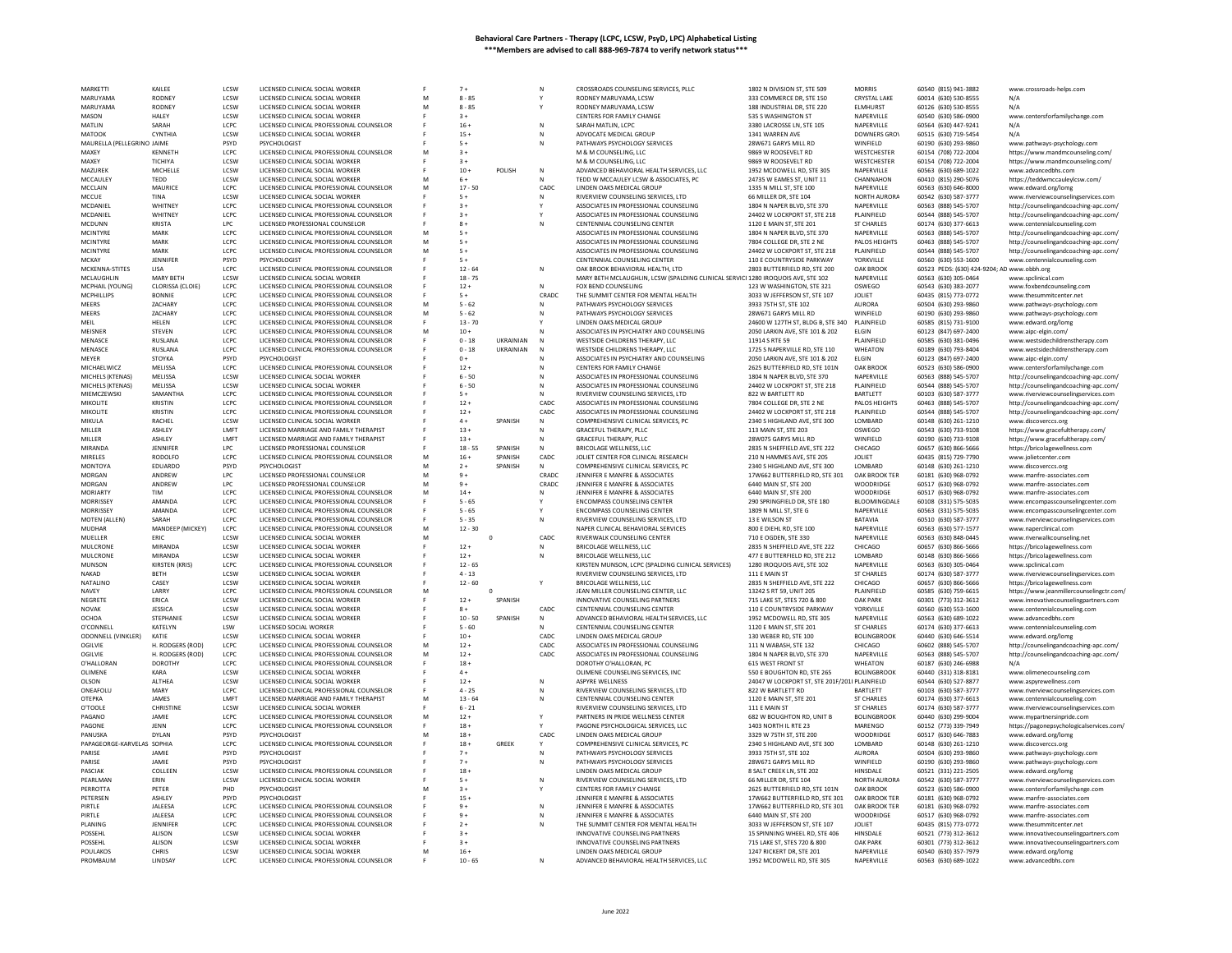# Behavioral Care Partners - Therapy (LCPC, LCSW, PsyD, LPC) Alphabetical Listing

**\*\*\*Members are advised to call 888-969-7874 to verify network status\*\*\***

| | | | | | | | | | | | | | |
|---|---|---|---|---|---|---|---|---|---|---|---|---|---|
| MARKETTI | KAILEE | LCSW | LICENSED CLINICAL SOCIAL WORKER | F | 7 + | | N | CROSSROADS COUNSELING SERVICES, PLLC | 1802 N DIVISION ST, STE 509 | MORRIS | 60540 | (815) 941-3882 | www.crossroads-helps.com |
| MARUYAMA | RODNEY | LCSW | LICENSED CLINICAL SOCIAL WORKER | M | 8 - 85 | | Y | RODNEY MARUYAMA, LCSW | 333 COMMERCE DR, STE 150 | CRYSTAL LAKE | 60014 | (630) 530-8555 | N/A |
| MARUYAMA | RODNEY | LCSW | LICENSED CLINICAL SOCIAL WORKER | M | 8 - 85 | | Y | RODNEY MARUYAMA, LCSW | 188 INDUSTRIAL DR, STE 220 | ELMHURST | 60126 | (630) 530-8555 | N/A |
| MASON | HALEY | LCSW | LICENSED CLINICAL SOCIAL WORKER | F | 3 + | | | CENTERS FOR FAMILY CHANGE | 535 S WASHINGTON ST | NAPERVILLE | 60540 | (630) 586-0900 | www.centersforfamilychange.com |
| MATLIN | SARAH | LCPC | LICENSED CLINICAL PROFESSIONAL COUNSELOR | F | 16 + | | N | SARAH MATLIN, LCPC | 3380 LACROSSE LN, STE 105 | NAPERVILLE | 60564 | (630) 447-9241 | N/A |
| MATOOK | CYNTHIA | LCSW | LICENSED CLINICAL SOCIAL WORKER | F | 15 + | | N | ADVOCATE MEDICAL GROUP | 1341 WARREN AVE | DOWNERS GROV | 60515 | (630) 719-5454 | N/A |
| MAURELLA (PELLEGRINO) | JAIME | PSYD | PSYCHOLOGIST | F | 5 + | | N | PATHWAYS PSYCHOLOGY SERVICES | 28W671 GARYS MILL RD | WINFIELD | 60190 | (630) 293-9860 | www.pathways-psychology.com |
| MAXEY | KENNETH | LCPC | LICENSED CLINICAL PROFESSIONAL COUNSELOR | M | 3 + | | | M & M COUNSELING, LLC | 9869 W ROOSEVELT RD | WESTCHESTER | 60154 | (708) 722-2004 | https://www.mandmcounseling.com/ |
| MAXEY | TICHIYA | LCSW | LICENSED CLINICAL SOCIAL WORKER | F | 3 + | | | M & M COUNSELING, LLC | 9869 W ROOSEVELT RD | WESTCHESTER | 60154 | (708) 722-2004 | https://www.mandmcounseling.com/ |
| MAZUREK | MICHELLE | LCSW | LICENSED CLINICAL SOCIAL WORKER | F | 10 + | POLISH | N | ADVANCED BEHAVIORAL HEALTH SERVICES, LLC | 1952 MCDOWELL RD, STE 305 | NAPERVILLE | 60563 | (630) 689-1022 | www.advancedbhs.com |
| MCCAULEY | TEDD | LCSW | LICENSED CLINICAL SOCIAL WORKER | M | 6 + | | N | TEDD W MCCAULEY LCSW & ASSOCIATES, PC | 24735 W EAMES ST, UNIT 11 | CHANNAHON | 60410 | (815) 290-5076 | https://teddwmccauleylcsw.com/ |
| MCCLAIN | MAURICE | LCPC | LICENSED CLINICAL PROFESSIONAL COUNSELOR | M | 17 - 50 | | CADC | LINDEN OAKS MEDICAL GROUP | 1335 N MILL ST, STE 100 | NAPERVILLE | 60563 | (630) 646-8000 | www.edward.org/lomg |
| MCCUE | TINA | LCSW | LICENSED CLINICAL SOCIAL WORKER | F | 5 + | | N | RIVERVIEW COUNSELING SERVICES, LTD | 66 MILLER DR, STE 104 | NORTH AURORA | 60542 | (630) 587-3777 | www.riverviewcounselingservices.com |
| MCDANIEL | WHITNEY | LCPC | LICENSED CLINICAL PROFESSIONAL COUNSELOR | F | 3 + | | Y | ASSOCIATES IN PROFESSIONAL COUNSELING | 1804 N NAPER BLVD, STE 370 | NAPERVILLE | 60563 | (888) 545-5707 | http://counselingandcoaching-apc.com/ |
| MCDANIEL | WHITNEY | LCPC | LICENSED CLINICAL PROFESSIONAL COUNSELOR | F | 3 + | | Y | ASSOCIATES IN PROFESSIONAL COUNSELING | 24402 W LOCKPORT ST, STE 218 | PLAINFIELD | 60544 | (888) 545-5707 | http://counselingandcoaching-apc.com/ |
| MCDUNN | KRISTA | LPC | LICENSED PROFESSIONAL COUNSELOR | F | 8 + | | N | CENTENNIAL COUNSELING CENTER | 1120 E MAIN ST, STE 201 | ST CHARLES | 60174 | (630) 377-6613 | www.centennialcounseling.com |
| MCINTYRE | MARK | LCPC | LICENSED CLINICAL PROFESSIONAL COUNSELOR | M | 5 + | | | ASSOCIATES IN PROFESSIONAL COUNSELING | 1804 N NAPER BLVD, STE 370 | NAPERVILLE | 60563 | (888) 545-5707 | http://counselingandcoaching-apc.com/ |
| MCINTYRE | MARK | LCPC | LICENSED CLINICAL PROFESSIONAL COUNSELOR | M | 5 + | | | ASSOCIATES IN PROFESSIONAL COUNSELING | 7804 COLLEGE DR, STE 2 NE | PALOS HEIGHTS | 60463 | (888) 545-5707 | http://counselingandcoaching-apc.com/ |
| MCINTYRE | MARK | LCPC | LICENSED CLINICAL PROFESSIONAL COUNSELOR | M | 5 + | | | ASSOCIATES IN PROFESSIONAL COUNSELING | 24402 W LOCKPORT ST, STE 218 | PLAINFIELD | 60544 | (888) 545-5707 | http://counselingandcoaching-apc.com/ |
| MCKAY | JENNIFER | PSYD | PSYCHOLOGIST | F | 5 + | | | CENTENNIAL COUNSELING CENTER | 110 E COUNTRYSIDE PARKWAY | YORKVILLE | 60560 | (630) 553-1600 | www.centennialcounseling.com |
| MCKENNA-STITES | LISA | LCPC | LICENSED CLINICAL PROFESSIONAL COUNSELOR | F | 12 - 64 | | N | OAK BROOK BEHAVIORAL HEALTH, LTD | 2803 BUTTERFIELD RD, STE 200 | OAK BROOK | 60523 | PEDS: (630) 424-9204; AD | www.obbh.org |
| MCLAUGHLIN | MARY BETH | LCSW | LICENSED CLINICAL SOCIAL WORKER | F | 18 - 75 | | | MARY BETH MCLAUGHLIN, LCSW (SPALDING CLINICAL SERVICES) | 1280 IROQUOIS AVE, STE 102 | NAPERVILLE | 60563 | (630) 305-0464 | www.spclinical.com |
| MCPHAIL (YOUNG) | CLORISSA (CLOIE) | LCPC | LICENSED CLINICAL PROFESSIONAL COUNSELOR | F | 12 + | | N | FOX BEND COUNSELING | 123 W WASHINGTON, STE 321 | OSWEGO | 60543 | (630) 383-2077 | www.foxbendcounseling.com |
| MCPHILLIPS | BONNIE | LCPC | LICENSED CLINICAL PROFESSIONAL COUNSELOR | F | 5 + | | CRADC | THE SUMMIT CENTER FOR MENTAL HEALTH | 3033 W JEFFERSON ST, STE 107 | JOLIET | 60435 | (815) 773-0772 | www.thesummitcenter.net |
| MEERS | ZACHARY | LCPC | LICENSED CLINICAL PROFESSIONAL COUNSELOR | M | 5 - 62 | | N | PATHWAYS PSYCHOLOGY SERVICES | 3933 75TH ST, STE 102 | AURORA | 60504 | (630) 293-9860 | www.pathways-psychology.com |
| MEERS | ZACHARY | LCPC | LICENSED CLINICAL PROFESSIONAL COUNSELOR | M | 5 - 62 | | N | PATHWAYS PSYCHOLOGY SERVICES | 28W671 GARYS MILL RD | WINFIELD | 60190 | (630) 293-9860 | www.pathways-psychology.com |
| MEIL | HELEN | LCPC | LICENSED CLINICAL PROFESSIONAL COUNSELOR | F | 13 - 70 | | Y | LINDEN OAKS MEDICAL GROUP | 24600 W 127TH ST, BLDG B, STE 340 | PLAINFIELD | 60585 | (815) 731-9100 | www.edward.org/lomg |
| MEISNER | STEVEN | LCPC | LICENSED CLINICAL PROFESSIONAL COUNSELOR | M | 10 + | | N | ASSOCIATES IN PSYCHIATRY AND COUNSELING | 2050 LARKIN AVE, STE 101 & 202 | ELGIN | 60123 | (847) 697-2400 | www.aipc-elgin.com/ |
| MENASCE | RUSLANA | LCPC | LICENSED CLINICAL PROFESSIONAL COUNSELOR | F | 0 - 18 | UKRAINIAN | N | WESTSIDE CHILDRENS THERAPY, LLC | 11914 S RTE 59 | PLAINFIELD | 60585 | (630) 381-0496 | www.westsidechildrenstherapy.com |
| MENASCE | RUSLANA | LCPC | LICENSED CLINICAL PROFESSIONAL COUNSELOR | F | 0 - 18 | UKRAINIAN | N | WESTSIDE CHILDRENS THERAPY, LLC | 1725 S NAPERVILLE RD, STE 110 | WHEATON | 60189 | (630) 793-8404 | www.westsidechildrenstherapy.com |
| MEYER | STOYKA | PSYD | PSYCHOLOGIST | F | 0 + | | N | ASSOCIATES IN PSYCHIATRY AND COUNSELING | 2050 LARKIN AVE, STE 101 & 202 | ELGIN | 60123 | (847) 697-2400 | www.aipc-elgin.com/ |
| MICHAELWICZ | MELISSA | LCPC | LICENSED CLINICAL PROFESSIONAL COUNSELOR | F | 12 + | | N | CENTERS FOR FAMILY CHANGE | 2625 BUTTERFIELD RD, STE 101N | OAK BROOK | 60523 | (630) 586-0900 | www.centersforfamilychange.com |
| MICHELS (KTENAS) | MELISSA | LCSW | LICENSED CLINICAL SOCIAL WORKER | F | 6 - 50 | | N | ASSOCIATES IN PROFESSIONAL COUNSELING | 1804 N NAPER BLVD, STE 370 | NAPERVILLE | 60563 | (888) 545-5707 | http://counselingandcoaching-apc.com/ |
| MICHELS (KTENAS) | MELISSA | LCSW | LICENSED CLINICAL SOCIAL WORKER | F | 6 - 50 | | N | ASSOCIATES IN PROFESSIONAL COUNSELING | 24402 W LOCKPORT ST, STE 218 | PLAINFIELD | 60544 | (888) 545-5707 | http://counselingandcoaching-apc.com/ |
| MIEMCZEWSKI | SAMANTHA | LCPC | LICENSED CLINICAL PROFESSIONAL COUNSELOR | F | 5 + | | N | RIVERVIEW COUNSELING SERVICES, LTD | 822 W BARTLETT RD | BARTLETT | 60103 | (630) 587-3777 | www.riverviewcounselingservices.com |
| MIKOLITE | KRISTIN | LCPC | LICENSED CLINICAL PROFESSIONAL COUNSELOR | F | 12 + | | CADC | ASSOCIATES IN PROFESSIONAL COUNSELING | 7804 COLLEGE DR, STE 2 NE | PALOS HEIGHTS | 60463 | (888) 545-5707 | http://counselingandcoaching-apc.com/ |
| MIKOLITE | KRISTIN | LCPC | LICENSED CLINICAL PROFESSIONAL COUNSELOR | F | 12 + | | CADC | ASSOCIATES IN PROFESSIONAL COUNSELING | 24402 W LOCKPORT ST, STE 218 | PLAINFIELD | 60544 | (888) 545-5707 | http://counselingandcoaching-apc.com/ |
| MIKULA | RACHEL | LCSW | LICENSED CLINICAL SOCIAL WORKER | F | 4 + | SPANISH | N | COMPREHENSIVE CLINICAL SERVICES, PC | 2340 S HIGHLAND AVE, STE 300 | LOMBARD | 60148 | (630) 261-1210 | www.discoverccs.org |
| MILLER | ASHLEY | LMFT | LICENSED MARRIAGE AND FAMILY THERAPIST | F | 13 + | | N | GRACEFUL THERAPY, PLLC | 113 MAIN ST, STE 203 | OSWEGO | 60543 | (630) 733-9108 | https://www.gracefultherapy.com/ |
| MILLER | ASHLEY | LMFT | LICENSED MARRIAGE AND FAMILY THERAPIST | F | 13 + | | N | GRACEFUL THERAPY, PLLC | 28W075 GARYS MILL RD | WINFIELD | 60190 | (630) 733-9108 | https://www.gracefultherapy.com/ |
| MIRANDA | JENNIFER | LPC | LICENSED PROFESSIONAL COUNSELOR | F | 18 - 55 | SPANISH | N | BRICOLAGE WELLNESS, LLC | 2835 N SHEFFIELD AVE, STE 222 | CHICAGO | 60657 | (630) 866-5666 | https://bricolagewellness.com |
| MIRELES | RODOLFO | LCPC | LICENSED CLINICAL PROFESSIONAL COUNSELOR | M | 16 + | SPANISH | CADC | JOLIET CENTER FOR CLINICAL RESEARCH | 210 N HAMMES AVE, STE 205 | JOLIET | 60435 | (815) 729-7790 | www.jolietcenter.com |
| MONTOYA | EDUARDO | PSYD | PSYCHOLOGIST | M | 2 + | SPANISH | N | COMPREHENSIVE CLINICAL SERVICES, PC | 2340 S HIGHLAND AVE, STE 300 | LOMBARD | 60148 | (630) 261-1210 | www.discoverccs.org |
| MORGAN | ANDREW | LPC | LICENSED PROFESSIONAL COUNSELOR | M | 9 + | | CRADC | JENNIFER E MANFRE & ASSOCIATES | 17W662 BUTTERFIELD RD, STE 301 | OAK BROOK TER | 60181 | (630) 968-0792 | www.manfre-associates.com |
| MORGAN | ANDREW | LPC | LICENSED PROFESSIONAL COUNSELOR | M | 9 + | | CRADC | JENNIFER E MANFRE & ASSOCIATES | 6440 MAIN ST, STE 200 | WOODRIDGE | 60517 | (630) 968-0792 | www.manfre-associates.com |
| MORIARTY | TIM | LCPC | LICENSED CLINICAL PROFESSIONAL COUNSELOR | M | 14 + | | N | JENNIFER E MANFRE & ASSOCIATES | 6440 MAIN ST, STE 200 | WOODRIDGE | 60517 | (630) 968-0792 | www.manfre-associates.com |
| MORRISSEY | AMANDA | LCPC | LICENSED CLINICAL PROFESSIONAL COUNSELOR | F | 5 - 65 | | Y | ENCOMPASS COUNSELING CENTER | 290 SPRINGFIELD DR, STE 180 | BLOOMINGDALE | 60108 | (331) 575-5035 | www.encompasscounselingcenter.com |
| MORRISSEY | AMANDA | LCPC | LICENSED CLINICAL PROFESSIONAL COUNSELOR | F | 5 - 65 | | Y | ENCOMPASS COUNSELING CENTER | 1809 N MILL ST, STE G | NAPERVILLE | 60563 | (331) 575-5035 | www.encompasscounselingcenter.com |
| MOTEN (ALLEN) | SARAH | LCPC | LICENSED CLINICAL PROFESSIONAL COUNSELOR | F | 5 - 35 | | N | RIVERVIEW COUNSELING SERVICES, LTD | 13 E WILSON ST | BATAVIA | 60510 | (630) 587-3777 | www.riverviewcounselingservices.com |
| MUDHAR | MANDEEP (MICKEY) | LCPC | LICENSED CLINICAL PROFESSIONAL COUNSELOR | M | 12 - 30 | | | NAPER CLINICAL BEHAVIORAL SERVICES | 800 E DIEHL RD, STE 100 | NAPERVILLE | 60563 | (630) 577-1577 | www.naperclinical.com |
| MUELLER | ERIC | LCSW | LICENSED CLINICAL SOCIAL WORKER | M | 0 | | CADC | RIVERWALK COUNSELING CENTER | 710 E OGDEN, STE 330 | NAPERVILLE | 60563 | (630) 848-0445 | www.riverwalkcounseling.net |
| MULCRONE | MIRANDA | LCSW | LICENSED CLINICAL SOCIAL WORKER | F | 12 + | | N | BRICOLAGE WELLNESS, LLC | 2835 N SHEFFIELD AVE, STE 222 | CHICAGO | 60657 | (630) 866-5666 | https://bricolagewellness.com |
| MULCRONE | MIRANDA | LCSW | LICENSED CLINICAL SOCIAL WORKER | F | 12 + | | N | BRICOLAGE WELLNESS, LLC | 477 E BUTTERFIELD RD, STE 212 | LOMBARD | 60148 | (630) 866-5666 | https://bricolagewellness.com |
| MUNSON | KIRSTEN (KRIS) | LCPC | LICENSED CLINICAL PROFESSIONAL COUNSELOR | F | 12 - 65 | | | KIRSTEN MUNSON, LCPC (SPALDING CLINICAL SERVICES) | 1280 IROQUOIS AVE, STE 102 | NAPERVILLE | 60563 | (630) 305-0464 | www.spclinical.com |
| NAKAD | BETH | LCSW | LICENSED CLINICAL SOCIAL WORKER | F | 4 - 13 | | | RIVERVIEW COUNSELING SERVICES, LTD | 111 E MAIN ST | ST CHARLES | 60174 | (630) 587-3777 | www.riverviewcounselingservices.com |
| NATALINO | CASEY | LCSW | LICENSED CLINICAL SOCIAL WORKER | F | 12 - 60 | | Y | BRICOLAGE WELLNESS, LLC | 2835 N SHEFFIELD AVE, STE 222 | CHICAGO | 60657 | (630) 866-5666 | https://bricolagewellness.com |
| NAVEY | LARRY | LCPC | LICENSED CLINICAL PROFESSIONAL COUNSELOR | M | 0 | | | JEAN MILLER COUNSELING CENTER, LLC | 13242 S RT 59, UNIT 205 | PLAINFIELD | 60585 | (630) 759-6615 | https://www.jeanmillercounselingctr.com/ |
| NEGRETE | ERICA | LCSW | LICENSED CLINICAL SOCIAL WORKER | F | 12 + | SPANISH | | INNOVATIVE COUNSELING PARTNERS | 715 LAKE ST, STES 720 & 800 | OAK PARK | 60301 | (773) 312-3612 | www.innovativecounselingpartners.com |
| NOVAK | JESSICA | LCSW | LICENSED CLINICAL SOCIAL WORKER | F | 8 + | | CADC | CENTENNIAL COUNSELING CENTER | 110 E COUNTRYSIDE PARKWAY | YORKVILLE | 60560 | (630) 553-1600 | www.centennialcounseling.com |
| OCHOA | STEPHANIE | LCSW | LICENSED CLINICAL SOCIAL WORKER | F | 10 - 50 | SPANISH | N | ADVANCED BEHAVIORAL HEALTH SERVICES, LLC | 1952 MCDOWELL RD, STE 305 | NAPERVILLE | 60563 | (630) 689-1022 | www.advancedbhs.com |
| O'CONNELL | KATELYN | LSW | LICENSED SOCIAL WORKER | F | 5 - 60 | | N | CENTENNIAL COUNSELING CENTER | 1120 E MAIN ST, STE 201 | ST CHARLES | 60174 | (630) 377-6613 | www.centennialcounseling.com |
| ODONNELL (VINKLER) | KATIE | LCSW | LICENSED CLINICAL SOCIAL WORKER | F | 10 + | | CADC | LINDEN OAKS MEDICAL GROUP | 130 WEBER RD, STE 100 | BOLINGBROOK | 60440 | (630) 646-5514 | www.edward.org/lomg |
| OGILVIE | H. RODGERS (ROD) | LCPC | LICENSED CLINICAL PROFESSIONAL COUNSELOR | M | 12 + | | CADC | ASSOCIATES IN PROFESSIONAL COUNSELING | 111 N WABASH, STE 132 | CHICAGO | 60602 | (888) 545-5707 | http://counselingandcoaching-apc.com/ |
| OGILVIE | H. RODGERS (ROD) | LCPC | LICENSED CLINICAL PROFESSIONAL COUNSELOR | M | 12 + | | CADC | ASSOCIATES IN PROFESSIONAL COUNSELING | 1804 N NAPER BLVD, STE 370 | NAPERVILLE | 60563 | (888) 545-5707 | http://counselingandcoaching-apc.com/ |
| O'HALLORAN | DOROTHY | LCPC | LICENSED CLINICAL PROFESSIONAL COUNSELOR | F | 18 + | | | DOROTHY O'HALLORAN, PC | 615 WEST FRONT ST | WHEATON | 60187 | (630) 246-6988 | N/A |
| OLIMENE | KARA | LCSW | LICENSED CLINICAL SOCIAL WORKER | F | 4 + | | | OLIMENE COUNSELING SERVICES, INC | 550 E BOUGHTON RD, STE 265 | BOLINGBROOK | 60440 | (331) 318-8181 | www.olimenecounseling.com |
| OLSON | ALTHEA | LCSW | LICENSED CLINICAL SOCIAL WORKER | F | 12 + | | N | ASPYRE WELLNESS | 24047 W LOCKPORT ST, STE 201F/201I | PLAINFIELD | 60544 | (630) 527-8877 | www.aspyrewellness.com |
| ONEAFOLU | MARY | LCPC | LICENSED CLINICAL PROFESSIONAL COUNSELOR | F | 4 - 25 | | N | RIVERVIEW COUNSELING SERVICES, LTD | 822 W BARTLETT RD | BARTLETT | 60103 | (630) 587-3777 | www.riverviewcounselingservices.com |
| OTEPKA | JAMES | LMFT | LICENSED MARRIAGE AND FAMILY THERAPIST | M | 13 - 64 | | N | CENTENNIAL COUNSELING CENTER | 1120 E MAIN ST, STE 201 | ST CHARLES | 60174 | (630) 377-6613 | www.centennialcounseling.com |
| O'TOOLE | CHRISTINE | LCSW | LICENSED CLINICAL SOCIAL WORKER | F | 6 - 21 | | | RIVERVIEW COUNSELING SERVICES, LTD | 111 E MAIN ST | ST CHARLES | 60174 | (630) 587-3777 | www.riverviewcounselingservices.com |
| PAGANO | JAMIE | LCPC | LICENSED CLINICAL PROFESSIONAL COUNSELOR | M | 12 + | | Y | PARTNERS IN PRIDE WELLNESS CENTER | 682 W BOUGHTON RD, UNIT B | BOLINGBROOK | 60440 | (630) 299-9004 | www.mypartnersinpride.com |
| PAGONE | JENN | LCPC | LICENSED CLINICAL PROFESSIONAL COUNSELOR | F | 18 + | | Y | PAGONE PSYCHOLOGICAL SERVICES, LLC | 1403 NORTH IL RTE 23 | MARENGO | 60152 | (773) 339-7949 | https://pagonepsychologicalservices.com/ |
| PANUSKA | DYLAN | PSYD | PSYCHOLOGIST | M | 18 + | | CADC | LINDEN OAKS MEDICAL GROUP | 3329 W 75TH ST, STE 200 | WOODRIDGE | 60517 | (630) 646-7883 | www.edward.org/lomg |
| PAPAGEORGE-KARVELAS | SOPHIA | LCPC | LICENSED CLINICAL PROFESSIONAL COUNSELOR | F | 18 + | GREEK | Y | COMPREHENSIVE CLINICAL SERVICES, PC | 2340 S HIGHLAND AVE, STE 300 | LOMBARD | 60148 | (630) 261-1210 | www.discoverccs.org |
| PARISE | JAMIE | PSYD | PSYCHOLOGIST | F | 7 + | | N | PATHWAYS PSYCHOLOGY SERVICES | 3933 75TH ST, STE 102 | AURORA | 60504 | (630) 293-9860 | www.pathways-psychology.com |
| PARISE | JAMIE | PSYD | PSYCHOLOGIST | F | 7 + | | N | PATHWAYS PSYCHOLOGY SERVICES | 28W671 GARYS MILL RD | WINFIELD | 60190 | (630) 293-9860 | www.pathways-psychology.com |
| PASCIAK | COLLEEN | LCSW | LICENSED CLINICAL PROFESSIONAL COUNSELOR | F | 18 + | | | LINDEN OAKS MEDICAL GROUP | 8 SALT CREEK LN, STE 202 | HINSDALE | 60521 | (331) 221-2505 | www.edward.org/lomg |
| PEARLMAN | ERIN | LCSW | LICENSED CLINICAL SOCIAL WORKER | F | 5 + | | N | RIVERVIEW COUNSELING SERVICES, LTD | 66 MILLER DR, STE 104 | NORTH AURORA | 60542 | (630) 587-3777 | www.riverviewcounselingservices.com |
| PERROTTA | PETER | PHD | PSYCHOLOGIST | M | 3 + | | Y | CENTERS FOR FAMILY CHANGE | 2625 BUTTERFIELD RD, STE 101N | OAK BROOK | 60523 | (630) 586-0900 | www.centersforfamilychange.com |
| PETERSEN | ASHLEY | PSYD | PSYCHOLOGIST | F | 15 + | | | JENNIFER E MANFRE & ASSOCIATES | 17W662 BUTTERFIELD RD, STE 301 | OAK BROOK TER | 60181 | (630) 968-0792 | www.manfre-associates.com |
| PIRTLE | JALEESA | LCPC | LICENSED CLINICAL PROFESSIONAL COUNSELOR | F | 9 + | | N | JENNIFER E MANFRE & ASSOCIATES | 17W662 BUTTERFIELD RD, STE 301 | OAK BROOK TER | 60181 | (630) 968-0792 | www.manfre-associates.com |
| PIRTLE | JALEESA | LCPC | LICENSED CLINICAL PROFESSIONAL COUNSELOR | F | 9 + | | N | JENNIFER E MANFRE & ASSOCIATES | 6440 MAIN ST, STE 200 | WOODRIDGE | 60517 | (630) 968-0792 | www.manfre-associates.com |
| PLANING | JENNIFER | LCPC | LICENSED CLINICAL PROFESSIONAL COUNSELOR | F | 2 + | | N | THE SUMMIT CENTER FOR MENTAL HEALTH | 3033 W JEFFERSON ST, STE 107 | JOLIET | 60435 | (815) 773-0772 | www.thesummitcenter.net |
| POSSEHL | ALISON | LCSW | LICENSED CLINICAL SOCIAL WORKER | F | 3 + | | | INNOVATIVE COUNSELING PARTNERS | 15 SPINNING WHEEL RD, STE 406 | HINSDALE | 60521 | (773) 312-3612 | www.innovativecounselingpartners.com |
| POSSEHL | ALISON | LCSW | LICENSED CLINICAL SOCIAL WORKER | F | 3 + | | | INNOVATIVE COUNSELING PARTNERS | 715 LAKE ST, STES 720 & 800 | OAK PARK | 60301 | (773) 312-3612 | www.innovativecounselingpartners.com |
| POULAKOS | CHRIS | LCSW | LICENSED CLINICAL SOCIAL WORKER | M | 16 + | | | LINDEN OAKS MEDICAL GROUP | 1247 RICKERT DR, STE 201 | NAPERVILLE | 60540 | (630) 357-7979 | www.edward.org/lomg |
| PROMBAUM | LINDSAY | LCPC | LICENSED CLINICAL PROFESSIONAL COUNSELOR | F | 10 - 65 | | N | ADVANCED BEHAVIORAL HEALTH SERVICES, LLC | 1952 MCDOWELL RD, STE 305 | NAPERVILLE | 60563 | (630) 689-1022 | www.advancedbhs.com |

June 2022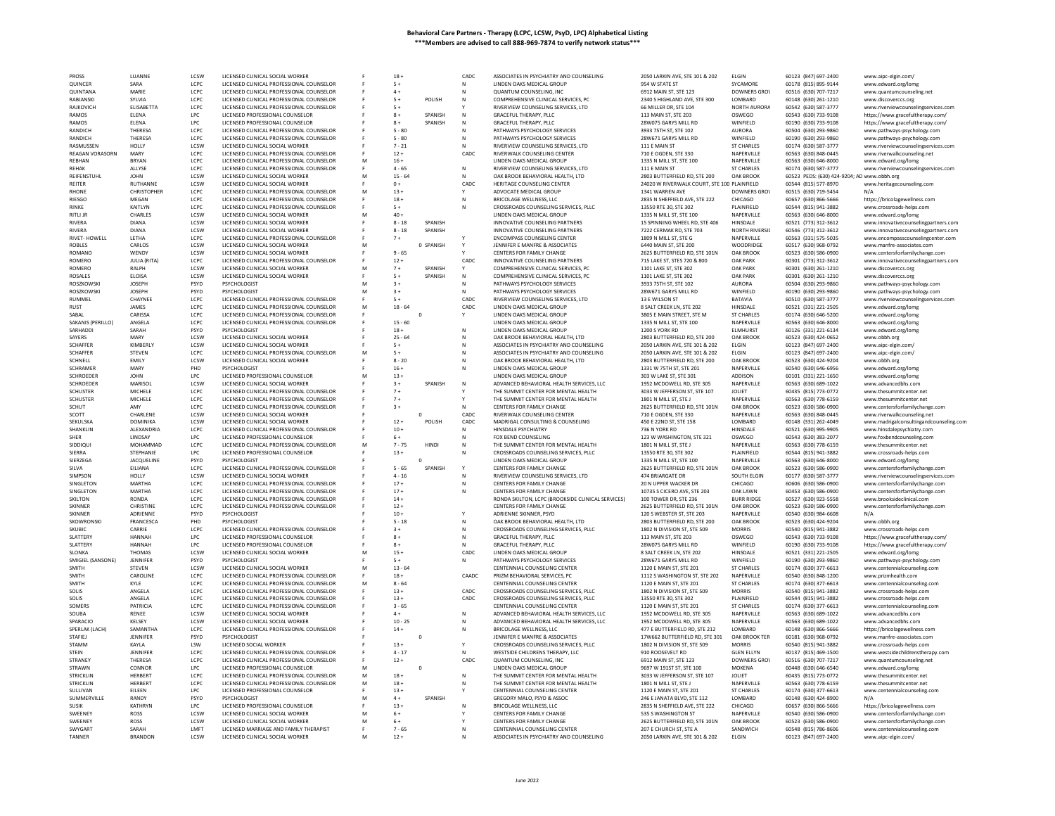# Behavioral Care Partners - Therapy (LCPC, LCSW, PsyD, LPC) Alphabetical Listing

**\*\*\*Members are advised to call 888-969-7874 to verify network status\*\*\***

| | | | | | | | | | | | | | |
|---|---|---|---|---|---|---|---|---|---|---|---|---|---|
| PROSS | LUANNE | LCSW | LICENSED CLINICAL SOCIAL WORKER | F | 18 + | | CADC | ASSOCIATES IN PSYCHIATRY AND COUNSELING | 2050 LARKIN AVE, STE 101 & 202 | ELGIN | 60123 | (847) 697-2400 | www.aipc-elgin.com/ |
| QUINCER | SARA | LCPC | LICENSED CLINICAL PROFESSIONAL COUNSELOR | F | 5 + | | N | LINDEN OAKS MEDICAL GROUP | 954 W STATE ST | SYCAMORE | 60178 | (815) 895-9144 | www.edward.org/lomg |
| QUINTANA | MARIE | LCPC | LICENSED CLINICAL PROFESSIONAL COUNSELOR | F | 4 + | | N | QUANTUM COUNSELING, INC | 6912 MAIN ST, STE 123 | DOWNERS GROV | 60516 | (630) 707-7217 | www.quantumcounseling.net |
| RABIANSKI | SYLVIA | LCPC | LICENSED CLINICAL PROFESSIONAL COUNSELOR | F | 5 + | POLISH | N | COMPREHENSIVE CLINICAL SERVICES, PC | 2340 S HIGHLAND AVE, STE 300 | LOMBARD | 60148 | (630) 261-1210 | www.discoverccs.org |
| RAJKOVICH | ELISABETTA | LCPC | LICENSED CLINICAL PROFESSIONAL COUNSELOR | F | 5 + | | Y | RIVERVIEW COUNSELING SERVICES, LTD | 66 MILLER DR, STE 104 | NORTH AURORA | 60542 | (630) 587-3777 | www.riverviewcounselingservices.com |
| RAMOS | ELENA | LPC | LICENSED PROFESSIONAL COUNSELOR | F | 8 + | SPANISH | N | GRACEFUL THERAPY, PLLC | 113 MAIN ST, STE 203 | OSWEGO | 60543 | (630) 733-9108 | https://www.gracefultherapy.com/ |
| RAMOS | ELENA | LPC | LICENSED PROFESSIONAL COUNSELOR | F | 8 + | SPANISH | N | GRACEFUL THERAPY, PLLC | 28W075 GARYS MILL RD | WINFIELD | 60190 | (630) 733-9108 | https://www.gracefultherapy.com/ |
| RANDICH | THERESA | LCPC | LICENSED CLINICAL PROFESSIONAL COUNSELOR | F | 5 - 80 | | N | PATHWAYS PSYCHOLOGY SERVICES | 3933 75TH ST, STE 102 | AURORA | 60504 | (630) 293-9860 | www.pathways-psychology.com |
| RANDICH | THERESA | LCPC | LICENSED CLINICAL PROFESSIONAL COUNSELOR | F | 5 - 80 | | N | PATHWAYS PSYCHOLOGY SERVICES | 28W671 GARYS MILL RD | WINFIELD | 60190 | (630) 293-9860 | www.pathways-psychology.com |
| RASMUSSEN | HOLLY | LCSW | LICENSED CLINICAL SOCIAL WORKER | F | 7 - 21 | | N | RIVERVIEW COUNSELING SERVICES, LTD | 111 E MAIN ST | ST CHARLES | 60174 | (630) 587-3777 | www.riverviewcounselingservices.com |
| REAGAN VORASORN | MARY | LCPC | LICENSED CLINICAL PROFESSIONAL COUNSELOR | F | 12 + | | CADC | RIVERWALK COUNSELING CENTER | 710 E OGDEN, STE 330 | NAPERVILLE | 60563 | (630) 848-0445 | www.riverwalkcounseling.net |
| REBHAN | BRYAN | LCPC | LICENSED CLINICAL PROFESSIONAL COUNSELOR | M | 16 + | | N | LINDEN OAKS MEDICAL GROUP | 1335 N MILL ST, STE 100 | NAPERVILLE | 60563 | (630) 646-8000 | www.edward.org/lomg |
| REHAK | ALLYSE | LCPC | LICENSED CLINICAL PROFESSIONAL COUNSELOR | F | 4 - 65 | | N | RIVERVIEW COUNSELING SERVICES, LTD | 111 E MAIN ST | ST CHARLES | 60174 | (630) 587-3777 | www.riverviewcounselingservices.com |
| REIFENSTUHL | JOHN | LCSW | LICENSED CLINICAL SOCIAL WORKER | M | 15 - 64 | | N | OAK BROOK BEHAVIORAL HEALTH, LTD | 2803 BUTTERFIELD RD, STE 200 | OAK BROOK | 60523 | PEDS: (630) 424-9204; AD | www.obbh.org |
| REITER | RUTHANNE | LCSW | LICENSED CLINICAL SOCIAL WORKER | F | 0 + | | CADC | HERITAGE COUNSELING CENTER | 24020 W RIVERWALK COURT, STE 100 | PLAINFIELD | 60544 | (815) 577-8970 | www.heritagecounseling.com |
| RHONE | CHRISTOPHER | LCPC | LICENSED CLINICAL PROFESSIONAL COUNSELOR | M | 13 + | | Y | ADVOCATE MEDICAL GROUP | 1341 WARREN AVE | DOWNERS GROV | 60515 | (630) 719-5454 | N/A |
| RIESGO | MEGAN | LCPC | LICENSED CLINICAL PROFESSIONAL COUNSELOR | F | 18 + | | N | BRICOLAGE WELLNESS, LLC | 2835 N SHEFFIELD AVE, STE 222 | CHICAGO | 60657 | (630) 866-5666 | https://bricolagewellness.com |
| RINKE | KAITLYN | LCPC | LICENSED CLINICAL PROFESSIONAL COUNSELOR | F | 5 + | | N | CROSSROADS COUNSELING SERVICES, PLLC | 13550 RTE 30, STE 302 | PLAINFIELD | 60544 | (815) 941-3882 | www.crossroads-helps.com |
| RITLI JR | CHARLES | LCSW | LICENSED CLINICAL SOCIAL WORKER | M | 40 + | | | LINDEN OAKS MEDICAL GROUP | 1335 N MILL ST, STE 100 | NAPERVILLE | 60563 | (630) 646-8000 | www.edward.org/lomg |
| RIVERA | DIANA | LCSW | LICENSED CLINICAL SOCIAL WORKER | F | 8 - 18 | SPANISH | | INNOVATIVE COUNSELING PARTNERS | 15 SPINNING WHEEL RD, STE 406 | HINSDALE | 60521 | (773) 312-3612 | www.innovativecounselingpartners.com |
| RIVERA | DIANA | LCSW | LICENSED CLINICAL SOCIAL WORKER | F | 8 - 18 | SPANISH | | INNOVATIVE COUNSELING PARTNERS | 7222 CERMAK RD, STE 703 | NORTH RIVERSID | 60546 | (773) 312-3612 | www.innovativecounselingpartners.com |
| RIVET- HOWELL | LETHA | LCPC | LICENSED CLINICAL PROFESSIONAL COUNSELOR | F | 7 + | | Y | ENCOMPASS COUNSELING CENTER | 1809 N MILL ST, STE G | NAPERVILLE | 60563 | (331) 575-5035 | www.encompasscounselingcenter.com |
| ROBLES | CARLOS | LCSW | LICENSED CLINICAL SOCIAL WORKER | M | 0 | SPANISH | Y | JENNIFER E MANFRE & ASSOCIATES | 6440 MAIN ST, STE 200 | WOODRIDGE | 60517 | (630) 968-0792 | www.manfre-associates.com |
| ROMANO | WENDY | LCSW | LICENSED CLINICAL SOCIAL WORKER | F | 9 - 65 | | Y | CENTERS FOR FAMILY CHANGE | 2625 BUTTERFIELD RD, STE 101N | OAK BROOK | 60523 | (630) 586-0900 | www.centersforfamilychange.com |
| ROMERO | JULIA (RITA) | LCPC | LICENSED CLINICAL PROFESSIONAL COUNSELOR | F | 12 + | | CADC | INNOVATIVE COUNSELING PARTNERS | 715 LAKE ST, STES 720 & 800 | OAK PARK | 60301 | (773) 312-3612 | www.innovativecounselingpartners.com |
| ROMERO | RALPH | LCSW | LICENSED CLINICAL SOCIAL WORKER | M | 7 + | SPANISH | Y | COMPREHENSIVE CLINICAL SERVICES, PC | 1101 LAKE ST, STE 302 | OAK PARK | 60301 | (630) 261-1210 | www.discoverccs.org |
| ROSALES | ELOISA | LCSW | LICENSED CLINICAL SOCIAL WORKER | F | 5 + | SPANISH | N | COMPREHENSIVE CLINICAL SERVICES, PC | 1101 LAKE ST, STE 302 | OAK PARK | 60301 | (630) 261-1210 | www.discoverccs.org |
| ROSZKOWSKI | JOSEPH | PSYD | PSYCHOLOGIST | M | 3 + | | N | PATHWAYS PSYCHOLOGY SERVICES | 3933 75TH ST, STE 102 | AURORA | 60504 | (630) 293-9860 | www.pathways-psychology.com |
| ROSZKOWSKI | JOSEPH | PSYD | PSYCHOLOGIST | M | 3 + | | N | PATHWAYS PSYCHOLOGY SERVICES | 28W671 GARYS MILL RD | WINFIELD | 60190 | (630) 293-9860 | www.pathways-psychology.com |
| RUMMEL | CHAYNEE | LCPC | LICENSED CLINICAL PROFESSIONAL COUNSELOR | F | 5 + | | CADC | RIVERVIEW COUNSELING SERVICES, LTD | 13 E WILSON ST | BATAVIA | 60510 | (630) 587-3777 | www.riverviewcounselingservices.com |
| RUST | JAMES | LCPC | LICENSED CLINICAL PROFESSIONAL COUNSELOR | M | 18 - 64 | | CADC | LINDEN OAKS MEDICAL GROUP | 8 SALT CREEK LN, STE 202 | HINSDALE | 60521 | (331) 221-2505 | www.edward.org/lomg |
| SABAL | CARISSA | LCPC | LICENSED CLINICAL PROFESSIONAL COUNSELOR | F | | 0 | Y | LINDEN OAKS MEDICAL GROUP | 3805 E MAIN STREET, STE M | ST CHARLES | 60174 | (630) 646-5200 | www.edward.org/lomg |
| SAKANIS (PERILLO) | ANGELA | LCPC | LICENSED CLINICAL PROFESSIONAL COUNSELOR | F | 15 - 60 | | | LINDEN OAKS MEDICAL GROUP | 1335 N MILL ST, STE 100 | NAPERVILLE | 60563 | (630) 646-8000 | www.edward.org/lomg |
| SARHADDI | SARAH | PSYD | PSYCHOLOGIST | F | 18 + | | N | LINDEN OAKS MEDICAL GROUP | 1200 S YORK RD | ELMHURST | 60126 | (331) 221-6134 | www.edward.org/lomg |
| SAYERS | MARY | LCSW | LICENSED CLINICAL SOCIAL WORKER | F | 25 - 64 | | N | OAK BROOK BEHAVIORAL HEALTH, LTD | 2803 BUTTERFIELD RD, STE 200 | OAK BROOK | 60523 | (630) 424-0652 | www.obbh.org |
| SCHAFFER | KIMBERLY | LCSW | LICENSED CLINICAL SOCIAL WORKER | F | 5 + | | N | ASSOCIATES IN PSYCHIATRY AND COUNSELING | 2050 LARKIN AVE, STE 101 & 202 | ELGIN | 60123 | (847) 697-2400 | www.aipc-elgin.com/ |
| SCHAFFER | STEVEN | LCPC | LICENSED CLINICAL PROFESSIONAL COUNSELOR | M | 5 + | | N | ASSOCIATES IN PSYCHIATRY AND COUNSELING | 2050 LARKIN AVE, STE 101 & 202 | ELGIN | 60123 | (847) 697-2400 | www.aipc-elgin.com/ |
| SCHNELL | EMILY | LCSW | LICENSED CLINICAL SOCIAL WORKER | F | 8 - 20 | | N | OAK BROOK BEHAVIORAL HEALTH, LTD | 2803 BUTTERFIELD RD, STE 200 | OAK BROOK | 60523 | (630) 424-9204 | www.obbh.org |
| SCHRAMER | MARY | PHD | PSYCHOLOGIST | F | 16 + | | N | LINDEN OAKS MEDICAL GROUP | 1331 W 75TH ST, STE 201 | NAPERVILLE | 60540 | (630) 646-6956 | www.edward.org/lomg |
| SCHROEDER | JOHN | LPC | LICENSED PROFESSIONAL COUNSELOR | M | 13 + | | | LINDEN OAKS MEDICAL GROUP | 303 W LAKE ST, STE 301 | ADDISON | 60101 | (331) 221-1650 | www.edward.org/lomg |
| SCHROEDER | MARISOL | LCSW | LICENSED CLINICAL SOCIAL WORKER | F | 3 + | SPANISH | N | ADVANCED BEHAVIORAL HEALTH SERVICES, LLC | 1952 MCDOWELL RD, STE 305 | NAPERVILLE | 60563 | (630) 689-1022 | www.advancedbhs.com |
| SCHUSTER | MICHELE | LCPC | LICENSED CLINICAL PROFESSIONAL COUNSELOR | F | 7 + | | Y | THE SUMMIT CENTER FOR MENTAL HEALTH | 3033 W JEFFERSON ST, STE 107 | JOLIET | 60435 | (815) 773-0772 | www.thesummitcenter.net |
| SCHUSTER | MICHELE | LCPC | LICENSED CLINICAL PROFESSIONAL COUNSELOR | F | 7 + | | Y | THE SUMMIT CENTER FOR MENTAL HEALTH | 1801 N MILL ST, STE J | NAPERVILLE | 60563 | (630) 778-6159 | www.thesummitcenter.net |
| SCHUT | AMY | LCPC | LICENSED CLINICAL PROFESSIONAL COUNSELOR | F | 3 + | | N | CENTERS FOR FAMILY CHANGE | 2625 BUTTERFIELD RD, STE 101N | OAK BROOK | 60523 | (630) 586-0900 | www.centersforfamilychange.com |
| SCOTT | CHARLENE | LCSW | LICENSED CLINICAL SOCIAL WORKER | F | | 0 | CADC | RIVERWALK COUNSELING CENTER | 710 E OGDEN, STE 330 | NAPERVILLE | 60563 | (630) 848-0445 | www.riverwalkcounseling.net |
| SEKULSKA | DOMINIKA | LCSW | LICENSED CLINICAL SOCIAL WORKER | F | 12 + | POLISH | CADC | MADRIGAL CONSULTING & COUNSELING | 450 E 22ND ST, STE 158 | LOMBARD | 60148 | (331) 262-4049 | www.madrigalconsultingandcounseling.com |
| SHANKLIN | ALEXANDRIA | LCPC | LICENSED CLINICAL PROFESSIONAL COUNSELOR | F | 10 + | | N | HINSDALE PSYCHIATRY | 736 N YORK RD | HINSDALE | 60521 | (630) 995-9905 | www.hinsdalepsychiatry.com |
| SHER | LINDSAY | LPC | LICENSED PROFESSIONAL COUNSELOR | F | 6 + | | N | FOX BEND COUNSELING | 123 W WASHINGTON, STE 321 | OSWEGO | 60543 | (630) 383-2077 | www.foxbendcounseling.com |
| SIDDIQUI | MOHAMMAD | LCPC | LICENSED CLINICAL PROFESSIONAL COUNSELOR | M | 7 - 75 | HINDI | N | THE SUMMIT CENTER FOR MENTAL HEALTH | 1801 N MILL ST, STE J | NAPERVILLE | 60563 | (630) 778-6159 | www.thesummitcenter.net |
| SIERRA | STEPHANIE | LPC | LICENSED PROFESSIONAL COUNSELOR | F | 13 + | | N | CROSSROADS COUNSELING SERVICES, PLLC | 13550 RTE 30, STE 302 | PLAINFIELD | 60544 | (815) 941-3882 | www.crossroads-helps.com |
| SIERZEGA | JACQUELINE | PSYD | PSYCHOLOGIST | F | | 0 | | LINDEN OAKS MEDICAL GROUP | 1335 N MILL ST, STE 100 | NAPERVILLE | 60563 | (630) 646-8000 | www.edward.org/lomg |
| SILVA | EILIANA | LCPC | LICENSED CLINICAL PROFESSIONAL COUNSELOR | F | 5 - 65 | SPANISH | Y | CENTERS FOR FAMILY CHANGE | 2625 BUTTERFIELD RD, STE 101N | OAK BROOK | 60523 | (630) 586-0900 | www.centersforfamilychange.com |
| SIMPSON | HOLLY | LCSW | LICENSED CLINICAL SOCIAL WORKER | F | 4 - 16 | | N | RIVERVIEW COUNSELING SERVICES, LTD | 474 BRIARGATE DR | SOUTH ELGIN | 60177 | (630) 587-3777 | www.riverviewcounselingservices.com |
| SINGLETON | MARTHA | LCPC | LICENSED CLINICAL PROFESSIONAL COUNSELOR | F | 17 + | | N | CENTERS FOR FAMILY CHANGE | 20 N UPPER WACKER DR | CHICAGO | 60606 | (630) 586-0900 | www.centersforfamilychange.com |
| SINGLETON | MARTHA | LCPC | LICENSED CLINICAL PROFESSIONAL COUNSELOR | F | 17 + | | N | CENTERS FOR FAMILY CHANGE | 10735 S CICERO AVE, STE 203 | OAK LAWN | 60453 | (630) 586-0900 | www.centersforfamilychange.com |
| SKILTON | RONDA | LCPC | LICENSED CLINICAL PROFESSIONAL COUNSELOR | F | 14 + | | | RONDA SKILTON, LCPC (BROOKSIDE CLINICAL SERVICES) | 100 TOWER DR, STE 236 | BURR RIDGE | 60527 | (630) 923-5558 | www.brooksideclinical.com |
| SKINNER | CHRISTINE | LCPC | LICENSED CLINICAL PROFESSIONAL COUNSELOR | F | 12 + | | | CENTERS FOR FAMILY CHANGE | 2625 BUTTERFIELD RD, STE 101N | OAK BROOK | 60523 | (630) 586-0900 | www.centersforfamilychange.com |
| SKINNER | ADRIENNE | PSYD | PSYCHOLOGIST | F | 10 + | | Y | ADRIENNE SKINNER, PSYD | 120 S WEBSTER ST, STE 203 | NAPERVILLE | 60540 | (630) 984-6608 | N/A |
| SKOWRONSKI | FRANCESCA | PHD | PSYCHOLOGIST | F | 5 - 18 | | N | OAK BROOK BEHAVIORAL HEALTH, LTD | 2803 BUTTERFIELD RD, STE 200 | OAK BROOK | 60523 | (630) 424-9204 | www.obbh.org |
| SKUBIC | CARRIE | LCPC | LICENSED CLINICAL PROFESSIONAL COUNSELOR | F | 3 + | | N | CROSSROADS COUNSELING SERVICES, PLLC | 1802 N DIVISION ST, STE 509 | MORRIS | 60540 | (815) 941-3882 | www.crossroads-helps.com |
| SLATTERY | HANNAH | LPC | LICENSED PROFESSIONAL COUNSELOR | F | 8 + | | N | GRACEFUL THERAPY, PLLC | 113 MAIN ST, STE 203 | OSWEGO | 60543 | (630) 733-9108 | https://www.gracefultherapy.com/ |
| SLATTERY | HANNAH | LPC | LICENSED PROFESSIONAL COUNSELOR | F | 8 + | | N | GRACEFUL THERAPY, PLLC | 28W075 GARYS MILL RD | WINFIELD | 60190 | (630) 733-9108 | https://www.gracefultherapy.com/ |
| SLONKA | THOMAS | LCSW | LICENSED CLINICAL SOCIAL WORKER | M | 15 + | | CADC | LINDEN OAKS MEDICAL GROUP | 8 SALT CREEK LN, STE 202 | HINSDALE | 60521 | (331) 221-2505 | www.edward.org/lomg |
| SMIGIEL (SANSONE) | JENNIFER | PSYD | PSYCHOLOGIST | F | 5 + | | N | PATHWAYS PSYCHOLOGY SERVICES | 28W671 GARYS MILL RD | WINFIELD | 60190 | (630) 293-9860 | www.pathways-psychology.com |
| SMITH | STEVEN | LCSW | LICENSED CLINICAL SOCIAL WORKER | M | 13 - 64 | | | CENTENNIAL COUNSELING CENTER | 1120 E MAIN ST, STE 201 | ST CHARLES | 60174 | (630) 377-6613 | www.centennialcounseling.com |
| SMITH | CAROLINE | LCPC | LICENSED CLINICAL PROFESSIONAL COUNSELOR | F | 18 + | | CAADC | PRIZM BEHAVIORAL SERVICES, PC | 1112 S WASHINGTON ST, STE 202 | NAPERVILLE | 60540 | (630) 848-1200 | www.prizmhealth.com |
| SMITH | KYLE | LCPC | LICENSED CLINICAL PROFESSIONAL COUNSELOR | M | 8 - 64 | | | CENTENNIAL COUNSELING CENTER | 1120 E MAIN ST, STE 201 | ST CHARLES | 60174 | (630) 377-6613 | www.centennialcounseling.com |
| SOLIS | ANGELA | LCPC | LICENSED CLINICAL PROFESSIONAL COUNSELOR | F | 13 + | | CADC | CROSSROADS COUNSELING SERVICES, PLLC | 1802 N DIVISION ST, STE 509 | MORRIS | 60540 | (815) 941-3882 | www.crossroads-helps.com |
| SOLIS | ANGELA | LCPC | LICENSED CLINICAL PROFESSIONAL COUNSELOR | F | 13 + | | CADC | CROSSROADS COUNSELING SERVICES, PLLC | 13550 RTE 30, STE 302 | PLAINFIELD | 60544 | (815) 941-3882 | www.crossroads-helps.com |
| SOMERS | PATRICIA | LCPC | LICENSED CLINICAL PROFESSIONAL COUNSELOR | F | 3 - 65 | | | CENTENNIAL COUNSELING CENTER | 1120 E MAIN ST, STE 201 | ST CHARLES | 60174 | (630) 377-6613 | www.centennialcounseling.com |
| SOUBA | RENEE | LCSW | LICENSED CLINICAL SOCIAL WORKER | F | 4 + | | N | ADVANCED BEHAVIORAL HEALTH SERVICES, LLC | 1952 MCDOWELL RD, STE 305 | NAPERVILLE | 60563 | (630) 689-1022 | www.advancedbhs.com |
| SPARACIO | KELSEY | LCSW | LICENSED CLINICAL SOCIAL WORKER | F | 10 - 25 | | N | ADVANCED BEHAVIORAL HEALTH SERVICES, LLC | 1952 MCDOWELL RD, STE 305 | NAPERVILLE | 60563 | (630) 689-1022 | www.advancedbhs.com |
| SPERLAK (LACH) | SAMANTHA | LCPC | LICENSED CLINICAL PROFESSIONAL COUNSELOR | F | 14 + | | N | BRICOLAGE WELLNESS, LLC | 477 E BUTTERFIELD RD, STE 212 | LOMBARD | 60148 | (630) 866-5666 | https://bricolagewellness.com |
| STAFIEJ | JENNIFER | PSYD | PSYCHOLOGIST | F | | 0 | | JENNIFER E MANFRE & ASSOCIATES | 17W662 BUTTERFIELD RD, STE 301 | OAK BROOK TER | 60181 | (630) 968-0792 | www.manfre-associates.com |
| STAMM | KAYLA | LSW | LICENSED SOCIAL WORKER | F | 13 + | | Y | CROSSROADS COUNSELING SERVICES, PLLC | 1802 N DIVISION ST, STE 509 | MORRIS | 60540 | (815) 941-3882 | www.crossroads-helps.com |
| STEIN | JENNIFER | LCPC | LICENSED CLINICAL PROFESSIONAL COUNSELOR | F | 4 - 17 | | N | WESTSIDE CHILDRENS THERAPY, LLC | 910 ROOSEVELT RD | GLEN ELLYN | 60137 | (815) 469-1500 | www.westsidechildrenstherapy.com |
| STRANEY | THERESA | LCPC | LICENSED CLINICAL PROFESSIONAL COUNSELOR | F | 12 + | | CADC | QUANTUM COUNSELING, INC | 6912 MAIN ST, STE 123 | DOWNERS GROV | 60516 | (630) 707-7217 | www.quantumcounseling.net |
| STRAWN | CONNOR | LPC | LICENSED PROFESSIONAL COUNSELOR | M | | 0 | | LINDEN OAKS MEDICAL GROUP | 9697 W 191ST ST, STE 100 | MOKENA | 60448 | (630) 646-6540 | www.edward.org/lomg |
| STRICKLIN | HERBERT | LCPC | LICENSED CLINICAL PROFESSIONAL COUNSELOR | M | 18 + | | N | THE SUMMIT CENTER FOR MENTAL HEALTH | 3033 W JEFFERSON ST, STE 107 | JOLIET | 60435 | (815) 773-0772 | www.thesummitcenter.net |
| STRICKLIN | HERBERT | LCPC | LICENSED CLINICAL PROFESSIONAL COUNSELOR | M | 18 + | | N | THE SUMMIT CENTER FOR MENTAL HEALTH | 1801 N MILL ST, STE J | NAPERVILLE | 60563 | (630) 778-6159 | www.thesummitcenter.net |
| SULLIVAN | EILEEN | LPC | LICENSED PROFESSIONAL COUNSELOR | F | 13 + | | Y | CENTENNIAL COUNSELING CENTER | 1120 E MAIN ST, STE 201 | ST CHARLES | 60174 | (630) 377-6613 | www.centennialcounseling.com |
| SUMMERVILLE | RANDY | PSYD | PSYCHOLOGIST | M | 4 + | SPANISH | | GREGORY MALO, PSYD & ASSOC | 246 E JANATA BLVD, STE 112 | LOMBARD | 60148 | (630) 424-8900 | N/A |
| SUSIK | KATHRYN | LPC | LICENSED PROFESSIONAL COUNSELOR | F | 13 + | | N | BRICOLAGE WELLNESS, LLC | 2835 N SHEFFIELD AVE, STE 222 | CHICAGO | 60657 | (630) 866-5666 | https://bricolagewellness.com |
| SWEENEY | ROSS | LCSW | LICENSED CLINICAL SOCIAL WORKER | M | 6 + | | Y | CENTERS FOR FAMILY CHANGE | 535 S WASHINGTON ST | NAPERVILLE | 60540 | (630) 586-0900 | www.centersforfamilychange.com |
| SWEENEY | ROSS | LCSW | LICENSED CLINICAL SOCIAL WORKER | M | 6 + | | Y | CENTERS FOR FAMILY CHANGE | 2625 BUTTERFIELD RD, STE 101N | OAK BROOK | 60523 | (630) 586-0900 | www.centersforfamilychange.com |
| SWYGART | SARAH | LMFT | LICENSED MARRIAGE AND FAMILY THERAPIST | F | 7 - 65 | | N | CENTENNIAL COUNSELING CENTER | 207 E CHURCH ST, STE A | SANDWICH | 60548 | (815) 786-8606 | www.centennialcounseling.com |
| TANNER | BRANDON | LCSW | LICENSED CLINICAL SOCIAL WORKER | M | 12 + | | N | ASSOCIATES IN PSYCHIATRY AND COUNSELING | 2050 LARKIN AVE, STE 101 & 202 | ELGIN | 60123 | (847) 697-2400 | www.aipc-elgin.com/ |

June 2022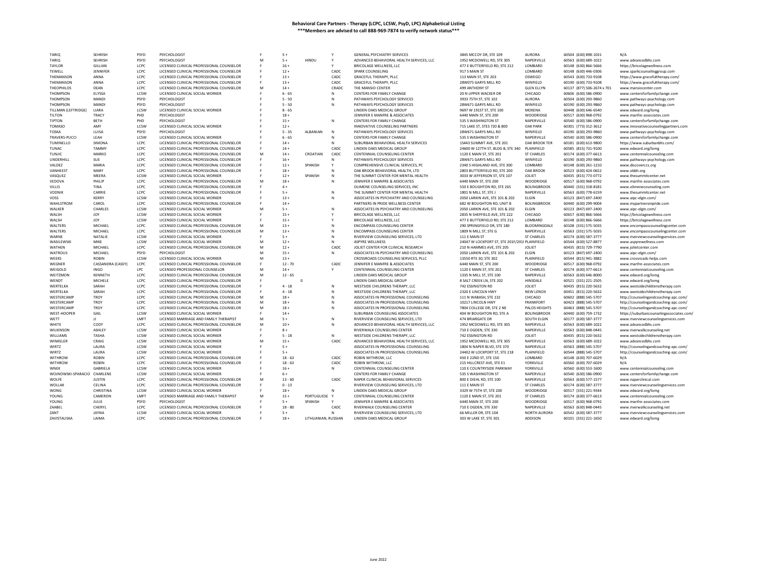**Behavioral Care Partners - Therapy (LCPC, LCSW, PsyD, LPC) Alphabetical Listing**
**\*\*\*Members are advised to call 888-969-7874 to verify network status\*\*\***

| | | | | | | | | | | | | | |
|---|---|---|---|---|---|---|---|---|---|---|---|---|---|
| TARIQ | SEHRISH | PSYD | PSYCHOLOGIST | F | 5 + | | Y | GENERAL PSYCHIATRY SERVICES | 3845 MCCOY DR, STE 109 | AURORA | 60504 | (630) 898-1031 | N/A |
| TARIQ | SEHRISH | PSYD | PSYCHOLOGIST | M | 5 + | HINDU | Y | ADVANCED BEHAVIORAL HEALTH SERVICES, LLC | 1952 MCDOWELL RD, STE 305 | NAPERVILLE | 60563 | (630) 689-1022 | www.advancedbhs.com |
| TAYLOR | GILLIAN | LCPC | LICENSED CLINICAL PROFESSIONAL COUNSELOR | F | 16 + | | Y | BRICOLAGE WELLNESS, LLC | 477 E BUTTERFIELD RD, STE 212 | LOMBARD | 60148 | (630) 866-5666 | https://bricolagewellness.com |
| TEWELL | JENNIFER | LCPC | LICENSED CLINICAL PROFESSIONAL COUNSELOR | F | 12 + | | CADC | SPARK COUNSELING | 917 S MAIN ST | LOMBARD | 60148 | (630) 446-0306 | www.sparkcounselinggroup.com |
| THEMANSON | ANNA | LCPC | LICENSED CLINICAL PROFESSIONAL COUNSELOR | F | 13 + | | CADC | GRACEFUL THERAPY, PLLC | 113 MAIN ST, STE 203 | OSWEGO | 60543 | (630) 733-9108 | https://www.gracefultherapy.com/ |
| THEMANSON | ANNA | LCPC | LICENSED CLINICAL PROFESSIONAL COUNSELOR | F | 13 + | | CADC | GRACEFUL THERAPY, PLLC | 28W075 GARYS MILL RD | WINFIELD | 60190 | (630) 733-9108 | https://www.gracefultherapy.com/ |
| THEOPHILOS | DEAN | LCPC | LICENSED CLINICAL PROFESSIONAL COUNSELOR | M | 14 + | | CRADC | THE MANSIO CENTER | 499 ANTHONY ST | GLEN ELLYN | 60137 | (877) 506-2674 x 701 | www.mansiocenter.com |
| THOMPSON | ELYSSA | LCSW | LICENSED CLINICAL SOCIAL WORKER | F | 6 - 65 | | N | CENTERS FOR FAMILY CHANGE | 20 N UPPER WACKER DR | CHICAGO | 60606 | (630) 586-0900 | www.centersforfamilychange.com |
| THOMPSON | MANDI | PSYD | PSYCHOLOGIST | F | 5 - 50 | | N | PATHWAYS PSYCHOLOGY SERVICES | 3933 75TH ST, STE 102 | AURORA | 60504 | (630) 293-9860 | www.pathways-psychology.com |
| THOMPSON | MANDI | PSYD | PSYCHOLOGIST | F | 5 - 50 | | N | PATHWAYS PSYCHOLOGY SERVICES | 28W671 GARYS MILL RD | WINFIELD | 60190 | (630) 293-9860 | www.pathways-psychology.com |
| TILLMAN (LEFTRIDGE) | LIARA | LCSW | LICENSED CLINICAL SOCIAL WORKER | F | 8 - 65 | | | LINDEN OAKS MEDICAL GROUP | 9697 W 191ST ST, STE 100 | MOKENA | 60448 | (630) 646-6540 | www.edward.org/lomg |
| TILTON | TRACY | PHD | PSYCHOLOGIST | F | 18 + | | | JENNIFER E MANFRE & ASSOCIATES | 6440 MAIN ST, STE 200 | WOODRIDGE | 60517 | (630) 968-0792 | www.manfre-associates.com |
| TIPTON | BETH | PHD | PSYCHOLOGIST | F | 15 + | | N | CENTERS FOR FAMILY CHANGE | 535 S WASHINGTON ST | NAPERVILLE | 60540 | (630) 586-0900 | www.centersforfamilychange.com |
| TOMASO | AMY | LCSW | LICENSED CLINICAL SOCIAL WORKER | F | 12 + | | | INNOVATIVE COUNSELING PARTNERS | 715 LAKE ST, STES 720 & 800 | OAK PARK | 60301 | (773) 312-3612 | www.innovativecounselingpartners.com |
| TOSKA | LUISA | PSYD | PSYCHOLOGIST | F | 5 - 35 | ALBANIAN | N | PATHWAYS PSYCHOLOGY SERVICES | 28W671 GARYS MILL RD | WINFIELD | 60190 | (630) 293-9860 | www.pathways-psychology.com |
| TRAVERS-PUCCI | LEAH | LCSW | LICENSED CLINICAL SOCIAL WORKER | F | 6 - 65 | | N | CENTERS FOR FAMILY CHANGE | 535 S WASHINGTON ST | NAPERVILLE | 60540 | (630) 586-0900 | www.centersforfamilychange.com |
| TUMINELLO | SIMONA | LCPC | LICENSED CLINICAL PROFESSIONAL COUNSELOR | F | 14 + | | N | SUBURBAN BEHAVIORAL HEALTH SERVICES | 15443 SUMMIT AVE, STE 201 | OAK BROOK TER | 60181 | (630) 613-9800 | https://www.suburbanbhs.com/ |
| TUNAC | TAMMY | LCPC | LICENSED CLINICAL PROFESSIONAL COUNSELOR | F | 14 + | | CADC | LINDEN OAKS MEDICAL GROUP | 24600 W 127TH ST, BLDG B, STE 340 | PLAINFIELD | 60585 | (815) 731-9100 | www.edward.org/lomg |
| TUNJIC | MARKO | LCPC | LICENSED CLINICAL PROFESSIONAL COUNSELOR | M | 14 + | CROATIAN | CADC | CENTENNIAL COUNSELING CENTER | 1120 E MAIN ST, STE 201 | ST CHARLES | 60174 | (630) 377-6613 | www.centennialcounseling.com |
| UNDERHILL | SUE | LCPC | LICENSED CLINICAL PROFESSIONAL COUNSELOR | F | 16 + | | N | PATHWAYS PSYCHOLOGY SERVICES | 28W671 GARYS MILL RD | WINFIELD | 60190 | (630) 293-9860 | www.pathways-psychology.com |
| VALDEZ | MARIA | LCPC | LICENSED CLINICAL PROFESSIONAL COUNSELOR | F | 12 + | SPANISH | Y | COMPREHENSIVE CLINICAL SERVICES, PC | 2340 S HIGHLAND AVE, STE 300 | LOMBARD | 60148 | (630) 261-1210 | www.discoverccs.org |
| VANHEEST | MARY | LCPC | LICENSED CLINICAL PROFESSIONAL COUNSELOR | F | 18 + | | N | OAK BROOK BEHAVIORAL HEALTH, LTD | 2803 BUTTERFIELD RD, STE 200 | OAK BROOK | 60523 | (630) 424-0652 | www.obbh.org |
| VASQUEZ | MEERA | LCSW | LICENSED CLINICAL SOCIAL WORKER | F | 12 + | SPANISH | N | THE SUMMIT CENTER FOR MENTAL HEALTH | 3033 W JEFFERSON ST, STE 107 | JOLIET | 60435 | (815) 773-0772 | www.thesummitcenter.net |
| VEDOVA | PHILIP | LCPC | LICENSED CLINICAL PROFESSIONAL COUNSELOR | M | 18 + | | N | JENNIFER E MANFRE & ASSOCIATES | 6440 MAIN ST, STE 200 | WOODRIDGE | 60517 | (630) 968-0792 | www.manfre-associates.com |
| VILLIS | TINA | LCPC | LICENSED CLINICAL PROFESSIONAL COUNSELOR | F | 4 + | | | OLIMENE COUNSELING SERVICES, INC | 550 E BOUGHTON RD, STE 265 | BOLINGBROOK | 60440 | (331) 318-8181 | www.olimenecounseling.com |
| VODNIK | CARRIE | LCPC | LICENSED CLINICAL PROFESSIONAL COUNSELOR | F | 5 + | | N | THE SUMMIT CENTER FOR MENTAL HEALTH | 1801 N MILL ST, STE J | NAPERVILLE | 60563 | (630) 778-6159 | www.thesummitcenter.net |
| VOSS | KERRY | LCSW | LICENSED CLINICAL SOCIAL WORKER | F | 13 + | | N | ASSOCIATES IN PSYCHIATRY AND COUNSELING | 2050 LARKIN AVE, STE 101 & 202 | ELGIN | 60123 | (847) 697-2400 | www.aipc-elgin.com/ |
| WAHLSTROM | CAROL | LCPC | LICENSED CLINICAL PROFESSIONAL COUNSELOR | F | 14 + | | | PARTNERS IN PRIDE WELLNESS CENTER | 682 W BOUGHTON RD, UNIT B | BOLINGBROOK | 60440 | (630) 299-9004 | www.mypartnersinpride.com |
| WALKER | CHARLES | LCSW | LICENSED CLINICAL SOCIAL WORKER | M | 5 + | | N | ASSOCIATES IN PSYCHIATRY AND COUNSELING | 2050 LARKIN AVE, STE 101 & 202 | ELGIN | 60123 | (847) 697-2400 | www.aipc-elgin.com/ |
| WALSH | JOY | LCSW | LICENSED CLINICAL SOCIAL WORKER | F | 15 + | | Y | BRICOLAGE WELLNESS, LLC | 2835 N SHEFFIELD AVE, STE 222 | CHICAGO | 60657 | (630) 866-5666 | https://bricolagewellness.com |
| WALSH | JOY | LCSW | LICENSED CLINICAL SOCIAL WORKER | F | 15 + | | Y | BRICOLAGE WELLNESS, LLC | 477 E BUTTERFIELD RD, STE 212 | LOMBARD | 60148 | (630) 866-5666 | https://bricolagewellness.com |
| WALTERS | MICHAEL | LCPC | LICENSED CLINICAL PROFESSIONAL COUNSELOR | M | 13 + | | N | ENCOMPASS COUNSELING CENTER | 290 SPRINGFIELD DR, STE 180 | BLOOMINGDALE | 60108 | (331) 575-5035 | www.encompasscounselingcenter.com |
| WALTERS | MICHAEL | LCPC | LICENSED CLINICAL PROFESSIONAL COUNSELOR | M | 13 + | | N | ENCOMPASS COUNSELING CENTER | 1809 N MILL ST, STE G | NAPERVILLE | 60563 | (331) 575-5035 | www.encompasscounselingcenter.com |
| WARNE | NATALIE | LCSW | LICENSED CLINICAL SOCIAL WORKER | F | 5 + | | N | RIVERVIEW COUNSELING SERVICES, LTD | 111 E MAIN ST | ST CHARLES | 60174 | (630) 587-3777 | www.riverviewcounselingservices.com |
| WASILEWSKI | MIKE | LCSW | LICENSED CLINICAL SOCIAL WORKER | M | 12 + | | N | ASPYRE WELLNESS | 24047 W LOCKPORT ST, STE 201F/201I | PLAINFIELD | 60544 | (630) 527-8877 | www.aspyrewellness.com |
| WATHEN | MICHAEL | LCPC | LICENSED CLINICAL PROFESSIONAL COUNSELOR | M | 12 + | | CADC | JOLIET CENTER FOR CLINICAL RESEARCH | 210 N HAMMES AVE, STE 205 | JOLIET | 60435 | (815) 729-7790 | www.jolietcenter.com |
| WATROUS | MICHAEL | PSYD | PSYCHOLOGIST | M | 15 + | | N | ASSOCIATES IN PSYCHIATRY AND COUNSELING | 2050 LARKIN AVE, STE 101 & 202 | ELGIN | 60123 | (847) 697-2400 | www.aipc-elgin.com/ |
| WEEKS | ROBIN | LCSW | LICENSED CLINICAL SOCIAL WORKER | M | 13 + | | | CROSSROADS COUNSELING SERVICES, PLLC | 13550 RTE 30, STE 302 | PLAINFIELD | 60544 | (815) 941-3882 | www.crossroads-helps.com |
| WEGNER | CASSANDRA (CASEY) | LCPC | LICENSED CLINICAL PROFESSIONAL COUNSELOR | F | 12 - 70 | | CADC | JENNIFER E MANFRE & ASSOCIATES | 6440 MAIN ST, STE 200 | WOODRIDGE | 60517 | (630) 968-0792 | www.manfre-associates.com |
| WEIGOLD | INGO | LPC | LICENSED PROFESSIONAL COUNSELOR | M | 14 + | | Y | CENTENNIAL COUNSELING CENTER | 1120 E MAIN ST, STE 201 | ST CHARLES | 60174 | (630) 377-6613 | www.centennialcounseling.com |
| WEITZMON | KENNETH | LCPC | LICENSED CLINICAL PROFESSIONAL COUNSELOR | M | 12 - 65 | | | LINDEN OAKS MEDICAL GROUP | 1335 N MILL ST, STE 100 | NAPERVILLE | 60563 | (630) 646-8000 | www.edward.org/lomg |
| WENDT | MICHELE | LCPC | LICENSED CLINICAL PROFESSIONAL COUNSELOR | F | 0 | | | LINDEN OAKS MEDICAL GROUP | 8 SALT CREEK LN, STE 202 | HINSDALE | 60521 | (331) 221-2505 | www.edward.org/lomg |
| WERTELKA | SARAH | LCPC | LICENSED CLINICAL PROFESSIONAL COUNSELOR | F | 4 - 18 | | N | WESTSIDE CHILDRENS THERAPY, LLC | 742 ESSINGTON RD | JOLIET | 60435 | (815) 220-5632 | www.westsidechildrenstherapy.com |
| WERTELKA | SARAH | LCPC | LICENSED CLINICAL PROFESSIONAL COUNSELOR | F | 4 - 18 | | N | WESTSIDE CHILDRENS THERAPY, LLC | 2320 E LINCOLN HWY | NEW LENOX | 60451 | (815) 220-5632 | www.westsidechildrenstherapy.com |
| WESTERCAMP | TROY | LCPC | LICENSED CLINICAL PROFESSIONAL COUNSELOR | M | 18 + | | N | ASSOCIATES IN PROFESSIONAL COUNSELING | 111 N WABASH, STE 132 | CHICAGO | 60602 | (888) 545-5707 | http://counselingandcoaching-apc.com/ |
| WESTERCAMP | TROY | LCPC | LICENSED CLINICAL PROFESSIONAL COUNSELOR | M | 18 + | | N | ASSOCIATES IN PROFESSIONAL COUNSELING | 10217 LINCOLN HWY | FRANKFORT | 60423 | (888) 545-5707 | http://counselingandcoaching-apc.com/ |
| WESTERCAMP | TROY | LCPC | LICENSED CLINICAL PROFESSIONAL COUNSELOR | M | 18 + | | N | ASSOCIATES IN PROFESSIONAL COUNSELING | 7804 COLLEGE DR, STE 2 NE | PALOS HEIGHTS | 60463 | (888) 545-5707 | http://counselingandcoaching-apc.com/ |
| WEST-HOOPER | GAIL | LCSW | LICENSED CLINICAL SOCIAL WORKER | F | 14 + | | | SUBURBAN COUNSELING ASSOCIATES | 404 W BOUGHTON RD, STE A | BOLINGBROOK | 60440 | (630) 759-1732 | https://suburbancounselingassociates.com/ |
| WETT | JJ | LMFT | LICENSED MARRIAGE AND FAMILY THERAPIST | M | 5 + | | N | RIVERVIEW COUNSELING SERVICES, LTD | 474 BRIARGATE DR | SOUTH ELGIN | 60177 | (630) 587-3777 | www.riverviewcounselingservices.com |
| WHITE | CODY | LCPC | LICENSED CLINICAL PROFESSIONAL COUNSELOR | M | 10 + | | N | ADVANCED BEHAVIORAL HEALTH SERVICES, LLC | 1952 MCDOWELL RD, STE 305 | NAPERVILLE | 60563 | (630) 689-1022 | www.advancedbhs.com |
| WILKINSON | ASHLEY | LCSW | LICENSED CLINICAL SOCIAL WORKER | F | 8 + | | | RIVERWALK COUNSELING CENTER | 710 E OGDEN, STE 330 | NAPERVILLE | 60563 | (630) 848-0445 | www.riverwalkcounseling.net |
| WILLIAMS | TASHA | LCSW | LICENSED CLINICAL SOCIAL WORKER | F | 5 - 18 | | N | WESTSIDE CHILDRENS THERAPY, LLC | 742 ESSINGTON RD | JOLIET | 60435 | (815) 220-5632 | www.westsidechildrenstherapy.com |
| WINKELER | CRAIG | LCSW | LICENSED CLINICAL SOCIAL WORKER | M | 15 + | | CADC | ADVANCED BEHAVIORAL HEALTH SERVICES, LLC | 1952 MCDOWELL RD, STE 305 | NAPERVILLE | 60563 | (630) 689-1022 | www.advancedbhs.com |
| WIRTZ | LAURA | LCSW | LICENSED CLINICAL SOCIAL WORKER | F | 5 + | | | ASSOCIATES IN PROFESSIONAL COUNSELING | 1804 N NAPER BLVD, STE 370 | NAPERVILLE | 60563 | (888) 545-5707 | http://counselingandcoaching-apc.com/ |
| WIRTZ | LAURA | LCSW | LICENSED CLINICAL SOCIAL WORKER | F | 5 + | | | ASSOCIATES IN PROFESSIONAL COUNSELING | 24402 W LOCKPORT ST, STE 218 | PLAINFIELD | 60544 | (888) 545-5707 | http://counselingandcoaching-apc.com/ |
| WITHROW | ROBIN | LCPC | LICENSED CLINICAL PROFESSIONAL COUNSELOR | F | 18 - 63 | | CADC | ROBIN WITHROW, LLC | 450 E 22ND ST, STE 150 | LOMBARD | 60148 | (630) 707-6029 | N/A |
| WITHROW | ROBIN | LCPC | LICENSED CLINICAL PROFESSIONAL COUNSELOR | F | 18 - 63 | | CADC | ROBIN WITHROW, LLC | 215 HILLCREST AVE, STE E1 | YORKVILLE | 60560 | (630) 707-6029 | N/A |
| WNEK | GABRIELA | LCSW | LICENSED CLINICAL SOCIAL WORKER | F | 16 + | | N | CENTENNIAL COUNSELING CENTER | 110 E COUNTRYSIDE PARKWAY | YORKVILLE | 60560 | (630) 553-1600 | www.centennialcounseling.com |
| WOJNOWSKI-SPARACIO | CHARLENE | LCSW | LICENSED CLINICAL SOCIAL WORKER | F | 6 + | | | CENTERS FOR FAMILY CHANGE | 535 S WASHINGTON ST | NAPERVILLE | 60540 | (630) 586-0900 | www.centersforfamilychange.com |
| WOLFE | JUSTIN | LCPC | LICENSED CLINICAL PROFESSIONAL COUNSELOR | M | 13 - 60 | | CADC | NAPER CLINICAL BEHAVIORAL SERVICES | 800 E DIEHL RD, STE 100 | NAPERVILLE | 60563 | (630) 577-1577 | www.naperclinical.com |
| WOLLAK | CELINA | LCPC | LICENSED CLINICAL PROFESSIONAL COUNSELOR | F | 0 - 13 | | | RIVERVIEW COUNSELING SERVICES, LTD | 111 E MAIN ST | ST CHARLES | 60174 | (630) 587-3777 | www.riverviewcounselingservices.com |
| WONG | CHRISTINA | LCSW | LICENSED CLINICAL SOCIAL WORKER | F | 18 + | | N | LINDEN OAKS MEDICAL GROUP | 3329 W 75TH ST, STE 200 | WOODRIDGE | 60517 | (331) 221-9344 | www.edward.org/lomg |
| YOUNG | CAMERON | LMFT | LICENSED MARRIAGE AND FAMILY THERAPIST | M | 15 + | PORTUGUESE | Y | CENTENNIAL COUNSELING CENTER | 1120 E MAIN ST, STE 201 | ST CHARLES | 60174 | (630) 377-6613 | www.centennialcounseling.com |
| YOUNG | JULIE | PSYD | PSYCHOLOGIST | F | 5 + | SPANISH | Y | JENNIFER E MANFRE & ASSOCIATES | 6440 MAIN ST, STE 200 | WOODRIDGE | 60517 | (630) 968-0792 | www.manfre-associates.com |
| ZAABEL | CHERYL | LCPC | LICENSED CLINICAL PROFESSIONAL COUNSELOR | F | 18 - 80 | | CADC | RIVERWALK COUNSELING CENTER | 710 E OGDEN, STE 330 | NAPERVILLE | 60563 | (630) 848-0445 | www.riverwalkcounseling.net |
| ZANT | JAYNA | LCSW | LICENSED CLINICAL SOCIAL WORKER | F | 5 + | | N | RIVERVIEW COUNSELING SERVICES, LTD | 66 MILLER DR, STE 104 | NORTH AURORA | 60542 | (630) 587-3777 | www.riverviewcounselingservices.com |
| ZAVISTAUSKA | LAIMA | LCPC | LICENSED CLINICAL PROFESSIONAL COUNSELOR | F | 18 + | LITHUANIAN, RUSSIAN | | LINDEN OAKS MEDICAL GROUP | 303 W LAKE ST, STE 301 | ADDISON | 60101 | (331) 221-1650 | www.edward.org/lomg |

June 2022